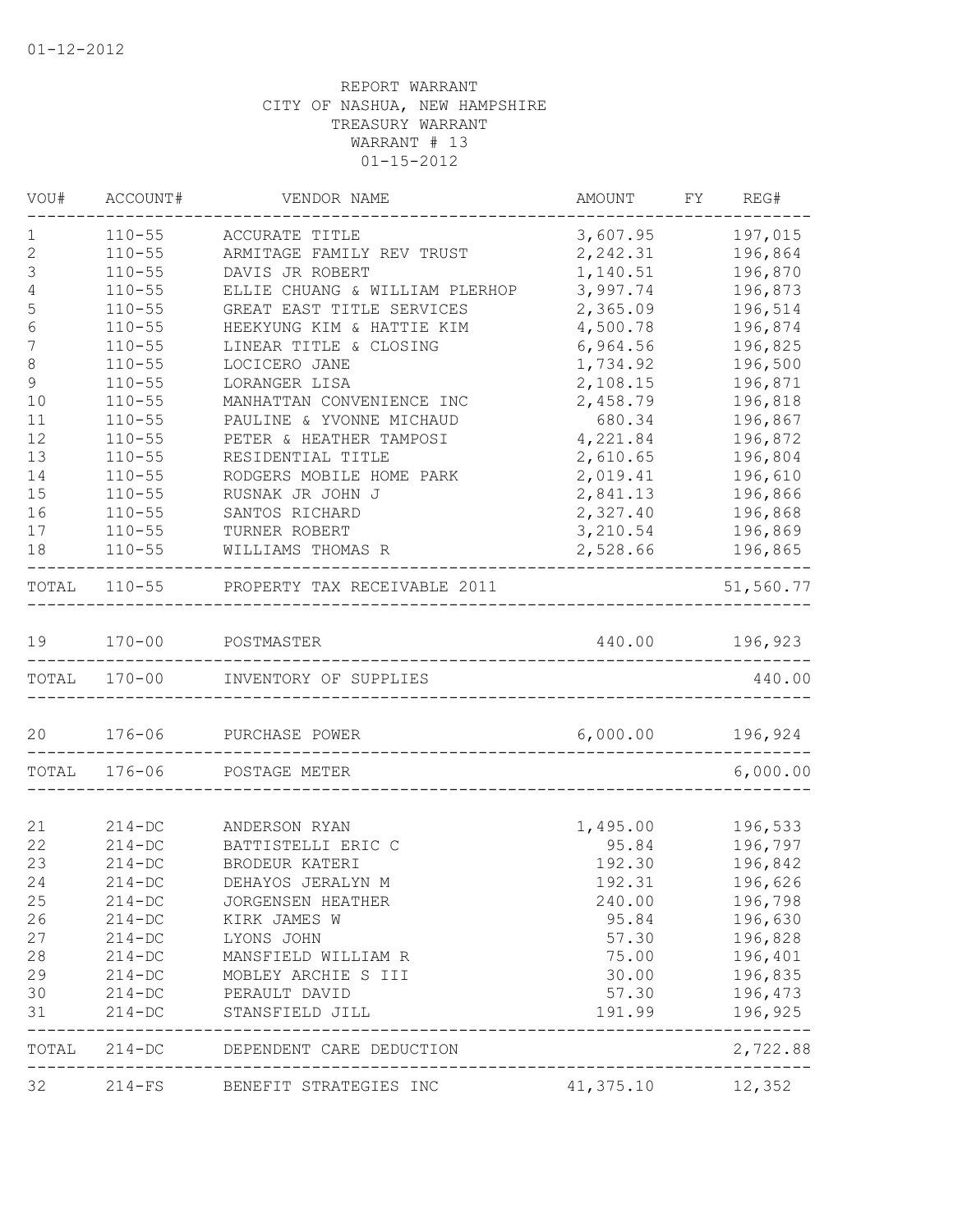01-12-2012

REPORT WARRANT
CITY OF NASHUA, NEW HAMPSHIRE
TREASURY WARRANT
WARRANT # 13
01-15-2012

| VOU# | ACCOUNT# | VENDOR NAME | AMOUNT | FY | REG# |
|---|---|---|---|---|---|
| 1 | 110-55 | ACCURATE TITLE | 3,607.95 | | 197,015 |
| 2 | 110-55 | ARMITAGE FAMILY REV TRUST | 2,242.31 | | 196,864 |
| 3 | 110-55 | DAVIS JR ROBERT | 1,140.51 | | 196,870 |
| 4 | 110-55 | ELLIE CHUANG & WILLIAM PLERHOP | 3,997.74 | | 196,873 |
| 5 | 110-55 | GREAT EAST TITLE SERVICES | 2,365.09 | | 196,514 |
| 6 | 110-55 | HEEKYUNG KIM & HATTIE KIM | 4,500.78 | | 196,874 |
| 7 | 110-55 | LINEAR TITLE & CLOSING | 6,964.56 | | 196,825 |
| 8 | 110-55 | LOCICERO JANE | 1,734.92 | | 196,500 |
| 9 | 110-55 | LORANGER LISA | 2,108.15 | | 196,871 |
| 10 | 110-55 | MANHATTAN CONVENIENCE INC | 2,458.79 | | 196,818 |
| 11 | 110-55 | PAULINE & YVONNE MICHAUD | 680.34 | | 196,867 |
| 12 | 110-55 | PETER & HEATHER TAMPOSI | 4,221.84 | | 196,872 |
| 13 | 110-55 | RESIDENTIAL TITLE | 2,610.65 | | 196,804 |
| 14 | 110-55 | RODGERS MOBILE HOME PARK | 2,019.41 | | 196,610 |
| 15 | 110-55 | RUSNAK JR JOHN J | 2,841.13 | | 196,866 |
| 16 | 110-55 | SANTOS RICHARD | 2,327.40 | | 196,868 |
| 17 | 110-55 | TURNER ROBERT | 3,210.54 | | 196,869 |
| 18 | 110-55 | WILLIAMS THOMAS R | 2,528.66 | | 196,865 |
| TOTAL | 110-55 | PROPERTY TAX RECEIVABLE 2011 | | | 51,560.77 |
| 19 | 170-00 | POSTMASTER | 440.00 | | 196,923 |
| TOTAL | 170-00 | INVENTORY OF SUPPLIES | | | 440.00 |
| 20 | 176-06 | PURCHASE POWER | 6,000.00 | | 196,924 |
| TOTAL | 176-06 | POSTAGE METER | | | 6,000.00 |
| 21 | 214-DC | ANDERSON RYAN | 1,495.00 | | 196,533 |
| 22 | 214-DC | BATTISTELLI ERIC C | 95.84 | | 196,797 |
| 23 | 214-DC | BRODEUR KATERI | 192.30 | | 196,842 |
| 24 | 214-DC | DEHAYOS JERALYN M | 192.31 | | 196,626 |
| 25 | 214-DC | JORGENSEN HEATHER | 240.00 | | 196,798 |
| 26 | 214-DC | KIRK JAMES W | 95.84 | | 196,630 |
| 27 | 214-DC | LYONS JOHN | 57.30 | | 196,828 |
| 28 | 214-DC | MANSFIELD WILLIAM R | 75.00 | | 196,401 |
| 29 | 214-DC | MOBLEY ARCHIE S III | 30.00 | | 196,835 |
| 30 | 214-DC | PERAULT DAVID | 57.30 | | 196,473 |
| 31 | 214-DC | STANSFIELD JILL | 191.99 | | 196,925 |
| TOTAL | 214-DC | DEPENDENT CARE DEDUCTION | | | 2,722.88 |
| 32 | 214-FS | BENEFIT STRATEGIES INC | 41,375.10 | | 12,352 |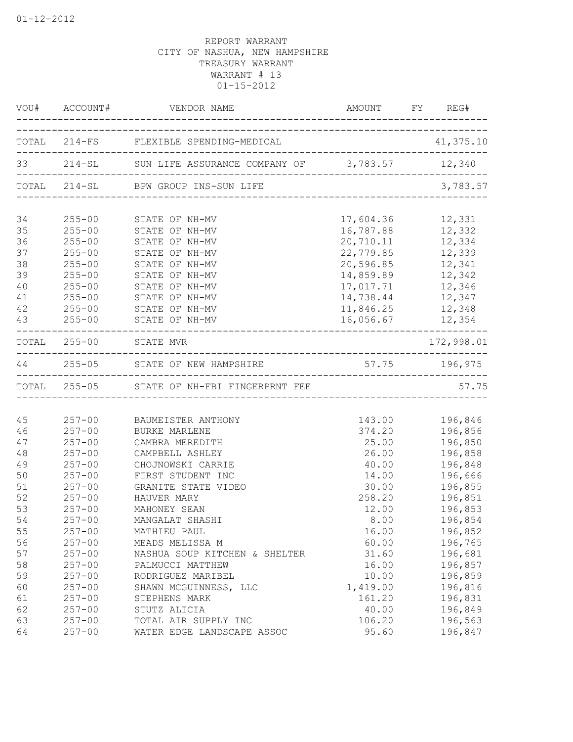REPORT WARRANT
CITY OF NASHUA, NEW HAMPSHIRE
TREASURY WARRANT
WARRANT # 13
01-15-2012

| VOU# | ACCOUNT# | VENDOR NAME | AMOUNT | FY | REG# |
|---|---|---|---|---|---|
| TOTAL | 214-FS | FLEXIBLE SPENDING-MEDICAL | | | 41,375.10 |
| 33 | 214-SL | SUN LIFE ASSURANCE COMPANY OF | 3,783.57 | | 12,340 |
| TOTAL | 214-SL | BPW GROUP INS-SUN LIFE | | | 3,783.57 |
| 34 | 255-00 | STATE OF NH-MV | 17,604.36 | | 12,331 |
| 35 | 255-00 | STATE OF NH-MV | 16,787.88 | | 12,332 |
| 36 | 255-00 | STATE OF NH-MV | 20,710.11 | | 12,334 |
| 37 | 255-00 | STATE OF NH-MV | 22,779.85 | | 12,339 |
| 38 | 255-00 | STATE OF NH-MV | 20,596.85 | | 12,341 |
| 39 | 255-00 | STATE OF NH-MV | 14,859.89 | | 12,342 |
| 40 | 255-00 | STATE OF NH-MV | 17,017.71 | | 12,346 |
| 41 | 255-00 | STATE OF NH-MV | 14,738.44 | | 12,347 |
| 42 | 255-00 | STATE OF NH-MV | 11,846.25 | | 12,348 |
| 43 | 255-00 | STATE OF NH-MV | 16,056.67 | | 12,354 |
| TOTAL | 255-00 | STATE MVR | | | 172,998.01 |
| 44 | 255-05 | STATE OF NEW HAMPSHIRE | 57.75 | | 196,975 |
| TOTAL | 255-05 | STATE OF NH-FBI FINGERPRNT FEE | | | 57.75 |
| 45 | 257-00 | BAUMEISTER ANTHONY | 143.00 | | 196,846 |
| 46 | 257-00 | BURKE MARLENE | 374.20 | | 196,856 |
| 47 | 257-00 | CAMBRA MEREDITH | 25.00 | | 196,850 |
| 48 | 257-00 | CAMPBELL ASHLEY | 26.00 | | 196,858 |
| 49 | 257-00 | CHOJNOWSKI CARRIE | 40.00 | | 196,848 |
| 50 | 257-00 | FIRST STUDENT INC | 14.00 | | 196,666 |
| 51 | 257-00 | GRANITE STATE VIDEO | 30.00 | | 196,855 |
| 52 | 257-00 | HAUVER MARY | 258.20 | | 196,851 |
| 53 | 257-00 | MAHONEY SEAN | 12.00 | | 196,853 |
| 54 | 257-00 | MANGALAT SHASHI | 8.00 | | 196,854 |
| 55 | 257-00 | MATHIEU PAUL | 16.00 | | 196,852 |
| 56 | 257-00 | MEADS MELISSA M | 60.00 | | 196,765 |
| 57 | 257-00 | NASHUA SOUP KITCHEN & SHELTER | 31.60 | | 196,681 |
| 58 | 257-00 | PALMUCCI MATTHEW | 16.00 | | 196,857 |
| 59 | 257-00 | RODRIGUEZ MARIBEL | 10.00 | | 196,859 |
| 60 | 257-00 | SHAWN MCGUINNESS, LLC | 1,419.00 | | 196,816 |
| 61 | 257-00 | STEPHENS MARK | 161.20 | | 196,831 |
| 62 | 257-00 | STUTZ ALICIA | 40.00 | | 196,849 |
| 63 | 257-00 | TOTAL AIR SUPPLY INC | 106.20 | | 196,563 |
| 64 | 257-00 | WATER EDGE LANDSCAPE ASSOC | 95.60 | | 196,847 |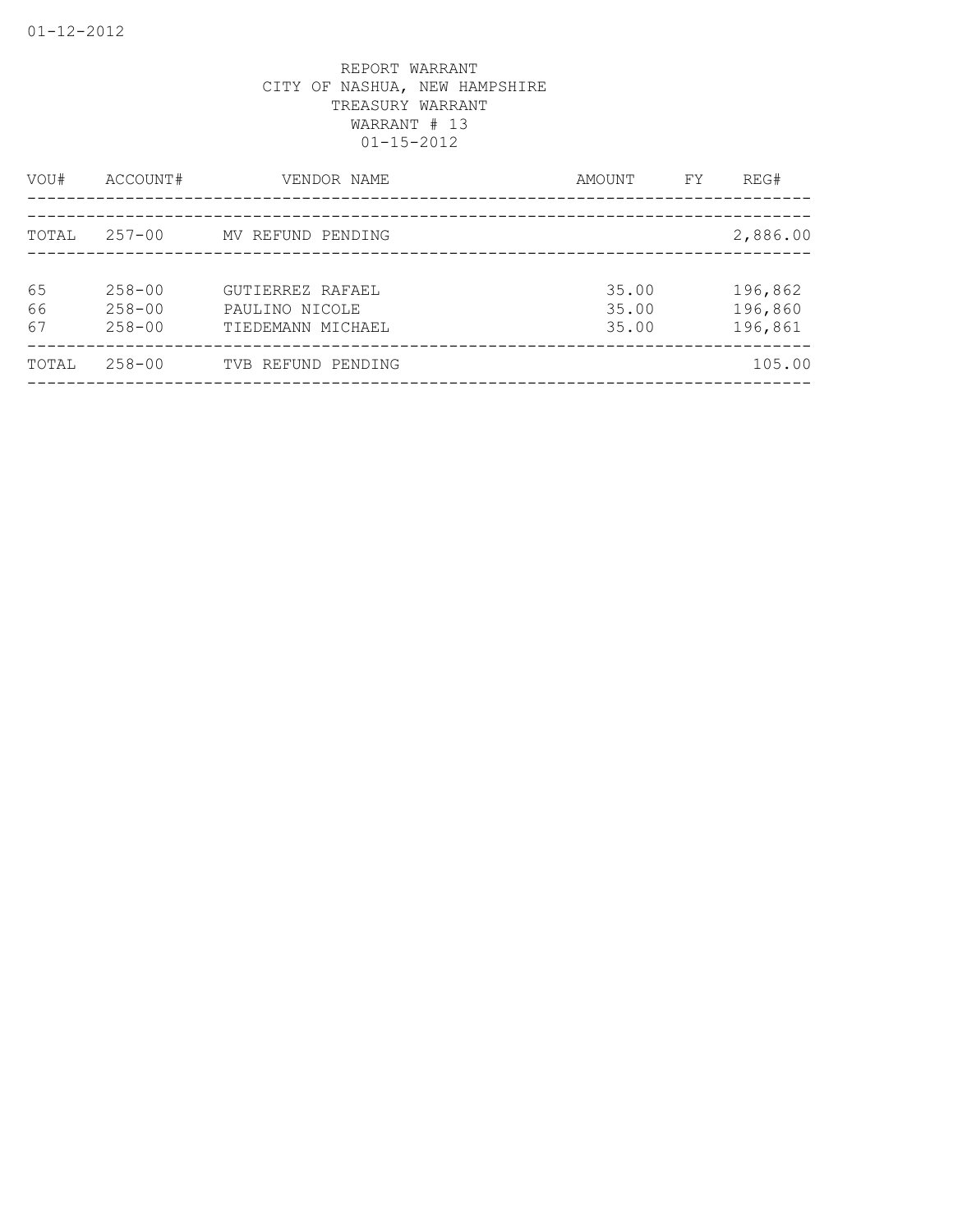REPORT WARRANT
CITY OF NASHUA, NEW HAMPSHIRE
TREASURY WARRANT
WARRANT # 13
01-15-2012

| VOU# | ACCOUNT# | VENDOR NAME | AMOUNT | FY | REG# |
|---|---|---|---|---|---|
| TOTAL | 257-00 | MV REFUND PENDING | | | 2,886.00 |
| 65 | 258-00 | GUTIERREZ RAFAEL | 35.00 | | 196,862 |
| 66 | 258-00 | PAULINO NICOLE | 35.00 | | 196,860 |
| 67 | 258-00 | TIEDEMANN MICHAEL | 35.00 | | 196,861 |
| TOTAL | 258-00 | TVB REFUND PENDING | | | 105.00 |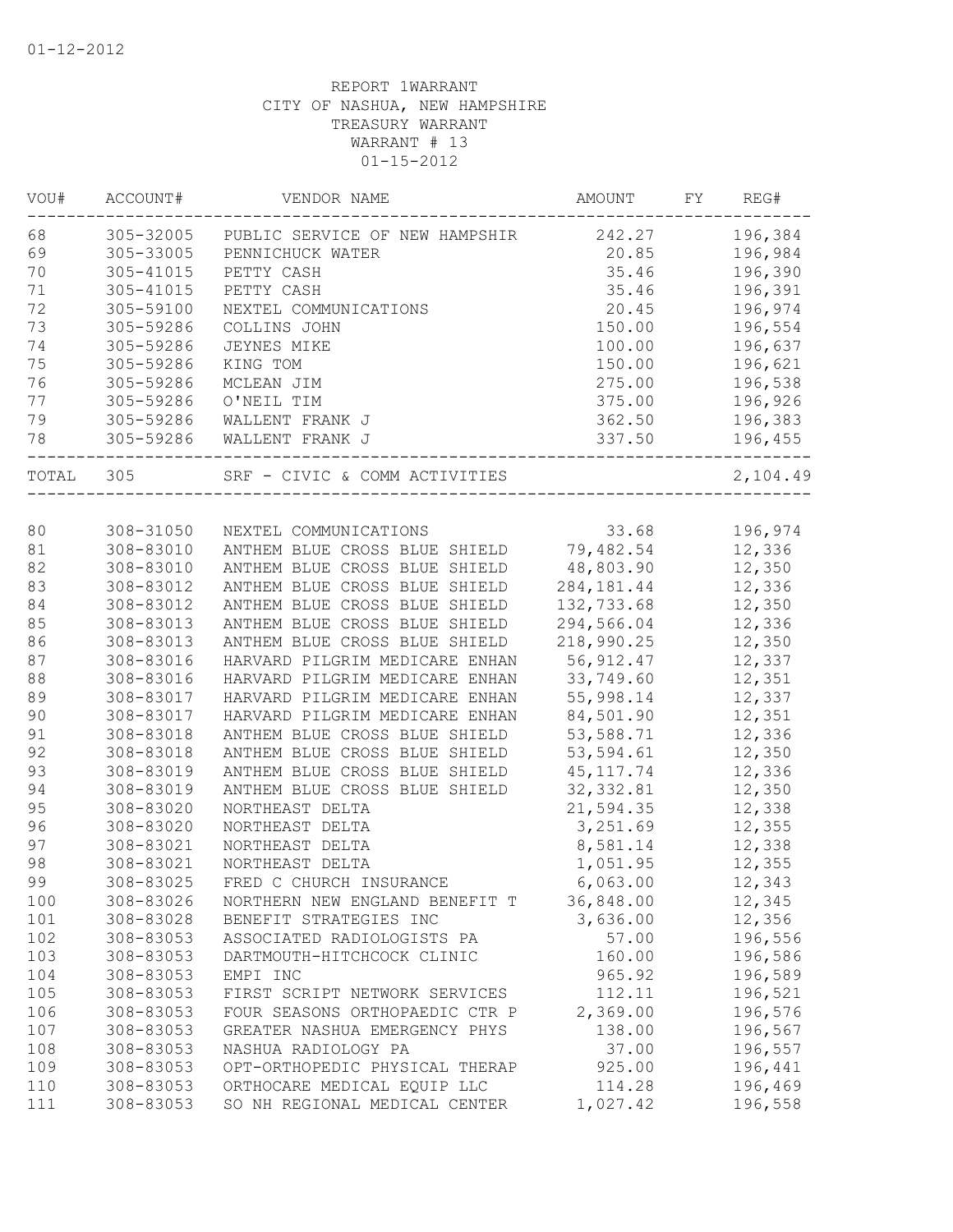01-12-2012

REPORT 1WARRANT
CITY OF NASHUA, NEW HAMPSHIRE
TREASURY WARRANT
WARRANT # 13
01-15-2012

| VOU# | ACCOUNT# | VENDOR NAME | AMOUNT | FY | REG# |
|---|---|---|---|---|---|
| 68 | 305-32005 | PUBLIC SERVICE OF NEW HAMPSHIR | 242.27 | | 196,384 |
| 69 | 305-33005 | PENNICHUCK WATER | 20.85 | | 196,984 |
| 70 | 305-41015 | PETTY CASH | 35.46 | | 196,390 |
| 71 | 305-41015 | PETTY CASH | 35.46 | | 196,391 |
| 72 | 305-59100 | NEXTEL COMMUNICATIONS | 20.45 | | 196,974 |
| 73 | 305-59286 | COLLINS JOHN | 150.00 | | 196,554 |
| 74 | 305-59286 | JEYNES MIKE | 100.00 | | 196,637 |
| 75 | 305-59286 | KING TOM | 150.00 | | 196,621 |
| 76 | 305-59286 | MCLEAN JIM | 275.00 | | 196,538 |
| 77 | 305-59286 | O'NEIL TIM | 375.00 | | 196,926 |
| 79 | 305-59286 | WALLENT FRANK J | 362.50 | | 196,383 |
| 78 | 305-59286 | WALLENT FRANK J | 337.50 | | 196,455 |
| TOTAL | 305 | SRF - CIVIC & COMM ACTIVITIES | | | 2,104.49 |

| VOU# | ACCOUNT# | VENDOR NAME | AMOUNT | FY | REG# |
|---|---|---|---|---|---|
| 80 | 308-31050 | NEXTEL COMMUNICATIONS | 33.68 | | 196,974 |
| 81 | 308-83010 | ANTHEM BLUE CROSS BLUE SHIELD | 79,482.54 | | 12,336 |
| 82 | 308-83010 | ANTHEM BLUE CROSS BLUE SHIELD | 48,803.90 | | 12,350 |
| 83 | 308-83012 | ANTHEM BLUE CROSS BLUE SHIELD | 284,181.44 | | 12,336 |
| 84 | 308-83012 | ANTHEM BLUE CROSS BLUE SHIELD | 132,733.68 | | 12,350 |
| 85 | 308-83013 | ANTHEM BLUE CROSS BLUE SHIELD | 294,566.04 | | 12,336 |
| 86 | 308-83013 | ANTHEM BLUE CROSS BLUE SHIELD | 218,990.25 | | 12,350 |
| 87 | 308-83016 | HARVARD PILGRIM MEDICARE ENHAN | 56,912.47 | | 12,337 |
| 88 | 308-83016 | HARVARD PILGRIM MEDICARE ENHAN | 33,749.60 | | 12,351 |
| 89 | 308-83017 | HARVARD PILGRIM MEDICARE ENHAN | 55,998.14 | | 12,337 |
| 90 | 308-83017 | HARVARD PILGRIM MEDICARE ENHAN | 84,501.90 | | 12,351 |
| 91 | 308-83018 | ANTHEM BLUE CROSS BLUE SHIELD | 53,588.71 | | 12,336 |
| 92 | 308-83018 | ANTHEM BLUE CROSS BLUE SHIELD | 53,594.61 | | 12,350 |
| 93 | 308-83019 | ANTHEM BLUE CROSS BLUE SHIELD | 45,117.74 | | 12,336 |
| 94 | 308-83019 | ANTHEM BLUE CROSS BLUE SHIELD | 32,332.81 | | 12,350 |
| 95 | 308-83020 | NORTHEAST DELTA | 21,594.35 | | 12,338 |
| 96 | 308-83020 | NORTHEAST DELTA | 3,251.69 | | 12,355 |
| 97 | 308-83021 | NORTHEAST DELTA | 8,581.14 | | 12,338 |
| 98 | 308-83021 | NORTHEAST DELTA | 1,051.95 | | 12,355 |
| 99 | 308-83025 | FRED C CHURCH INSURANCE | 6,063.00 | | 12,343 |
| 100 | 308-83026 | NORTHERN NEW ENGLAND BENEFIT T | 36,848.00 | | 12,345 |
| 101 | 308-83028 | BENEFIT STRATEGIES INC | 3,636.00 | | 12,356 |
| 102 | 308-83053 | ASSOCIATED RADIOLOGISTS PA | 57.00 | | 196,556 |
| 103 | 308-83053 | DARTMOUTH-HITCHCOCK CLINIC | 160.00 | | 196,586 |
| 104 | 308-83053 | EMPI INC | 965.92 | | 196,589 |
| 105 | 308-83053 | FIRST SCRIPT NETWORK SERVICES | 112.11 | | 196,521 |
| 106 | 308-83053 | FOUR SEASONS ORTHOPAEDIC CTR P | 2,369.00 | | 196,576 |
| 107 | 308-83053 | GREATER NASHUA EMERGENCY PHYS | 138.00 | | 196,567 |
| 108 | 308-83053 | NASHUA RADIOLOGY PA | 37.00 | | 196,557 |
| 109 | 308-83053 | OPT-ORTHOPEDIC PHYSICAL THERAP | 925.00 | | 196,441 |
| 110 | 308-83053 | ORTHOCARE MEDICAL EQUIP LLC | 114.28 | | 196,469 |
| 111 | 308-83053 | SO NH REGIONAL MEDICAL CENTER | 1,027.42 | | 196,558 |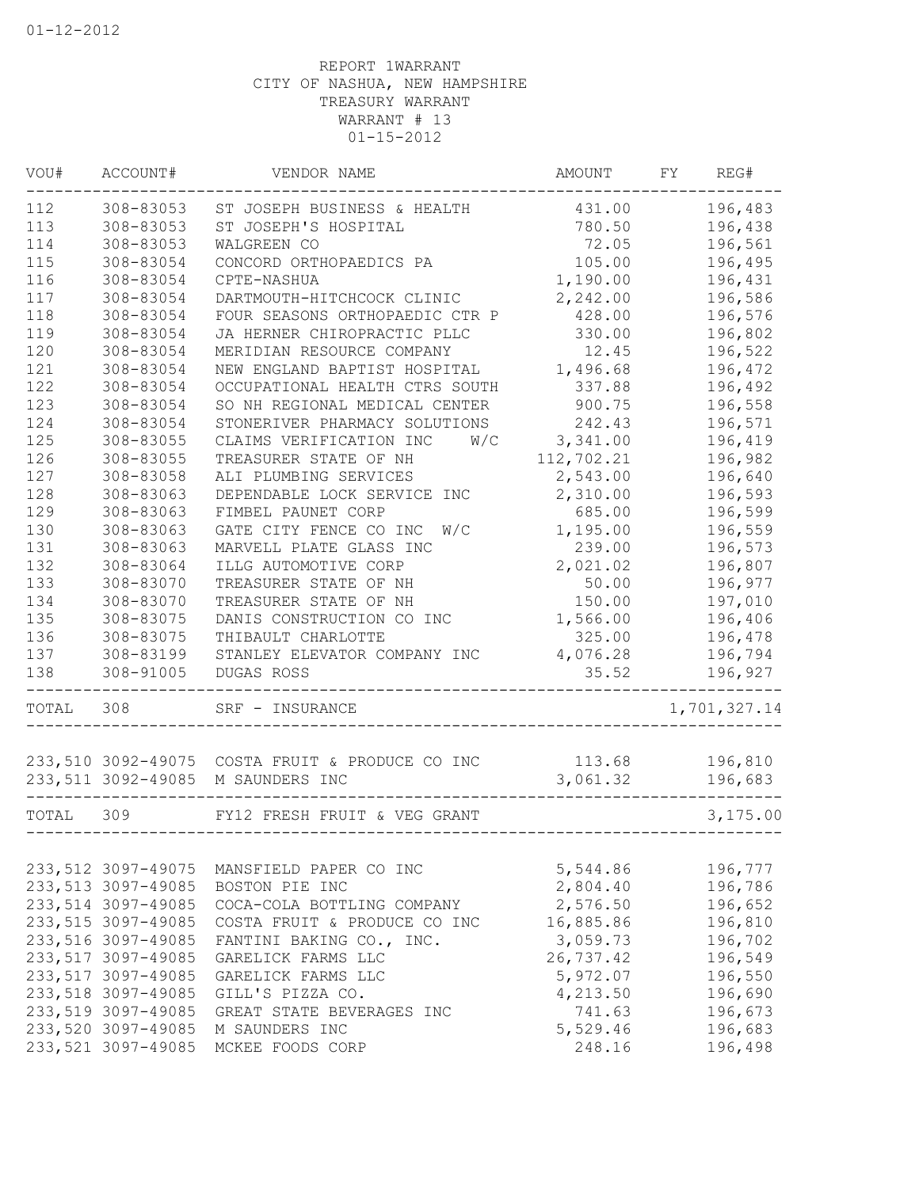01-12-2012

REPORT 1WARRANT
CITY OF NASHUA, NEW HAMPSHIRE
TREASURY WARRANT
WARRANT # 13
01-15-2012

| VOU# | ACCOUNT# | VENDOR NAME | AMOUNT | FY | REG# |
|---|---|---|---|---|---|
| 112 | 308-83053 | ST JOSEPH BUSINESS & HEALTH | 431.00 | | 196,483 |
| 113 | 308-83053 | ST JOSEPH'S HOSPITAL | 780.50 | | 196,438 |
| 114 | 308-83053 | WALGREEN CO | 72.05 | | 196,561 |
| 115 | 308-83054 | CONCORD ORTHOPAEDICS PA | 105.00 | | 196,495 |
| 116 | 308-83054 | CPTE-NASHUA | 1,190.00 | | 196,431 |
| 117 | 308-83054 | DARTMOUTH-HITCHCOCK CLINIC | 2,242.00 | | 196,586 |
| 118 | 308-83054 | FOUR SEASONS ORTHOPAEDIC CTR P | 428.00 | | 196,576 |
| 119 | 308-83054 | JA HERNER CHIROPRACTIC PLLC | 330.00 | | 196,802 |
| 120 | 308-83054 | MERIDIAN RESOURCE COMPANY | 12.45 | | 196,522 |
| 121 | 308-83054 | NEW ENGLAND BAPTIST HOSPITAL | 1,496.68 | | 196,472 |
| 122 | 308-83054 | OCCUPATIONAL HEALTH CTRS SOUTH | 337.88 | | 196,492 |
| 123 | 308-83054 | SO NH REGIONAL MEDICAL CENTER | 900.75 | | 196,558 |
| 124 | 308-83054 | STONERIVER PHARMACY SOLUTIONS | 242.43 | | 196,571 |
| 125 | 308-83055 | CLAIMS VERIFICATION INC W/C | 3,341.00 | | 196,419 |
| 126 | 308-83055 | TREASURER STATE OF NH | 112,702.21 | | 196,982 |
| 127 | 308-83058 | ALI PLUMBING SERVICES | 2,543.00 | | 196,640 |
| 128 | 308-83063 | DEPENDABLE LOCK SERVICE INC | 2,310.00 | | 196,593 |
| 129 | 308-83063 | FIMBEL PAUNET CORP | 685.00 | | 196,599 |
| 130 | 308-83063 | GATE CITY FENCE CO INC W/C | 1,195.00 | | 196,559 |
| 131 | 308-83063 | MARVELL PLATE GLASS INC | 239.00 | | 196,573 |
| 132 | 308-83064 | ILLG AUTOMOTIVE CORP | 2,021.02 | | 196,807 |
| 133 | 308-83070 | TREASURER STATE OF NH | 50.00 | | 196,977 |
| 134 | 308-83070 | TREASURER STATE OF NH | 150.00 | | 197,010 |
| 135 | 308-83075 | DANIS CONSTRUCTION CO INC | 1,566.00 | | 196,406 |
| 136 | 308-83075 | THIBAULT CHARLOTTE | 325.00 | | 196,478 |
| 137 | 308-83199 | STANLEY ELEVATOR COMPANY INC | 4,076.28 | | 196,794 |
| 138 | 308-91005 | DUGAS ROSS | 35.52 | | 196,927 |
| TOTAL | 308 | SRF - INSURANCE | | | 1,701,327.14 |
| 233,510 | 3092-49075 | COSTA FRUIT & PRODUCE CO INC | 113.68 | | 196,810 |
| 233,511 | 3092-49085 | M SAUNDERS INC | 3,061.32 | | 196,683 |
| TOTAL | 309 | FY12 FRESH FRUIT & VEG GRANT | | | 3,175.00 |
| 233,512 | 3097-49075 | MANSFIELD PAPER CO INC | 5,544.86 | | 196,777 |
| 233,513 | 3097-49085 | BOSTON PIE INC | 2,804.40 | | 196,786 |
| 233,514 | 3097-49085 | COCA-COLA BOTTLING COMPANY | 2,576.50 | | 196,652 |
| 233,515 | 3097-49085 | COSTA FRUIT & PRODUCE CO INC | 16,885.86 | | 196,810 |
| 233,516 | 3097-49085 | FANTINI BAKING CO., INC. | 3,059.73 | | 196,702 |
| 233,517 | 3097-49085 | GARELICK FARMS LLC | 26,737.42 | | 196,549 |
| 233,517 | 3097-49085 | GARELICK FARMS LLC | 5,972.07 | | 196,550 |
| 233,518 | 3097-49085 | GILL'S PIZZA CO. | 4,213.50 | | 196,690 |
| 233,519 | 3097-49085 | GREAT STATE BEVERAGES INC | 741.63 | | 196,673 |
| 233,520 | 3097-49085 | M SAUNDERS INC | 5,529.46 | | 196,683 |
| 233,521 | 3097-49085 | MCKEE FOODS CORP | 248.16 | | 196,498 |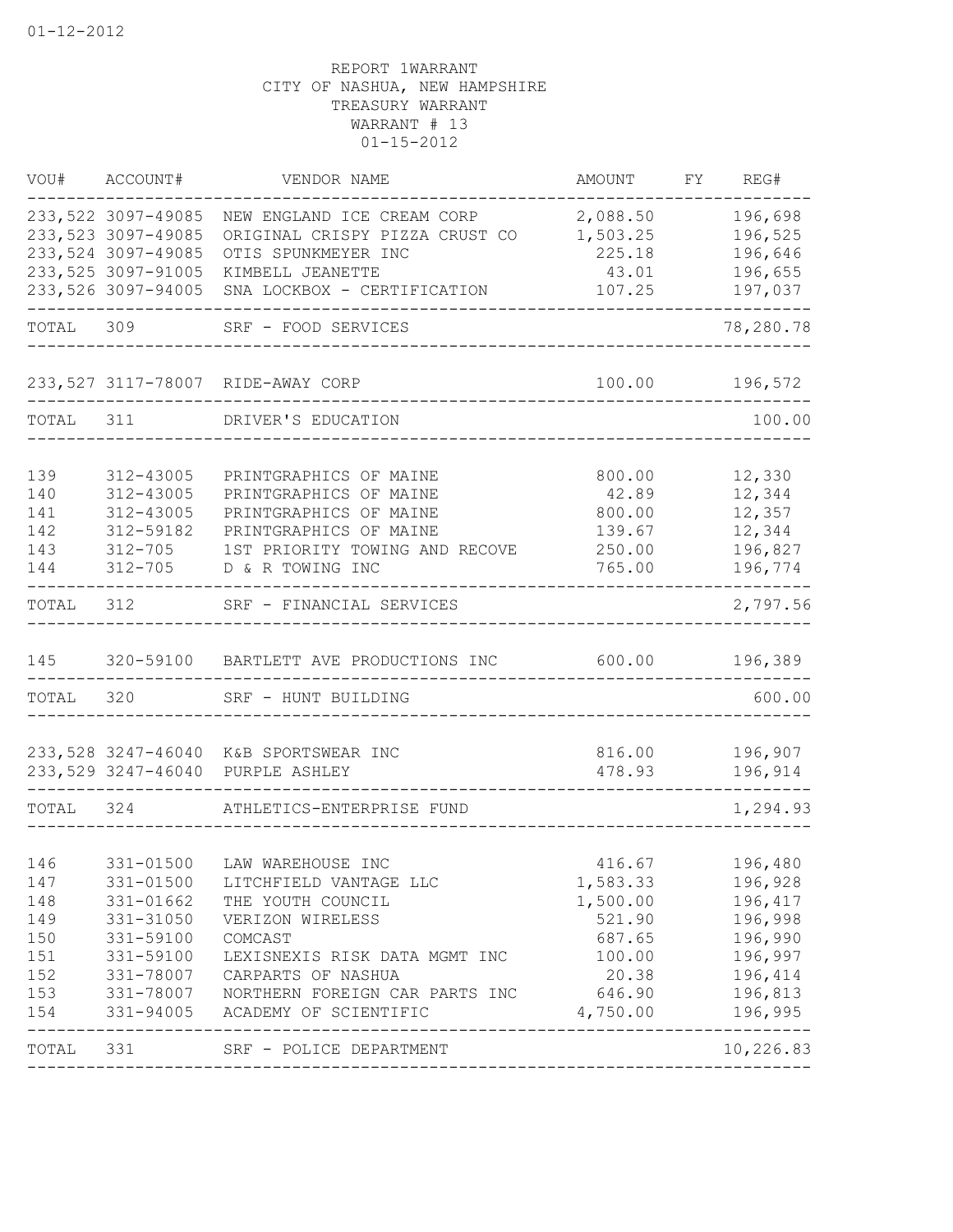01-12-2012

REPORT 1WARRANT
CITY OF NASHUA, NEW HAMPSHIRE
TREASURY WARRANT
WARRANT # 13
01-15-2012

| VOU# | ACCOUNT# | VENDOR NAME | AMOUNT | FY | REG# |
|---|---|---|---|---|---|
| 233,522 | 3097-49085 | NEW ENGLAND ICE CREAM CORP | 2,088.50 | | 196,698 |
| 233,523 | 3097-49085 | ORIGINAL CRISPY PIZZA CRUST CO | 1,503.25 | | 196,525 |
| 233,524 | 3097-49085 | OTIS SPUNKMEYER INC | 225.18 | | 196,646 |
| 233,525 | 3097-91005 | KIMBELL JEANETTE | 43.01 | | 196,655 |
| 233,526 | 3097-94005 | SNA LOCKBOX - CERTIFICATION | 107.25 | | 197,037 |
| TOTAL | 309 | SRF - FOOD SERVICES | | | 78,280.78 |
| 233,527 | 3117-78007 | RIDE-AWAY CORP | 100.00 | | 196,572 |
| TOTAL | 311 | DRIVER'S EDUCATION | | | 100.00 |
| 139 | 312-43005 | PRINTGRAPHICS OF MAINE | 800.00 | | 12,330 |
| 140 | 312-43005 | PRINTGRAPHICS OF MAINE | 42.89 | | 12,344 |
| 141 | 312-43005 | PRINTGRAPHICS OF MAINE | 800.00 | | 12,357 |
| 142 | 312-59182 | PRINTGRAPHICS OF MAINE | 139.67 | | 12,344 |
| 143 | 312-705 | 1ST PRIORITY TOWING AND RECOVE | 250.00 | | 196,827 |
| 144 | 312-705 | D & R TOWING INC | 765.00 | | 196,774 |
| TOTAL | 312 | SRF - FINANCIAL SERVICES | | | 2,797.56 |
| 145 | 320-59100 | BARTLETT AVE PRODUCTIONS INC | 600.00 | | 196,389 |
| TOTAL | 320 | SRF - HUNT BUILDING | | | 600.00 |
| 233,528 | 3247-46040 | K&B SPORTSWEAR INC | 816.00 | | 196,907 |
| 233,529 | 3247-46040 | PURPLE ASHLEY | 478.93 | | 196,914 |
| TOTAL | 324 | ATHLETICS-ENTERPRISE FUND | | | 1,294.93 |
| 146 | 331-01500 | LAW WAREHOUSE INC | 416.67 | | 196,480 |
| 147 | 331-01500 | LITCHFIELD VANTAGE LLC | 1,583.33 | | 196,928 |
| 148 | 331-01662 | THE YOUTH COUNCIL | 1,500.00 | | 196,417 |
| 149 | 331-31050 | VERIZON WIRELESS | 521.90 | | 196,998 |
| 150 | 331-59100 | COMCAST | 687.65 | | 196,990 |
| 151 | 331-59100 | LEXISNEXIS RISK DATA MGMT INC | 100.00 | | 196,997 |
| 152 | 331-78007 | CARPARTS OF NASHUA | 20.38 | | 196,414 |
| 153 | 331-78007 | NORTHERN FOREIGN CAR PARTS INC | 646.90 | | 196,813 |
| 154 | 331-94005 | ACADEMY OF SCIENTIFIC | 4,750.00 | | 196,995 |
| TOTAL | 331 | SRF - POLICE DEPARTMENT | | | 10,226.83 |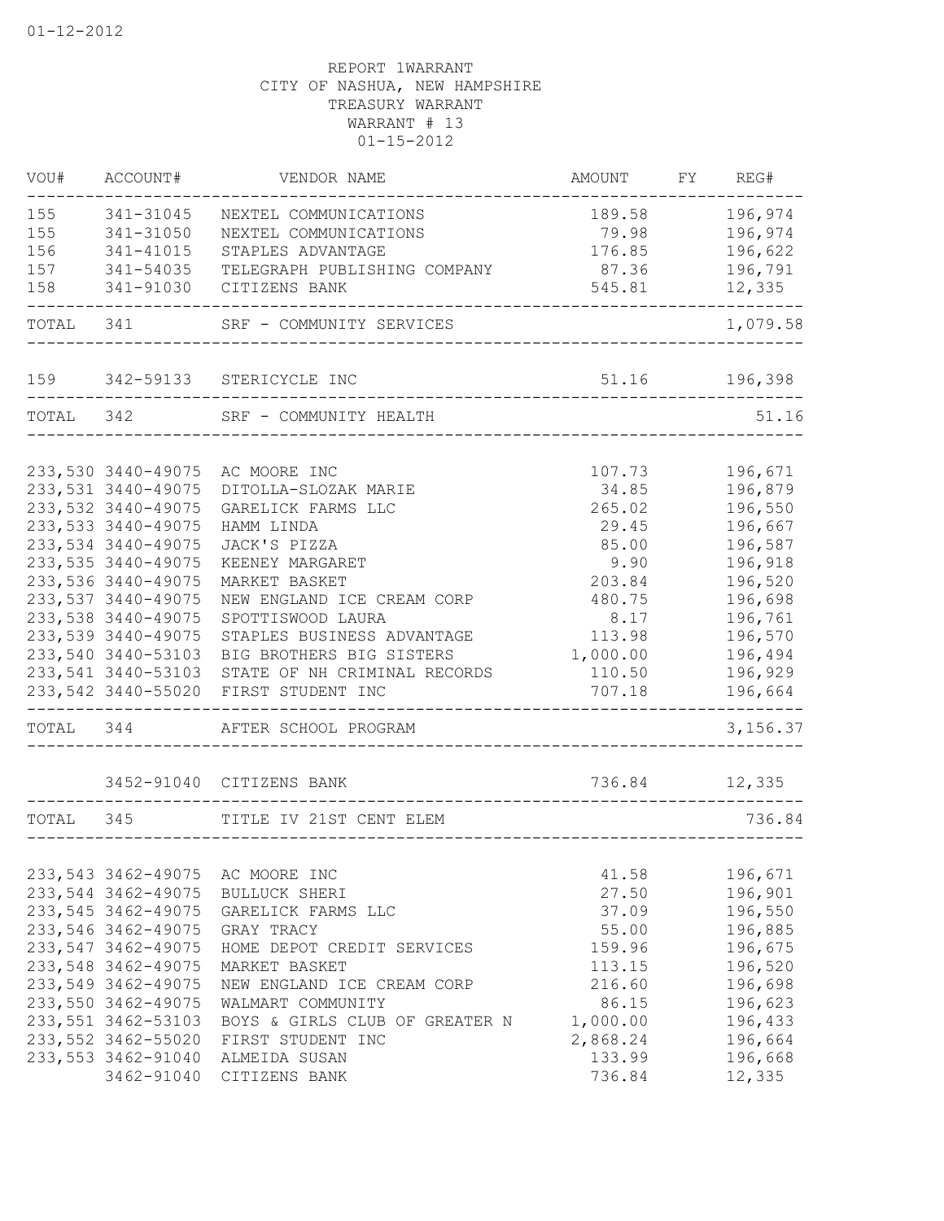01-12-2012

REPORT 1WARRANT
CITY OF NASHUA, NEW HAMPSHIRE
TREASURY WARRANT
WARRANT # 13
01-15-2012

| VOU# | ACCOUNT# | VENDOR NAME | AMOUNT | FY | REG# |
|---|---|---|---|---|---|
| 155 | 341-31045 | NEXTEL COMMUNICATIONS | 189.58 | | 196,974 |
| 155 | 341-31050 | NEXTEL COMMUNICATIONS | 79.98 | | 196,974 |
| 156 | 341-41015 | STAPLES ADVANTAGE | 176.85 | | 196,622 |
| 157 | 341-54035 | TELEGRAPH PUBLISHING COMPANY | 87.36 | | 196,791 |
| 158 | 341-91030 | CITIZENS BANK | 545.81 | | 12,335 |
| TOTAL | 341 | SRF - COMMUNITY SERVICES | | | 1,079.58 |
| 159 | 342-59133 | STERICYCLE INC | 51.16 | | 196,398 |
| TOTAL | 342 | SRF - COMMUNITY HEALTH | | | 51.16 |
| 233,530 | 3440-49075 | AC MOORE INC | 107.73 | | 196,671 |
| 233,531 | 3440-49075 | DITOLLA-SLOZAK MARIE | 34.85 | | 196,879 |
| 233,532 | 3440-49075 | GARELICK FARMS LLC | 265.02 | | 196,550 |
| 233,533 | 3440-49075 | HAMM LINDA | 29.45 | | 196,667 |
| 233,534 | 3440-49075 | JACK'S PIZZA | 85.00 | | 196,587 |
| 233,535 | 3440-49075 | KEENEY MARGARET | 9.90 | | 196,918 |
| 233,536 | 3440-49075 | MARKET BASKET | 203.84 | | 196,520 |
| 233,537 | 3440-49075 | NEW ENGLAND ICE CREAM CORP | 480.75 | | 196,698 |
| 233,538 | 3440-49075 | SPOTTISWOOD LAURA | 8.17 | | 196,761 |
| 233,539 | 3440-49075 | STAPLES BUSINESS ADVANTAGE | 113.98 | | 196,570 |
| 233,540 | 3440-53103 | BIG BROTHERS BIG SISTERS | 1,000.00 | | 196,494 |
| 233,541 | 3440-53103 | STATE OF NH CRIMINAL RECORDS | 110.50 | | 196,929 |
| 233,542 | 3440-55020 | FIRST STUDENT INC | 707.18 | | 196,664 |
| TOTAL | 344 | AFTER SCHOOL PROGRAM | | | 3,156.37 |
| | 3452-91040 | CITIZENS BANK | 736.84 | | 12,335 |
| TOTAL | 345 | TITLE IV 21ST CENT ELEM | | | 736.84 |
| 233,543 | 3462-49075 | AC MOORE INC | 41.58 | | 196,671 |
| 233,544 | 3462-49075 | BULLUCK SHERI | 27.50 | | 196,901 |
| 233,545 | 3462-49075 | GARELICK FARMS LLC | 37.09 | | 196,550 |
| 233,546 | 3462-49075 | GRAY TRACY | 55.00 | | 196,885 |
| 233,547 | 3462-49075 | HOME DEPOT CREDIT SERVICES | 159.96 | | 196,675 |
| 233,548 | 3462-49075 | MARKET BASKET | 113.15 | | 196,520 |
| 233,549 | 3462-49075 | NEW ENGLAND ICE CREAM CORP | 216.60 | | 196,698 |
| 233,550 | 3462-49075 | WALMART COMMUNITY | 86.15 | | 196,623 |
| 233,551 | 3462-53103 | BOYS & GIRLS CLUB OF GREATER N | 1,000.00 | | 196,433 |
| 233,552 | 3462-55020 | FIRST STUDENT INC | 2,868.24 | | 196,664 |
| 233,553 | 3462-91040 | ALMEIDA SUSAN | 133.99 | | 196,668 |
| | 3462-91040 | CITIZENS BANK | 736.84 | | 12,335 |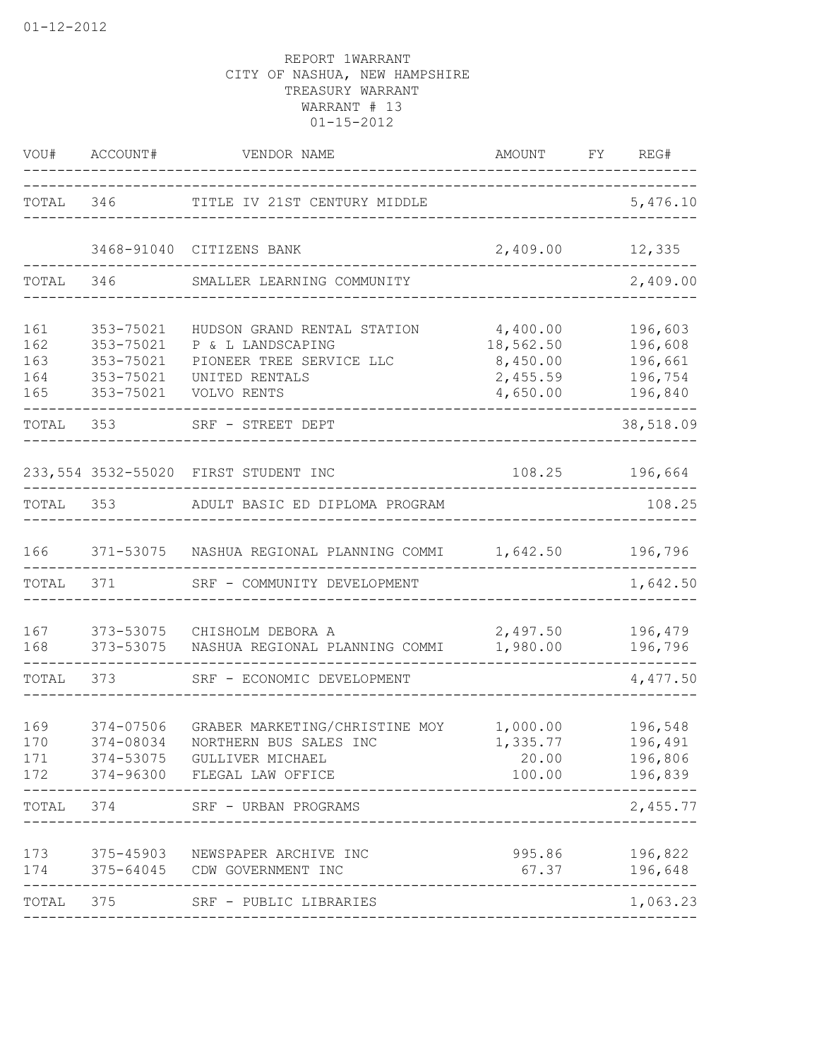01-12-2012

REPORT 1WARRANT
CITY OF NASHUA, NEW HAMPSHIRE
TREASURY WARRANT
WARRANT # 13
01-15-2012

| VOU# | ACCOUNT# | VENDOR NAME | AMOUNT | FY | REG# |
|---|---|---|---|---|---|
| TOTAL | 346 | TITLE IV 21ST CENTURY MIDDLE | | | 5,476.10 |
| | 3468-91040 | CITIZENS BANK | 2,409.00 | | 12,335 |
| TOTAL | 346 | SMALLER LEARNING COMMUNITY | | | 2,409.00 |
| 161 | 353-75021 | HUDSON GRAND RENTAL STATION | 4,400.00 | | 196,603 |
| 162 | 353-75021 | P & L LANDSCAPING | 18,562.50 | | 196,608 |
| 163 | 353-75021 | PIONEER TREE SERVICE LLC | 8,450.00 | | 196,661 |
| 164 | 353-75021 | UNITED RENTALS | 2,455.59 | | 196,754 |
| 165 | 353-75021 | VOLVO RENTS | 4,650.00 | | 196,840 |
| TOTAL | 353 | SRF - STREET DEPT | | | 38,518.09 |
| 233,554 | 3532-55020 | FIRST STUDENT INC | 108.25 | | 196,664 |
| TOTAL | 353 | ADULT BASIC ED DIPLOMA PROGRAM | | | 108.25 |
| 166 | 371-53075 | NASHUA REGIONAL PLANNING COMMI | 1,642.50 | | 196,796 |
| TOTAL | 371 | SRF - COMMUNITY DEVELOPMENT | | | 1,642.50 |
| 167 | 373-53075 | CHISHOLM DEBORA A | 2,497.50 | | 196,479 |
| 168 | 373-53075 | NASHUA REGIONAL PLANNING COMMI | 1,980.00 | | 196,796 |
| TOTAL | 373 | SRF - ECONOMIC DEVELOPMENT | | | 4,477.50 |
| 169 | 374-07506 | GRABER MARKETING/CHRISTINE MOY | 1,000.00 | | 196,548 |
| 170 | 374-08034 | NORTHERN BUS SALES INC | 1,335.77 | | 196,491 |
| 171 | 374-53075 | GULLIVER MICHAEL | 20.00 | | 196,806 |
| 172 | 374-96300 | FLEGAL LAW OFFICE | 100.00 | | 196,839 |
| TOTAL | 374 | SRF - URBAN PROGRAMS | | | 2,455.77 |
| 173 | 375-45903 | NEWSPAPER ARCHIVE INC | 995.86 | | 196,822 |
| 174 | 375-64045 | CDW GOVERNMENT INC | 67.37 | | 196,648 |
| TOTAL | 375 | SRF - PUBLIC LIBRARIES | | | 1,063.23 |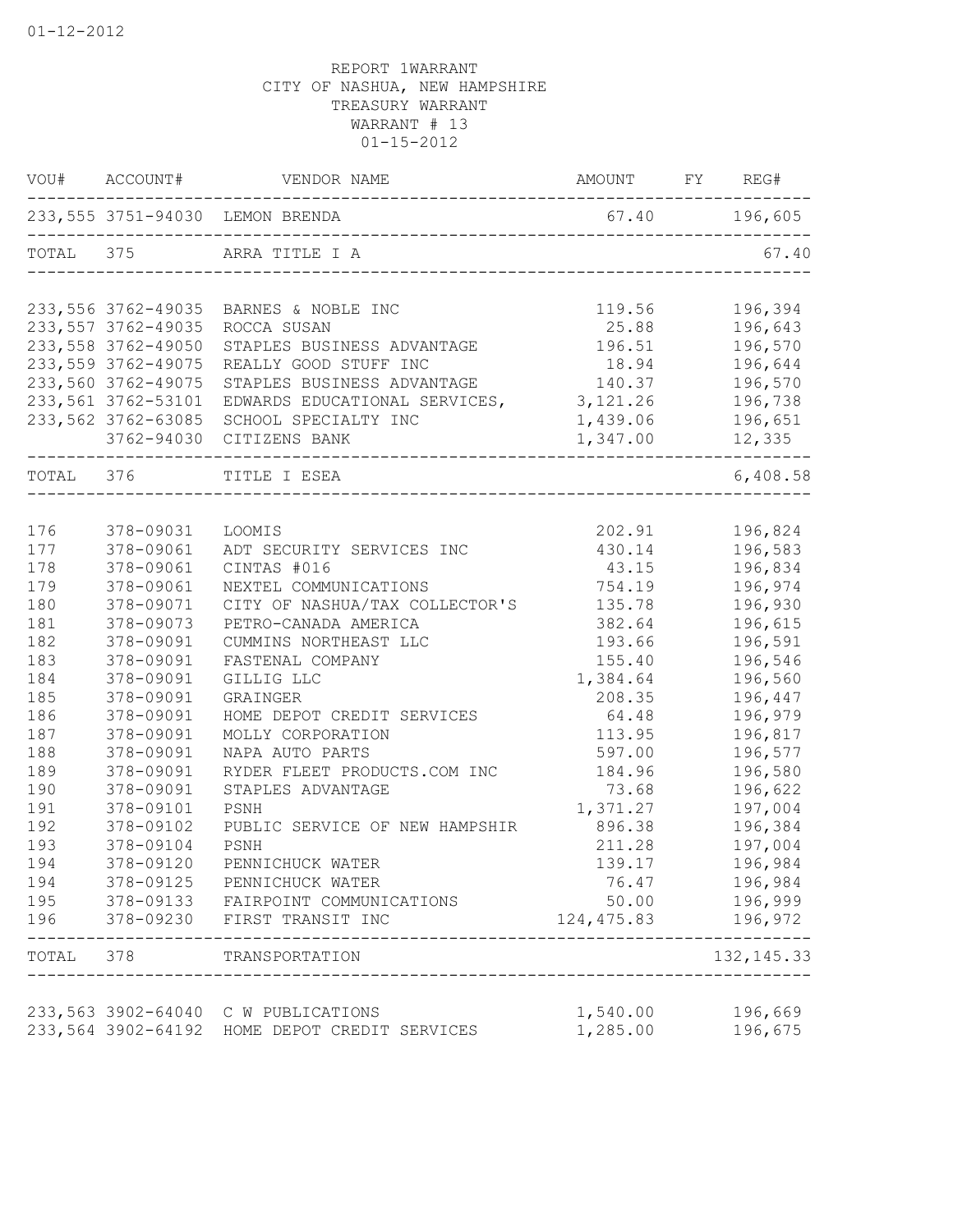REPORT 1WARRANT
CITY OF NASHUA, NEW HAMPSHIRE
TREASURY WARRANT
WARRANT # 13
01-15-2012

| VOU# | ACCOUNT# | VENDOR NAME | AMOUNT | FY | REG# |
|---|---|---|---|---|---|
| 233,555 | 3751-94030 | LEMON BRENDA | 67.40 | | 196,605 |
| TOTAL | 375 | ARRA TITLE I A | | | 67.40 |
| 233,556 | 3762-49035 | BARNES & NOBLE INC | 119.56 | | 196,394 |
| 233,557 | 3762-49035 | ROCCA SUSAN | 25.88 | | 196,643 |
| 233,558 | 3762-49050 | STAPLES BUSINESS ADVANTAGE | 196.51 | | 196,570 |
| 233,559 | 3762-49075 | REALLY GOOD STUFF INC | 18.94 | | 196,644 |
| 233,560 | 3762-49075 | STAPLES BUSINESS ADVANTAGE | 140.37 | | 196,570 |
| 233,561 | 3762-53101 | EDWARDS EDUCATIONAL SERVICES, | 3,121.26 | | 196,738 |
| 233,562 | 3762-63085 | SCHOOL SPECIALTY INC | 1,439.06 | | 196,651 |
| | 3762-94030 | CITIZENS BANK | 1,347.00 | | 12,335 |
| TOTAL | 376 | TITLE I ESEA | | | 6,408.58 |
| 176 | 378-09031 | LOOMIS | 202.91 | | 196,824 |
| 177 | 378-09061 | ADT SECURITY SERVICES INC | 430.14 | | 196,583 |
| 178 | 378-09061 | CINTAS #016 | 43.15 | | 196,834 |
| 179 | 378-09061 | NEXTEL COMMUNICATIONS | 754.19 | | 196,974 |
| 180 | 378-09071 | CITY OF NASHUA/TAX COLLECTOR'S | 135.78 | | 196,930 |
| 181 | 378-09073 | PETRO-CANADA AMERICA | 382.64 | | 196,615 |
| 182 | 378-09091 | CUMMINS NORTHEAST LLC | 193.66 | | 196,591 |
| 183 | 378-09091 | FASTENAL COMPANY | 155.40 | | 196,546 |
| 184 | 378-09091 | GILLIG LLC | 1,384.64 | | 196,560 |
| 185 | 378-09091 | GRAINGER | 208.35 | | 196,447 |
| 186 | 378-09091 | HOME DEPOT CREDIT SERVICES | 64.48 | | 196,979 |
| 187 | 378-09091 | MOLLY CORPORATION | 113.95 | | 196,817 |
| 188 | 378-09091 | NAPA AUTO PARTS | 597.00 | | 196,577 |
| 189 | 378-09091 | RYDER FLEET PRODUCTS.COM INC | 184.96 | | 196,580 |
| 190 | 378-09091 | STAPLES ADVANTAGE | 73.68 | | 196,622 |
| 191 | 378-09101 | PSNH | 1,371.27 | | 197,004 |
| 192 | 378-09102 | PUBLIC SERVICE OF NEW HAMPSHIR | 896.38 | | 196,384 |
| 193 | 378-09104 | PSNH | 211.28 | | 197,004 |
| 194 | 378-09120 | PENNICHUCK WATER | 139.17 | | 196,984 |
| 194 | 378-09125 | PENNICHUCK WATER | 76.47 | | 196,984 |
| 195 | 378-09133 | FAIRPOINT COMMUNICATIONS | 50.00 | | 196,999 |
| 196 | 378-09230 | FIRST TRANSIT INC | 124,475.83 | | 196,972 |
| TOTAL | 378 | TRANSPORTATION | | | 132,145.33 |
| 233,563 | 3902-64040 | C W PUBLICATIONS | 1,540.00 | | 196,669 |
| 233,564 | 3902-64192 | HOME DEPOT CREDIT SERVICES | 1,285.00 | | 196,675 |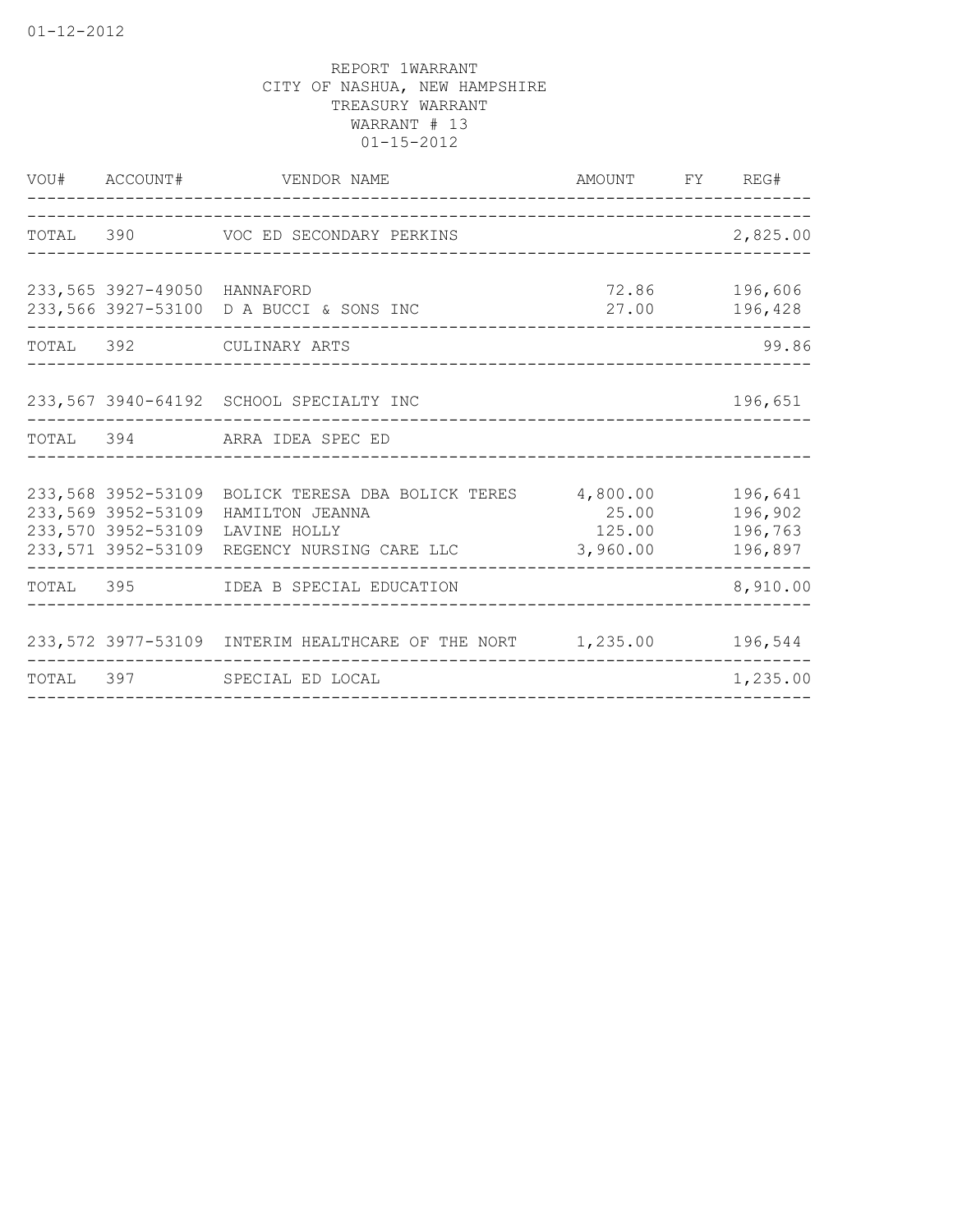REPORT 1WARRANT
CITY OF NASHUA, NEW HAMPSHIRE
TREASURY WARRANT
WARRANT # 13
01-15-2012

| VOU# | ACCOUNT# | VENDOR NAME | AMOUNT | FY | REG# |
|---|---|---|---|---|---|
| TOTAL | 390 | VOC ED SECONDARY PERKINS | | | 2,825.00 |
| 233,565 | 3927-49050 | HANNAFORD | 72.86 | | 196,606 |
| 233,566 | 3927-53100 | D A BUCCI & SONS INC | 27.00 | | 196,428 |
| TOTAL | 392 | CULINARY ARTS | | | 99.86 |
| 233,567 | 3940-64192 | SCHOOL SPECIALTY INC | | | 196,651 |
| TOTAL | 394 | ARRA IDEA SPEC ED | | | |
| 233,568 | 3952-53109 | BOLICK TERESA DBA BOLICK TERES | 4,800.00 | | 196,641 |
| 233,569 | 3952-53109 | HAMILTON JEANNA | 25.00 | | 196,902 |
| 233,570 | 3952-53109 | LAVINE HOLLY | 125.00 | | 196,763 |
| 233,571 | 3952-53109 | REGENCY NURSING CARE LLC | 3,960.00 | | 196,897 |
| TOTAL | 395 | IDEA B SPECIAL EDUCATION | | | 8,910.00 |
| 233,572 | 3977-53109 | INTERIM HEALTHCARE OF THE NORT | 1,235.00 | | 196,544 |
| TOTAL | 397 | SPECIAL ED LOCAL | | | 1,235.00 |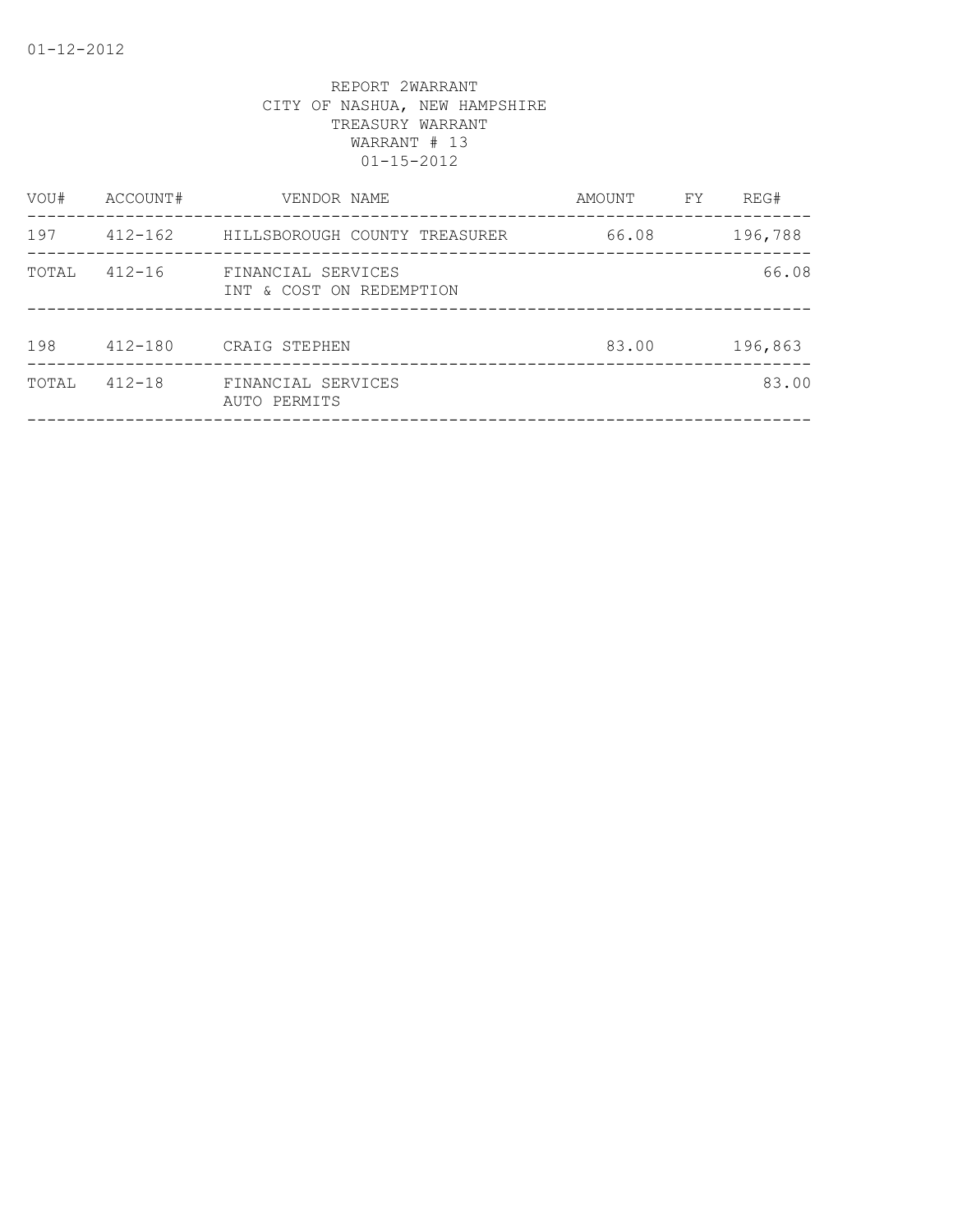REPORT 2WARRANT
CITY OF NASHUA, NEW HAMPSHIRE
TREASURY WARRANT
WARRANT # 13
01-15-2012

| VOU# | ACCOUNT# | VENDOR NAME | AMOUNT | FY | REG# |
|---|---|---|---|---|---|
| 197 | 412-162 | HILLSBOROUGH COUNTY TREASURER | 66.08 | | 196,788 |
| TOTAL | 412-16 | FINANCIAL SERVICES<br>INT & COST ON REDEMPTION | | | 66.08 |
| 198 | 412-180 | CRAIG STEPHEN | 83.00 | | 196,863 |
| TOTAL | 412-18 | FINANCIAL SERVICES<br>AUTO PERMITS | | | 83.00 |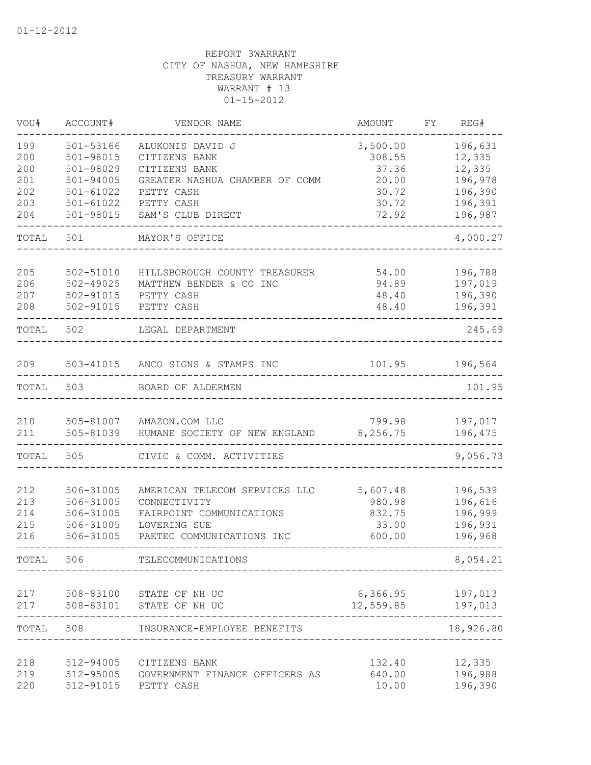01-12-2012

REPORT 3WARRANT
CITY OF NASHUA, NEW HAMPSHIRE
TREASURY WARRANT
WARRANT # 13
01-15-2012

| VOU# | ACCOUNT# | VENDOR NAME | AMOUNT | FY | REG# |
|---|---|---|---|---|---|
| 199 | 501-53166 | ALUKONIS DAVID J | 3,500.00 | | 196,631 |
| 200 | 501-98015 | CITIZENS BANK | 308.55 | | 12,335 |
| 200 | 501-98029 | CITIZENS BANK | 37.36 | | 12,335 |
| 201 | 501-94005 | GREATER NASHUA CHAMBER OF COMM | 20.00 | | 196,978 |
| 202 | 501-61022 | PETTY CASH | 30.72 | | 196,390 |
| 203 | 501-61022 | PETTY CASH | 30.72 | | 196,391 |
| 204 | 501-98015 | SAM'S CLUB DIRECT | 72.92 | | 196,987 |
| TOTAL | 501 | MAYOR'S OFFICE | | | 4,000.27 |
| 205 | 502-51010 | HILLSBOROUGH COUNTY TREASURER | 54.00 | | 196,788 |
| 206 | 502-49025 | MATTHEW BENDER & CO INC | 94.89 | | 197,019 |
| 207 | 502-91015 | PETTY CASH | 48.40 | | 196,390 |
| 208 | 502-91015 | PETTY CASH | 48.40 | | 196,391 |
| TOTAL | 502 | LEGAL DEPARTMENT | | | 245.69 |
| 209 | 503-41015 | ANCO SIGNS & STAMPS INC | 101.95 | | 196,564 |
| TOTAL | 503 | BOARD OF ALDERMEN | | | 101.95 |
| 210 | 505-81007 | AMAZON.COM LLC | 799.98 | | 197,017 |
| 211 | 505-81039 | HUMANE SOCIETY OF NEW ENGLAND | 8,256.75 | | 196,475 |
| TOTAL | 505 | CIVIC & COMM. ACTIVITIES | | | 9,056.73 |
| 212 | 506-31005 | AMERICAN TELECOM SERVICES LLC | 5,607.48 | | 196,539 |
| 213 | 506-31005 | CONNECTIVITY | 980.98 | | 196,616 |
| 214 | 506-31005 | FAIRPOINT COMMUNICATIONS | 832.75 | | 196,999 |
| 215 | 506-31005 | LOVERING SUE | 33.00 | | 196,931 |
| 216 | 506-31005 | PAETEC COMMUNICATIONS INC | 600.00 | | 196,968 |
| TOTAL | 506 | TELECOMMUNICATIONS | | | 8,054.21 |
| 217 | 508-83100 | STATE OF NH UC | 6,366.95 | | 197,013 |
| 217 | 508-83101 | STATE OF NH UC | 12,559.85 | | 197,013 |
| TOTAL | 508 | INSURANCE-EMPLOYEE BENEFITS | | | 18,926.80 |
| 218 | 512-94005 | CITIZENS BANK | 132.40 | | 12,335 |
| 219 | 512-95005 | GOVERNMENT FINANCE OFFICERS AS | 640.00 | | 196,988 |
| 220 | 512-91015 | PETTY CASH | 10.00 | | 196,390 |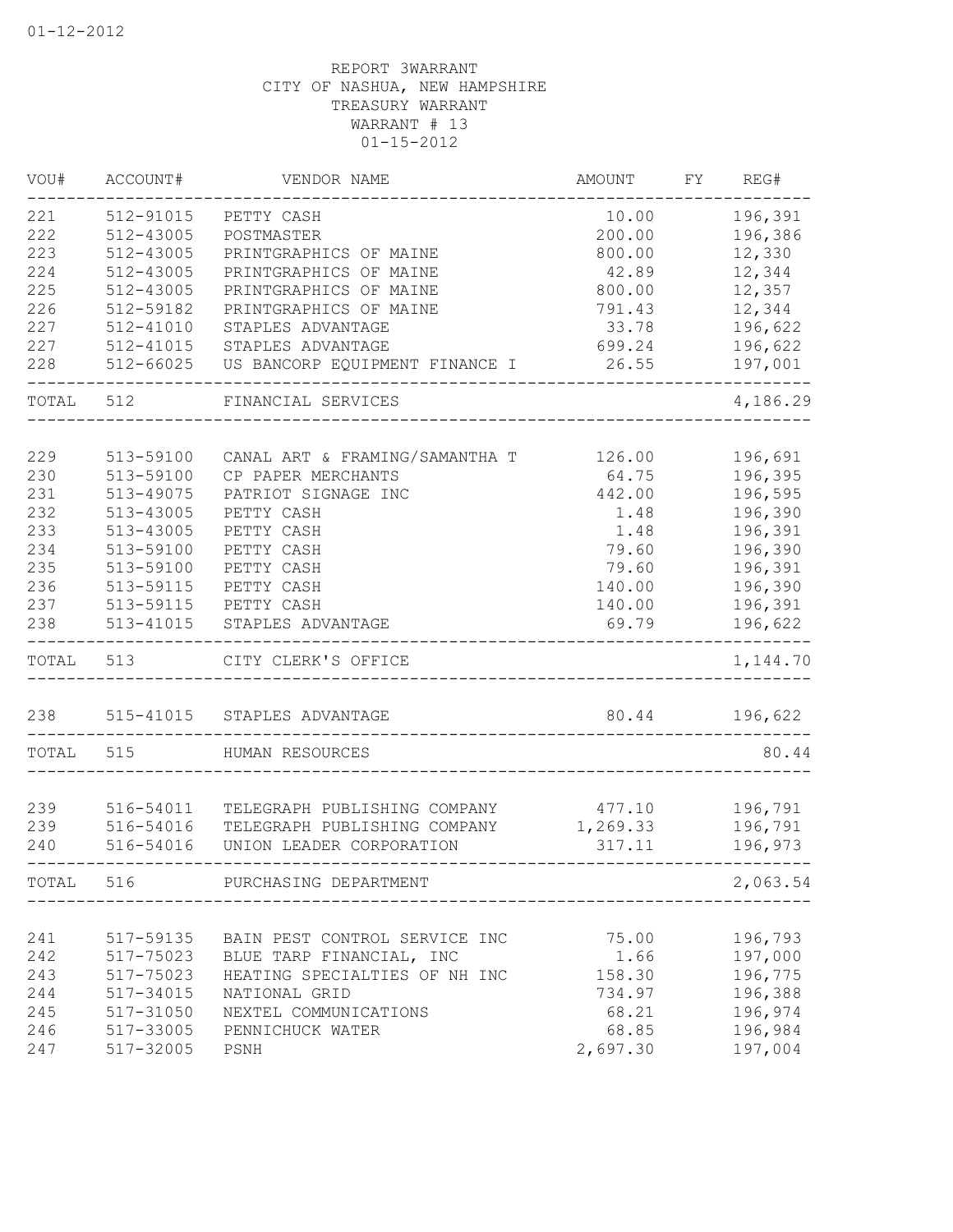REPORT 3WARRANT
CITY OF NASHUA, NEW HAMPSHIRE
TREASURY WARRANT
WARRANT # 13
01-15-2012

| VOU# | ACCOUNT# | VENDOR NAME | AMOUNT | FY | REG# |
|---|---|---|---|---|---|
| 221 | 512-91015 | PETTY CASH | 10.00 | | 196,391 |
| 222 | 512-43005 | POSTMASTER | 200.00 | | 196,386 |
| 223 | 512-43005 | PRINTGRAPHICS OF MAINE | 800.00 | | 12,330 |
| 224 | 512-43005 | PRINTGRAPHICS OF MAINE | 42.89 | | 12,344 |
| 225 | 512-43005 | PRINTGRAPHICS OF MAINE | 800.00 | | 12,357 |
| 226 | 512-59182 | PRINTGRAPHICS OF MAINE | 791.43 | | 12,344 |
| 227 | 512-41010 | STAPLES ADVANTAGE | 33.78 | | 196,622 |
| 227 | 512-41015 | STAPLES ADVANTAGE | 699.24 | | 196,622 |
| 228 | 512-66025 | US BANCORP EQUIPMENT FINANCE I | 26.55 | | 197,001 |
| TOTAL | 512 | FINANCIAL SERVICES | | | 4,186.29 |
| 229 | 513-59100 | CANAL ART & FRAMING/SAMANTHA T | 126.00 | | 196,691 |
| 230 | 513-59100 | CP PAPER MERCHANTS | 64.75 | | 196,395 |
| 231 | 513-49075 | PATRIOT SIGNAGE INC | 442.00 | | 196,595 |
| 232 | 513-43005 | PETTY CASH | 1.48 | | 196,390 |
| 233 | 513-43005 | PETTY CASH | 1.48 | | 196,391 |
| 234 | 513-59100 | PETTY CASH | 79.60 | | 196,390 |
| 235 | 513-59100 | PETTY CASH | 79.60 | | 196,391 |
| 236 | 513-59115 | PETTY CASH | 140.00 | | 196,390 |
| 237 | 513-59115 | PETTY CASH | 140.00 | | 196,391 |
| 238 | 513-41015 | STAPLES ADVANTAGE | 69.79 | | 196,622 |
| TOTAL | 513 | CITY CLERK'S OFFICE | | | 1,144.70 |
| 238 | 515-41015 | STAPLES ADVANTAGE | 80.44 | | 196,622 |
| TOTAL | 515 | HUMAN RESOURCES | | | 80.44 |
| 239 | 516-54011 | TELEGRAPH PUBLISHING COMPANY | 477.10 | | 196,791 |
| 239 | 516-54016 | TELEGRAPH PUBLISHING COMPANY | 1,269.33 | | 196,791 |
| 240 | 516-54016 | UNION LEADER CORPORATION | 317.11 | | 196,973 |
| TOTAL | 516 | PURCHASING DEPARTMENT | | | 2,063.54 |
| 241 | 517-59135 | BAIN PEST CONTROL SERVICE INC | 75.00 | | 196,793 |
| 242 | 517-75023 | BLUE TARP FINANCIAL, INC | 1.66 | | 197,000 |
| 243 | 517-75023 | HEATING SPECIALTIES OF NH INC | 158.30 | | 196,775 |
| 244 | 517-34015 | NATIONAL GRID | 734.97 | | 196,388 |
| 245 | 517-31050 | NEXTEL COMMUNICATIONS | 68.21 | | 196,974 |
| 246 | 517-33005 | PENNICHUCK WATER | 68.85 | | 196,984 |
| 247 | 517-32005 | PSNH | 2,697.30 | | 197,004 |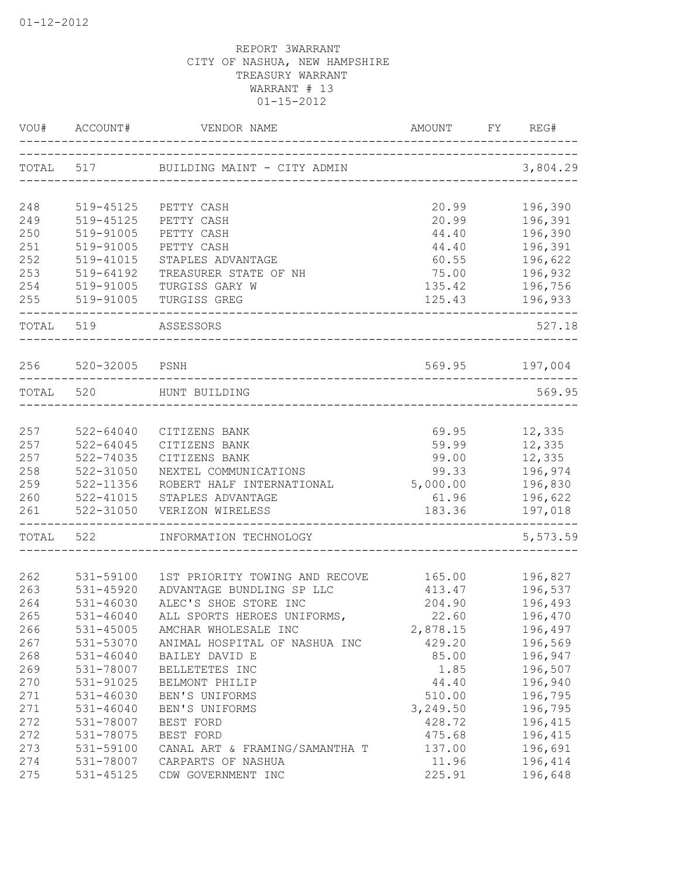REPORT 3WARRANT
CITY OF NASHUA, NEW HAMPSHIRE
TREASURY WARRANT
WARRANT # 13
01-15-2012

| VOU# | ACCOUNT# | VENDOR NAME | AMOUNT | FY | REG# |
|---|---|---|---|---|---|
| TOTAL | 517 | BUILDING MAINT - CITY ADMIN | | | 3,804.29 |
| 248 | 519-45125 | PETTY CASH | 20.99 | | 196,390 |
| 249 | 519-45125 | PETTY CASH | 20.99 | | 196,391 |
| 250 | 519-91005 | PETTY CASH | 44.40 | | 196,390 |
| 251 | 519-91005 | PETTY CASH | 44.40 | | 196,391 |
| 252 | 519-41015 | STAPLES ADVANTAGE | 60.55 | | 196,622 |
| 253 | 519-64192 | TREASURER STATE OF NH | 75.00 | | 196,932 |
| 254 | 519-91005 | TURGISS GARY W | 135.42 | | 196,756 |
| 255 | 519-91005 | TURGISS GREG | 125.43 | | 196,933 |
| TOTAL | 519 | ASSESSORS | | | 527.18 |
| 256 | 520-32005 | PSNH | 569.95 | | 197,004 |
| TOTAL | 520 | HUNT BUILDING | | | 569.95 |
| 257 | 522-64040 | CITIZENS BANK | 69.95 | | 12,335 |
| 257 | 522-64045 | CITIZENS BANK | 59.99 | | 12,335 |
| 257 | 522-74035 | CITIZENS BANK | 99.00 | | 12,335 |
| 258 | 522-31050 | NEXTEL COMMUNICATIONS | 99.33 | | 196,974 |
| 259 | 522-11356 | ROBERT HALF INTERNATIONAL | 5,000.00 | | 196,830 |
| 260 | 522-41015 | STAPLES ADVANTAGE | 61.96 | | 196,622 |
| 261 | 522-31050 | VERIZON WIRELESS | 183.36 | | 197,018 |
| TOTAL | 522 | INFORMATION TECHNOLOGY | | | 5,573.59 |
| 262 | 531-59100 | 1ST PRIORITY TOWING AND RECOVE | 165.00 | | 196,827 |
| 263 | 531-45920 | ADVANTAGE BUNDLING SP LLC | 413.47 | | 196,537 |
| 264 | 531-46030 | ALEC'S SHOE STORE INC | 204.90 | | 196,493 |
| 265 | 531-46040 | ALL SPORTS HEROES UNIFORMS, | 22.60 | | 196,470 |
| 266 | 531-45005 | AMCHAR WHOLESALE INC | 2,878.15 | | 196,497 |
| 267 | 531-53070 | ANIMAL HOSPITAL OF NASHUA INC | 429.20 | | 196,569 |
| 268 | 531-46040 | BAILEY DAVID E | 85.00 | | 196,947 |
| 269 | 531-78007 | BELLETETES INC | 1.85 | | 196,507 |
| 270 | 531-91025 | BELMONT PHILIP | 44.40 | | 196,940 |
| 271 | 531-46030 | BEN'S UNIFORMS | 510.00 | | 196,795 |
| 271 | 531-46040 | BEN'S UNIFORMS | 3,249.50 | | 196,795 |
| 272 | 531-78007 | BEST FORD | 428.72 | | 196,415 |
| 272 | 531-78075 | BEST FORD | 475.68 | | 196,415 |
| 273 | 531-59100 | CANAL ART & FRAMING/SAMANTHA T | 137.00 | | 196,691 |
| 274 | 531-78007 | CARPARTS OF NASHUA | 11.96 | | 196,414 |
| 275 | 531-45125 | CDW GOVERNMENT INC | 225.91 | | 196,648 |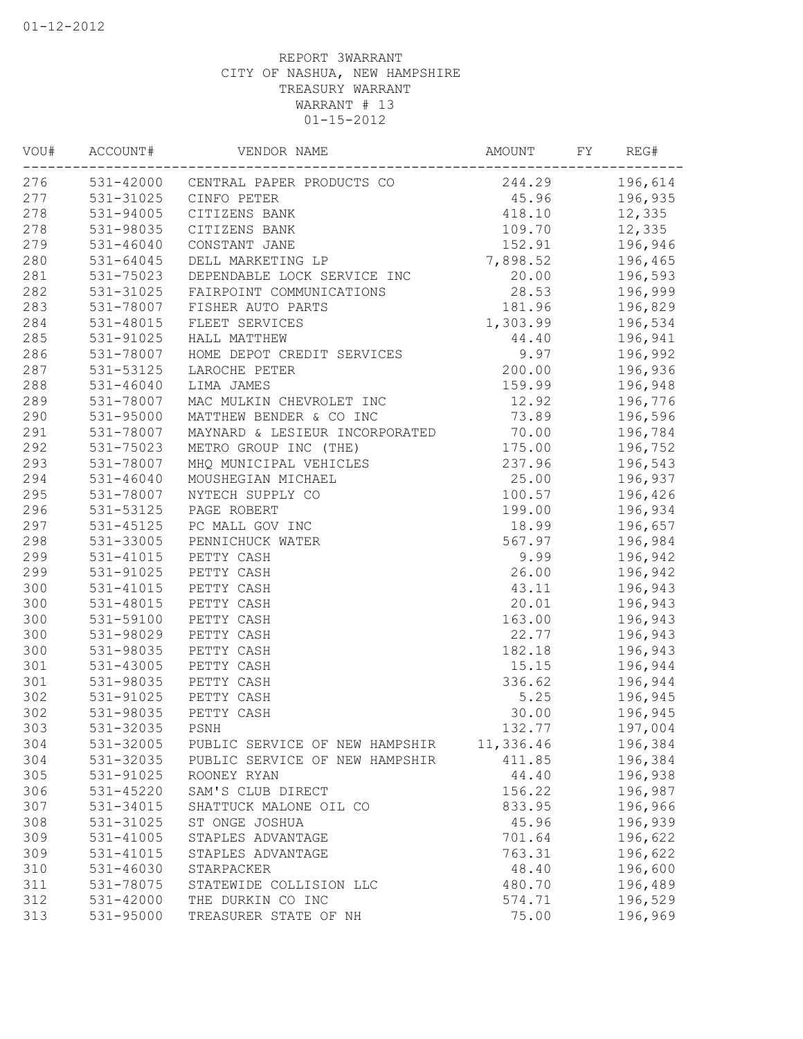REPORT 3WARRANT
CITY OF NASHUA, NEW HAMPSHIRE
TREASURY WARRANT
WARRANT # 13
01-15-2012

| VOU# | ACCOUNT# | VENDOR NAME | AMOUNT | FY | REG# |
|---|---|---|---|---|---|
| 276 | 531-42000 | CENTRAL PAPER PRODUCTS CO | 244.29 | | 196,614 |
| 277 | 531-31025 | CINFO PETER | 45.96 | | 196,935 |
| 278 | 531-94005 | CITIZENS BANK | 418.10 | | 12,335 |
| 278 | 531-98035 | CITIZENS BANK | 109.70 | | 12,335 |
| 279 | 531-46040 | CONSTANT JANE | 152.91 | | 196,946 |
| 280 | 531-64045 | DELL MARKETING LP | 7,898.52 | | 196,465 |
| 281 | 531-75023 | DEPENDABLE LOCK SERVICE INC | 20.00 | | 196,593 |
| 282 | 531-31025 | FAIRPOINT COMMUNICATIONS | 28.53 | | 196,999 |
| 283 | 531-78007 | FISHER AUTO PARTS | 181.96 | | 196,829 |
| 284 | 531-48015 | FLEET SERVICES | 1,303.99 | | 196,534 |
| 285 | 531-91025 | HALL MATTHEW | 44.40 | | 196,941 |
| 286 | 531-78007 | HOME DEPOT CREDIT SERVICES | 9.97 | | 196,992 |
| 287 | 531-53125 | LAROCHE PETER | 200.00 | | 196,936 |
| 288 | 531-46040 | LIMA JAMES | 159.99 | | 196,948 |
| 289 | 531-78007 | MAC MULKIN CHEVROLET INC | 12.92 | | 196,776 |
| 290 | 531-95000 | MATTHEW BENDER & CO INC | 73.89 | | 196,596 |
| 291 | 531-78007 | MAYNARD & LESIEUR INCORPORATED | 70.00 | | 196,784 |
| 292 | 531-75023 | METRO GROUP INC (THE) | 175.00 | | 196,752 |
| 293 | 531-78007 | MHQ MUNICIPAL VEHICLES | 237.96 | | 196,543 |
| 294 | 531-46040 | MOUSHEGIAN MICHAEL | 25.00 | | 196,937 |
| 295 | 531-78007 | NYTECH SUPPLY CO | 100.57 | | 196,426 |
| 296 | 531-53125 | PAGE ROBERT | 199.00 | | 196,934 |
| 297 | 531-45125 | PC MALL GOV INC | 18.99 | | 196,657 |
| 298 | 531-33005 | PENNICHUCK WATER | 567.97 | | 196,984 |
| 299 | 531-41015 | PETTY CASH | 9.99 | | 196,942 |
| 299 | 531-91025 | PETTY CASH | 26.00 | | 196,942 |
| 300 | 531-41015 | PETTY CASH | 43.11 | | 196,943 |
| 300 | 531-48015 | PETTY CASH | 20.01 | | 196,943 |
| 300 | 531-59100 | PETTY CASH | 163.00 | | 196,943 |
| 300 | 531-98029 | PETTY CASH | 22.77 | | 196,943 |
| 300 | 531-98035 | PETTY CASH | 182.18 | | 196,943 |
| 301 | 531-43005 | PETTY CASH | 15.15 | | 196,944 |
| 301 | 531-98035 | PETTY CASH | 336.62 | | 196,944 |
| 302 | 531-91025 | PETTY CASH | 5.25 | | 196,945 |
| 302 | 531-98035 | PETTY CASH | 30.00 | | 196,945 |
| 303 | 531-32035 | PSNH | 132.77 | | 197,004 |
| 304 | 531-32005 | PUBLIC SERVICE OF NEW HAMPSHIR | 11,336.46 | | 196,384 |
| 304 | 531-32035 | PUBLIC SERVICE OF NEW HAMPSHIR | 411.85 | | 196,384 |
| 305 | 531-91025 | ROONEY RYAN | 44.40 | | 196,938 |
| 306 | 531-45220 | SAM'S CLUB DIRECT | 156.22 | | 196,987 |
| 307 | 531-34015 | SHATTUCK MALONE OIL CO | 833.95 | | 196,966 |
| 308 | 531-31025 | ST ONGE JOSHUA | 45.96 | | 196,939 |
| 309 | 531-41005 | STAPLES ADVANTAGE | 701.64 | | 196,622 |
| 309 | 531-41015 | STAPLES ADVANTAGE | 763.31 | | 196,622 |
| 310 | 531-46030 | STARPACKER | 48.40 | | 196,600 |
| 311 | 531-78075 | STATEWIDE COLLISION LLC | 480.70 | | 196,489 |
| 312 | 531-42000 | THE DURKIN CO INC | 574.71 | | 196,529 |
| 313 | 531-95000 | TREASURER STATE OF NH | 75.00 | | 196,969 |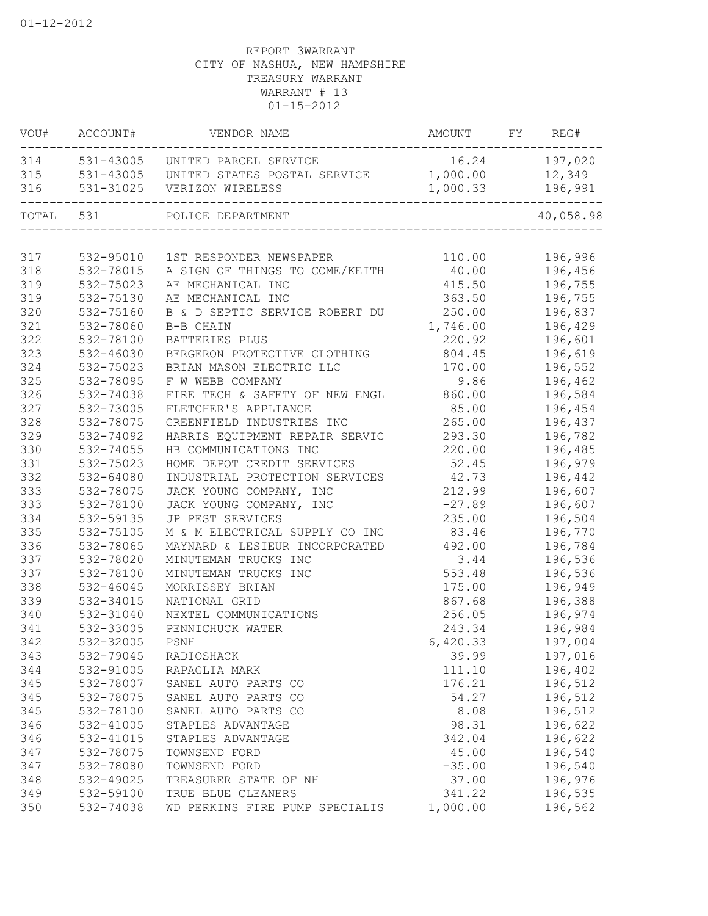01-12-2012

REPORT 3WARRANT
CITY OF NASHUA, NEW HAMPSHIRE
TREASURY WARRANT
WARRANT # 13
01-15-2012

| VOU# | ACCOUNT# | VENDOR NAME | AMOUNT | FY | REG# |
|---|---|---|---|---|---|
| 314 | 531-43005 | UNITED PARCEL SERVICE | 16.24 | | 197,020 |
| 315 | 531-43005 | UNITED STATES POSTAL SERVICE | 1,000.00 | | 12,349 |
| 316 | 531-31025 | VERIZON WIRELESS | 1,000.33 | | 196,991 |
| TOTAL | 531 | POLICE DEPARTMENT | | | 40,058.98 |
| 317 | 532-95010 | 1ST RESPONDER NEWSPAPER | 110.00 | | 196,996 |
| 318 | 532-78015 | A SIGN OF THINGS TO COME/KEITH | 40.00 | | 196,456 |
| 319 | 532-75023 | AE MECHANICAL INC | 415.50 | | 196,755 |
| 319 | 532-75130 | AE MECHANICAL INC | 363.50 | | 196,755 |
| 320 | 532-75160 | B & D SEPTIC SERVICE ROBERT DU | 250.00 | | 196,837 |
| 321 | 532-78060 | B-B CHAIN | 1,746.00 | | 196,429 |
| 322 | 532-78100 | BATTERIES PLUS | 220.92 | | 196,601 |
| 323 | 532-46030 | BERGERON PROTECTIVE CLOTHING | 804.45 | | 196,619 |
| 324 | 532-75023 | BRIAN MASON ELECTRIC LLC | 170.00 | | 196,552 |
| 325 | 532-78095 | F W WEBB COMPANY | 9.86 | | 196,462 |
| 326 | 532-74038 | FIRE TECH & SAFETY OF NEW ENGL | 860.00 | | 196,584 |
| 327 | 532-73005 | FLETCHER'S APPLIANCE | 85.00 | | 196,454 |
| 328 | 532-78075 | GREENFIELD INDUSTRIES INC | 265.00 | | 196,437 |
| 329 | 532-74092 | HARRIS EQUIPMENT REPAIR SERVIC | 293.30 | | 196,782 |
| 330 | 532-74055 | HB COMMUNICATIONS INC | 220.00 | | 196,485 |
| 331 | 532-75023 | HOME DEPOT CREDIT SERVICES | 52.45 | | 196,979 |
| 332 | 532-64080 | INDUSTRIAL PROTECTION SERVICES | 42.73 | | 196,442 |
| 333 | 532-78075 | JACK YOUNG COMPANY, INC | 212.99 | | 196,607 |
| 333 | 532-78100 | JACK YOUNG COMPANY, INC | -27.89 | | 196,607 |
| 334 | 532-59135 | JP PEST SERVICES | 235.00 | | 196,504 |
| 335 | 532-75105 | M & M ELECTRICAL SUPPLY CO INC | 83.46 | | 196,770 |
| 336 | 532-78065 | MAYNARD & LESIEUR INCORPORATED | 492.00 | | 196,784 |
| 337 | 532-78020 | MINUTEMAN TRUCKS INC | 3.44 | | 196,536 |
| 337 | 532-78100 | MINUTEMAN TRUCKS INC | 553.48 | | 196,536 |
| 338 | 532-46045 | MORRISSEY BRIAN | 175.00 | | 196,949 |
| 339 | 532-34015 | NATIONAL GRID | 867.68 | | 196,388 |
| 340 | 532-31040 | NEXTEL COMMUNICATIONS | 256.05 | | 196,974 |
| 341 | 532-33005 | PENNICHUCK WATER | 243.34 | | 196,984 |
| 342 | 532-32005 | PSNH | 6,420.33 | | 197,004 |
| 343 | 532-79045 | RADIOSHACK | 39.99 | | 197,016 |
| 344 | 532-91005 | RAPAGLIA MARK | 111.10 | | 196,402 |
| 345 | 532-78007 | SANEL AUTO PARTS CO | 176.21 | | 196,512 |
| 345 | 532-78075 | SANEL AUTO PARTS CO | 54.27 | | 196,512 |
| 345 | 532-78100 | SANEL AUTO PARTS CO | 8.08 | | 196,512 |
| 346 | 532-41005 | STAPLES ADVANTAGE | 98.31 | | 196,622 |
| 346 | 532-41015 | STAPLES ADVANTAGE | 342.04 | | 196,622 |
| 347 | 532-78075 | TOWNSEND FORD | 45.00 | | 196,540 |
| 347 | 532-78080 | TOWNSEND FORD | -35.00 | | 196,540 |
| 348 | 532-49025 | TREASURER STATE OF NH | 37.00 | | 196,976 |
| 349 | 532-59100 | TRUE BLUE CLEANERS | 341.22 | | 196,535 |
| 350 | 532-74038 | WD PERKINS FIRE PUMP SPECIALIS | 1,000.00 | | 196,562 |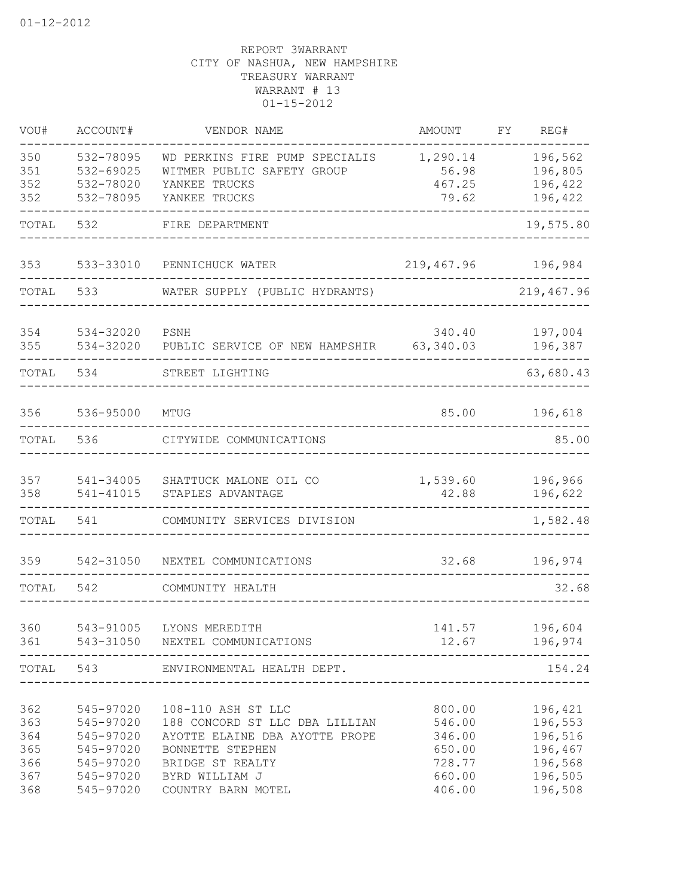REPORT 3WARRANT
CITY OF NASHUA, NEW HAMPSHIRE
TREASURY WARRANT
WARRANT # 13
01-15-2012

| VOU# | ACCOUNT# | VENDOR NAME | AMOUNT | FY | REG# |
|---|---|---|---|---|---|
| 350 | 532-78095 | WD PERKINS FIRE PUMP SPECIALIS | 1,290.14 | | 196,562 |
| 351 | 532-69025 | WITMER PUBLIC SAFETY GROUP | 56.98 | | 196,805 |
| 352 | 532-78020 | YANKEE TRUCKS | 467.25 | | 196,422 |
| 352 | 532-78095 | YANKEE TRUCKS | 79.62 | | 196,422 |
| TOTAL | 532 | FIRE DEPARTMENT | | | 19,575.80 |
| 353 | 533-33010 | PENNICHUCK WATER | 219,467.96 | | 196,984 |
| TOTAL | 533 | WATER SUPPLY (PUBLIC HYDRANTS) | | | 219,467.96 |
| 354 | 534-32020 | PSNH | 340.40 | | 197,004 |
| 355 | 534-32020 | PUBLIC SERVICE OF NEW HAMPSHIR | 63,340.03 | | 196,387 |
| TOTAL | 534 | STREET LIGHTING | | | 63,680.43 |
| 356 | 536-95000 | MTUG | 85.00 | | 196,618 |
| TOTAL | 536 | CITYWIDE COMMUNICATIONS | | | 85.00 |
| 357 | 541-34005 | SHATTUCK MALONE OIL CO | 1,539.60 | | 196,966 |
| 358 | 541-41015 | STAPLES ADVANTAGE | 42.88 | | 196,622 |
| TOTAL | 541 | COMMUNITY SERVICES DIVISION | | | 1,582.48 |
| 359 | 542-31050 | NEXTEL COMMUNICATIONS | 32.68 | | 196,974 |
| TOTAL | 542 | COMMUNITY HEALTH | | | 32.68 |
| 360 | 543-91005 | LYONS MEREDITH | 141.57 | | 196,604 |
| 361 | 543-31050 | NEXTEL COMMUNICATIONS | 12.67 | | 196,974 |
| TOTAL | 543 | ENVIRONMENTAL HEALTH DEPT. | | | 154.24 |
| 362 | 545-97020 | 108-110 ASH ST LLC | 800.00 | | 196,421 |
| 363 | 545-97020 | 188 CONCORD ST LLC DBA LILLIAN | 546.00 | | 196,553 |
| 364 | 545-97020 | AYOTTE ELAINE DBA AYOTTE PROPE | 346.00 | | 196,516 |
| 365 | 545-97020 | BONNETTE STEPHEN | 650.00 | | 196,467 |
| 366 | 545-97020 | BRIDGE ST REALTY | 728.77 | | 196,568 |
| 367 | 545-97020 | BYRD WILLIAM J | 660.00 | | 196,505 |
| 368 | 545-97020 | COUNTRY BARN MOTEL | 406.00 | | 196,508 |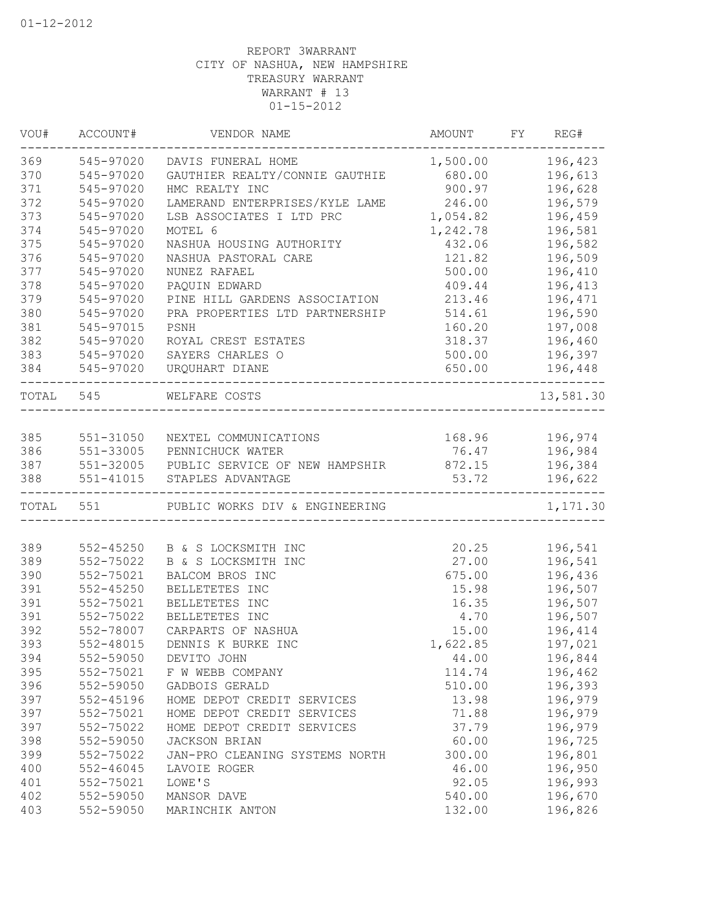01-12-2012

REPORT 3WARRANT
CITY OF NASHUA, NEW HAMPSHIRE
TREASURY WARRANT
WARRANT # 13
01-15-2012

| VOU# | ACCOUNT# | VENDOR NAME | AMOUNT | FY | REG# |
|---|---|---|---|---|---|
| 369 | 545-97020 | DAVIS FUNERAL HOME | 1,500.00 | | 196,423 |
| 370 | 545-97020 | GAUTHIER REALTY/CONNIE GAUTHIE | 680.00 | | 196,613 |
| 371 | 545-97020 | HMC REALTY INC | 900.97 | | 196,628 |
| 372 | 545-97020 | LAMERAND ENTERPRISES/KYLE LAME | 246.00 | | 196,579 |
| 373 | 545-97020 | LSB ASSOCIATES I LTD PRC | 1,054.82 | | 196,459 |
| 374 | 545-97020 | MOTEL 6 | 1,242.78 | | 196,581 |
| 375 | 545-97020 | NASHUA HOUSING AUTHORITY | 432.06 | | 196,582 |
| 376 | 545-97020 | NASHUA PASTORAL CARE | 121.82 | | 196,509 |
| 377 | 545-97020 | NUNEZ RAFAEL | 500.00 | | 196,410 |
| 378 | 545-97020 | PAQUIN EDWARD | 409.44 | | 196,413 |
| 379 | 545-97020 | PINE HILL GARDENS ASSOCIATION | 213.46 | | 196,471 |
| 380 | 545-97020 | PRA PROPERTIES LTD PARTNERSHIP | 514.61 | | 196,590 |
| 381 | 545-97015 | PSNH | 160.20 | | 197,008 |
| 382 | 545-97020 | ROYAL CREST ESTATES | 318.37 | | 196,460 |
| 383 | 545-97020 | SAYERS CHARLES O | 500.00 | | 196,397 |
| 384 | 545-97020 | URQUHART DIANE | 650.00 | | 196,448 |
| TOTAL | 545 | WELFARE COSTS | | | 13,581.30 |
| 385 | 551-31050 | NEXTEL COMMUNICATIONS | 168.96 | | 196,974 |
| 386 | 551-33005 | PENNICHUCK WATER | 76.47 | | 196,984 |
| 387 | 551-32005 | PUBLIC SERVICE OF NEW HAMPSHIR | 872.15 | | 196,384 |
| 388 | 551-41015 | STAPLES ADVANTAGE | 53.72 | | 196,622 |
| TOTAL | 551 | PUBLIC WORKS DIV & ENGINEERING | | | 1,171.30 |
| 389 | 552-45250 | B & S LOCKSMITH INC | 20.25 | | 196,541 |
| 389 | 552-75022 | B & S LOCKSMITH INC | 27.00 | | 196,541 |
| 390 | 552-75021 | BALCOM BROS INC | 675.00 | | 196,436 |
| 391 | 552-45250 | BELLETETES INC | 15.98 | | 196,507 |
| 391 | 552-75021 | BELLETETES INC | 16.35 | | 196,507 |
| 391 | 552-75022 | BELLETETES INC | 4.70 | | 196,507 |
| 392 | 552-78007 | CARPARTS OF NASHUA | 15.00 | | 196,414 |
| 393 | 552-48015 | DENNIS K BURKE INC | 1,622.85 | | 197,021 |
| 394 | 552-59050 | DEVITO JOHN | 44.00 | | 196,844 |
| 395 | 552-75021 | F W WEBB COMPANY | 114.74 | | 196,462 |
| 396 | 552-59050 | GADBOIS GERALD | 510.00 | | 196,393 |
| 397 | 552-45196 | HOME DEPOT CREDIT SERVICES | 13.98 | | 196,979 |
| 397 | 552-75021 | HOME DEPOT CREDIT SERVICES | 71.88 | | 196,979 |
| 397 | 552-75022 | HOME DEPOT CREDIT SERVICES | 37.79 | | 196,979 |
| 398 | 552-59050 | JACKSON BRIAN | 60.00 | | 196,725 |
| 399 | 552-75022 | JAN-PRO CLEANING SYSTEMS NORTH | 300.00 | | 196,801 |
| 400 | 552-46045 | LAVOIE ROGER | 46.00 | | 196,950 |
| 401 | 552-75021 | LOWE'S | 92.05 | | 196,993 |
| 402 | 552-59050 | MANSOR DAVE | 540.00 | | 196,670 |
| 403 | 552-59050 | MARINCHIK ANTON | 132.00 | | 196,826 |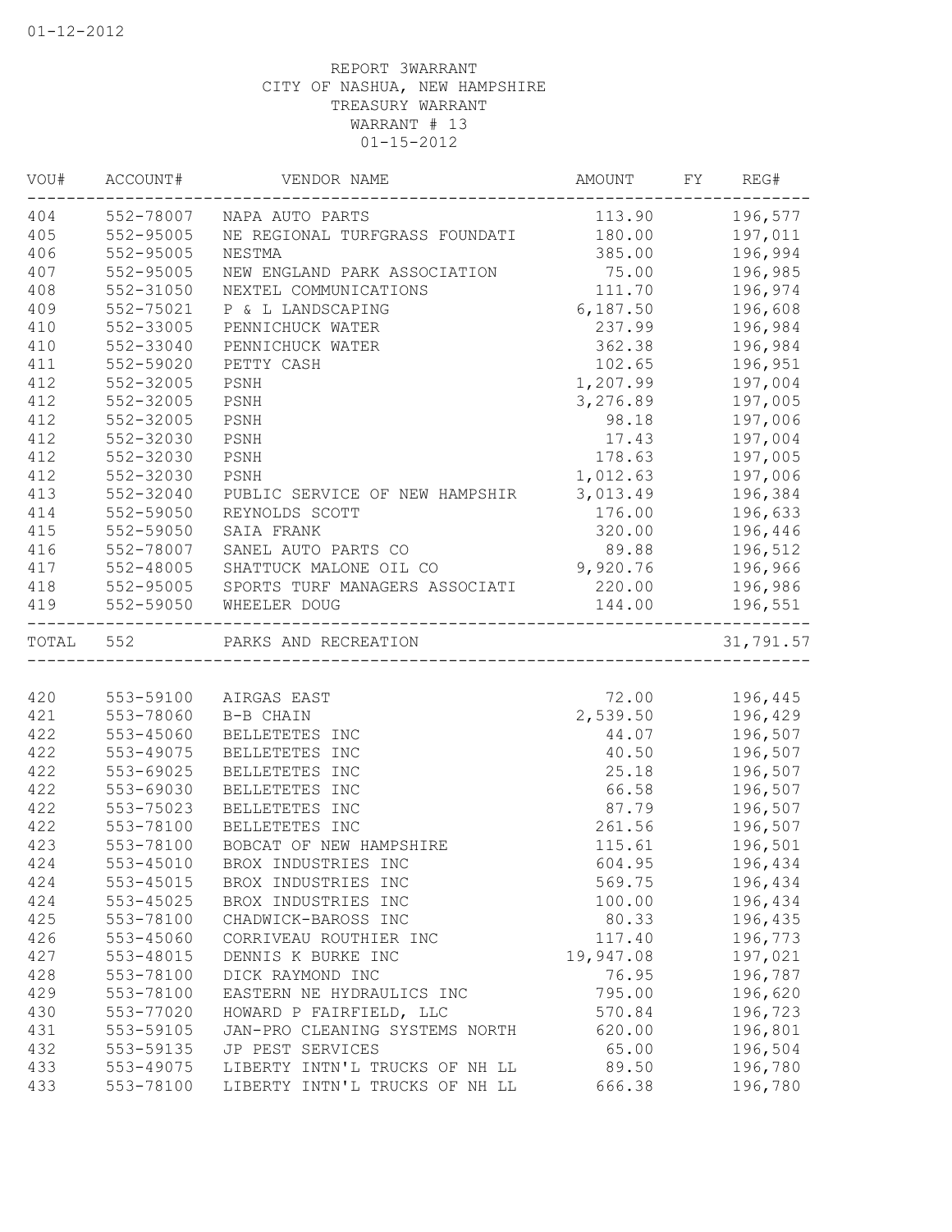REPORT 3WARRANT
CITY OF NASHUA, NEW HAMPSHIRE
TREASURY WARRANT
WARRANT # 13
01-15-2012

| VOU# | ACCOUNT# | VENDOR NAME | AMOUNT | FY | REG# |
|---|---|---|---|---|---|
| 404 | 552-78007 | NAPA AUTO PARTS | 113.90 | | 196,577 |
| 405 | 552-95005 | NE REGIONAL TURFGRASS FOUNDATI | 180.00 | | 197,011 |
| 406 | 552-95005 | NESTMA | 385.00 | | 196,994 |
| 407 | 552-95005 | NEW ENGLAND PARK ASSOCIATION | 75.00 | | 196,985 |
| 408 | 552-31050 | NEXTEL COMMUNICATIONS | 111.70 | | 196,974 |
| 409 | 552-75021 | P & L LANDSCAPING | 6,187.50 | | 196,608 |
| 410 | 552-33005 | PENNICHUCK WATER | 237.99 | | 196,984 |
| 410 | 552-33040 | PENNICHUCK WATER | 362.38 | | 196,984 |
| 411 | 552-59020 | PETTY CASH | 102.65 | | 196,951 |
| 412 | 552-32005 | PSNH | 1,207.99 | | 197,004 |
| 412 | 552-32005 | PSNH | 3,276.89 | | 197,005 |
| 412 | 552-32005 | PSNH | 98.18 | | 197,006 |
| 412 | 552-32030 | PSNH | 17.43 | | 197,004 |
| 412 | 552-32030 | PSNH | 178.63 | | 197,005 |
| 412 | 552-32030 | PSNH | 1,012.63 | | 197,006 |
| 413 | 552-32040 | PUBLIC SERVICE OF NEW HAMPSHIR | 3,013.49 | | 196,384 |
| 414 | 552-59050 | REYNOLDS SCOTT | 176.00 | | 196,633 |
| 415 | 552-59050 | SAIA FRANK | 320.00 | | 196,446 |
| 416 | 552-78007 | SANEL AUTO PARTS CO | 89.88 | | 196,512 |
| 417 | 552-48005 | SHATTUCK MALONE OIL CO | 9,920.76 | | 196,966 |
| 418 | 552-95005 | SPORTS TURF MANAGERS ASSOCIATI | 220.00 | | 196,986 |
| 419 | 552-59050 | WHEELER DOUG | 144.00 | | 196,551 |
| TOTAL | 552 | PARKS AND RECREATION | | | 31,791.57 |
| 420 | 553-59100 | AIRGAS EAST | 72.00 | | 196,445 |
| 421 | 553-78060 | B-B CHAIN | 2,539.50 | | 196,429 |
| 422 | 553-45060 | BELLETETES INC | 44.07 | | 196,507 |
| 422 | 553-49075 | BELLETETES INC | 40.50 | | 196,507 |
| 422 | 553-69025 | BELLETETES INC | 25.18 | | 196,507 |
| 422 | 553-69030 | BELLETETES INC | 66.58 | | 196,507 |
| 422 | 553-75023 | BELLETETES INC | 87.79 | | 196,507 |
| 422 | 553-78100 | BELLETETES INC | 261.56 | | 196,507 |
| 423 | 553-78100 | BOBCAT OF NEW HAMPSHIRE | 115.61 | | 196,501 |
| 424 | 553-45010 | BROX INDUSTRIES INC | 604.95 | | 196,434 |
| 424 | 553-45015 | BROX INDUSTRIES INC | 569.75 | | 196,434 |
| 424 | 553-45025 | BROX INDUSTRIES INC | 100.00 | | 196,434 |
| 425 | 553-78100 | CHADWICK-BAROSS INC | 80.33 | | 196,435 |
| 426 | 553-45060 | CORRIVEAU ROUTHIER INC | 117.40 | | 196,773 |
| 427 | 553-48015 | DENNIS K BURKE INC | 19,947.08 | | 197,021 |
| 428 | 553-78100 | DICK RAYMOND INC | 76.95 | | 196,787 |
| 429 | 553-78100 | EASTERN NE HYDRAULICS INC | 795.00 | | 196,620 |
| 430 | 553-77020 | HOWARD P FAIRFIELD, LLC | 570.84 | | 196,723 |
| 431 | 553-59105 | JAN-PRO CLEANING SYSTEMS NORTH | 620.00 | | 196,801 |
| 432 | 553-59135 | JP PEST SERVICES | 65.00 | | 196,504 |
| 433 | 553-49075 | LIBERTY INTN'L TRUCKS OF NH LL | 89.50 | | 196,780 |
| 433 | 553-78100 | LIBERTY INTN'L TRUCKS OF NH LL | 666.38 | | 196,780 |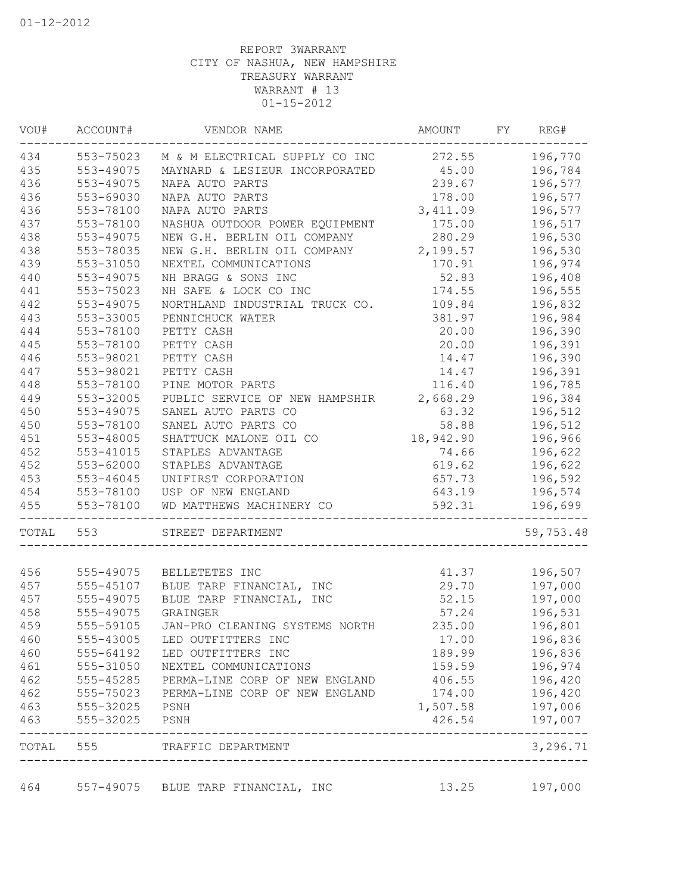01-12-2012

REPORT 3WARRANT
CITY OF NASHUA, NEW HAMPSHIRE
TREASURY WARRANT
WARRANT # 13
01-15-2012

| VOU# | ACCOUNT# | VENDOR NAME | AMOUNT | FY | REG# |
|---|---|---|---|---|---|
| 434 | 553-75023 | M & M ELECTRICAL SUPPLY CO INC | 272.55 | | 196,770 |
| 435 | 553-49075 | MAYNARD & LESIEUR INCORPORATED | 45.00 | | 196,784 |
| 436 | 553-49075 | NAPA AUTO PARTS | 239.67 | | 196,577 |
| 436 | 553-69030 | NAPA AUTO PARTS | 178.00 | | 196,577 |
| 436 | 553-78100 | NAPA AUTO PARTS | 3,411.09 | | 196,577 |
| 437 | 553-78100 | NASHUA OUTDOOR POWER EQUIPMENT | 175.00 | | 196,517 |
| 438 | 553-49075 | NEW G.H. BERLIN OIL COMPANY | 280.29 | | 196,530 |
| 438 | 553-78035 | NEW G.H. BERLIN OIL COMPANY | 2,199.57 | | 196,530 |
| 439 | 553-31050 | NEXTEL COMMUNICATIONS | 170.91 | | 196,974 |
| 440 | 553-49075 | NH BRAGG & SONS INC | 52.83 | | 196,408 |
| 441 | 553-75023 | NH SAFE & LOCK CO INC | 174.55 | | 196,555 |
| 442 | 553-49075 | NORTHLAND INDUSTRIAL TRUCK CO. | 109.84 | | 196,832 |
| 443 | 553-33005 | PENNICHUCK WATER | 381.97 | | 196,984 |
| 444 | 553-78100 | PETTY CASH | 20.00 | | 196,390 |
| 445 | 553-78100 | PETTY CASH | 20.00 | | 196,391 |
| 446 | 553-98021 | PETTY CASH | 14.47 | | 196,390 |
| 447 | 553-98021 | PETTY CASH | 14.47 | | 196,391 |
| 448 | 553-78100 | PINE MOTOR PARTS | 116.40 | | 196,785 |
| 449 | 553-32005 | PUBLIC SERVICE OF NEW HAMPSHIR | 2,668.29 | | 196,384 |
| 450 | 553-49075 | SANEL AUTO PARTS CO | 63.32 | | 196,512 |
| 450 | 553-78100 | SANEL AUTO PARTS CO | 58.88 | | 196,512 |
| 451 | 553-48005 | SHATTUCK MALONE OIL CO | 18,942.90 | | 196,966 |
| 452 | 553-41015 | STAPLES ADVANTAGE | 74.66 | | 196,622 |
| 452 | 553-62000 | STAPLES ADVANTAGE | 619.62 | | 196,622 |
| 453 | 553-46045 | UNIFIRST CORPORATION | 657.73 | | 196,592 |
| 454 | 553-78100 | USP OF NEW ENGLAND | 643.19 | | 196,574 |
| 455 | 553-78100 | WD MATTHEWS MACHINERY CO | 592.31 | | 196,699 |
| TOTAL | 553 | STREET DEPARTMENT | | | 59,753.48 |
| 456 | 555-49075 | BELLETETES INC | 41.37 | | 196,507 |
| 457 | 555-45107 | BLUE TARP FINANCIAL, INC | 29.70 | | 197,000 |
| 457 | 555-49075 | BLUE TARP FINANCIAL, INC | 52.15 | | 197,000 |
| 458 | 555-49075 | GRAINGER | 57.24 | | 196,531 |
| 459 | 555-59105 | JAN-PRO CLEANING SYSTEMS NORTH | 235.00 | | 196,801 |
| 460 | 555-43005 | LED OUTFITTERS INC | 17.00 | | 196,836 |
| 460 | 555-64192 | LED OUTFITTERS INC | 189.99 | | 196,836 |
| 461 | 555-31050 | NEXTEL COMMUNICATIONS | 159.59 | | 196,974 |
| 462 | 555-45285 | PERMA-LINE CORP OF NEW ENGLAND | 406.55 | | 196,420 |
| 462 | 555-75023 | PERMA-LINE CORP OF NEW ENGLAND | 174.00 | | 196,420 |
| 463 | 555-32025 | PSNH | 1,507.58 | | 197,006 |
| 463 | 555-32025 | PSNH | 426.54 | | 197,007 |
| TOTAL | 555 | TRAFFIC DEPARTMENT | | | 3,296.71 |
| 464 | 557-49075 | BLUE TARP FINANCIAL, INC | 13.25 | | 197,000 |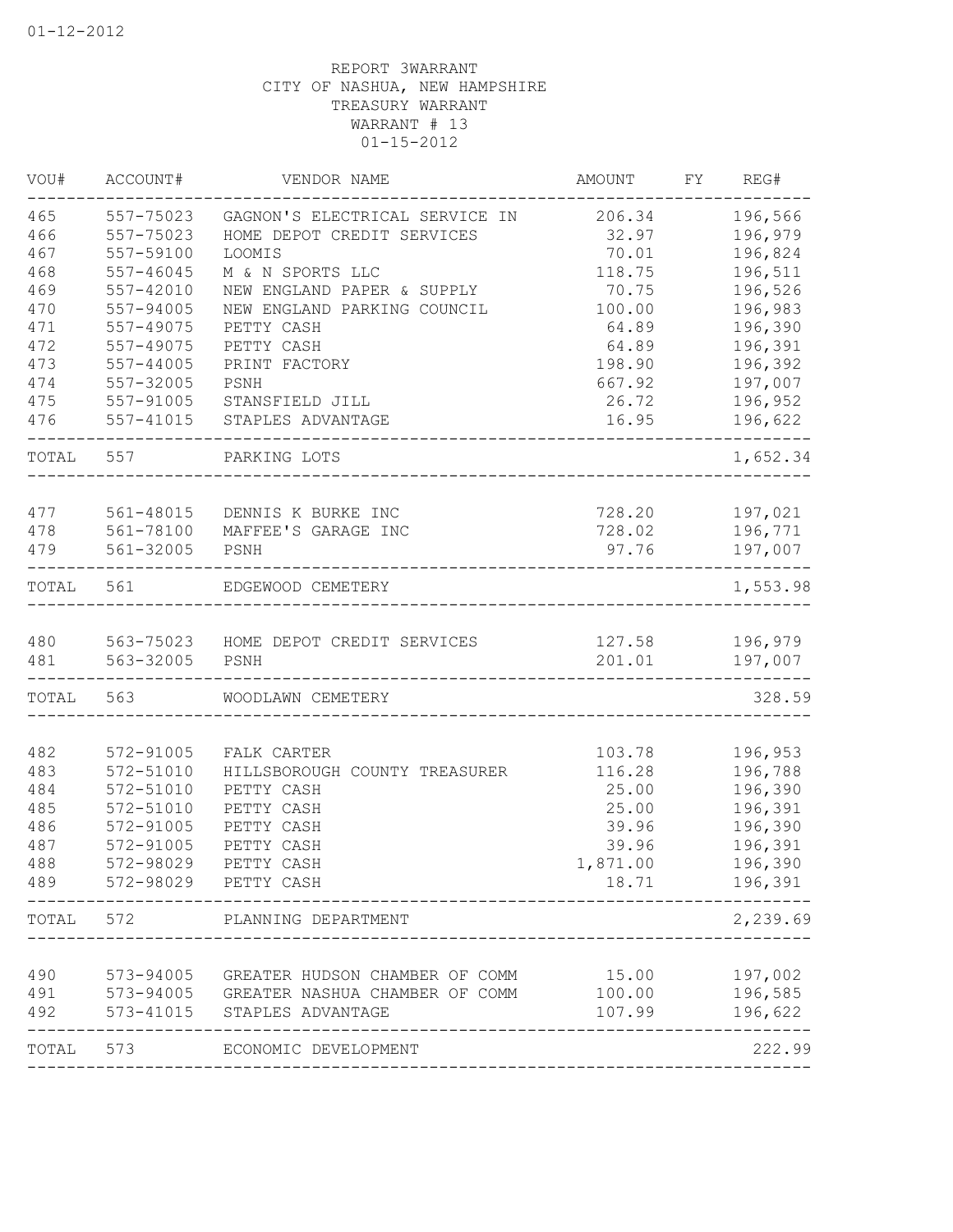01-12-2012

REPORT 3WARRANT
CITY OF NASHUA, NEW HAMPSHIRE
TREASURY WARRANT
WARRANT # 13
01-15-2012

| VOU# | ACCOUNT# | VENDOR NAME | AMOUNT | FY | REG# |
|---|---|---|---|---|---|
| 465 | 557-75023 | GAGNON'S ELECTRICAL SERVICE IN | 206.34 | | 196,566 |
| 466 | 557-75023 | HOME DEPOT CREDIT SERVICES | 32.97 | | 196,979 |
| 467 | 557-59100 | LOOMIS | 70.01 | | 196,824 |
| 468 | 557-46045 | M & N SPORTS LLC | 118.75 | | 196,511 |
| 469 | 557-42010 | NEW ENGLAND PAPER & SUPPLY | 70.75 | | 196,526 |
| 470 | 557-94005 | NEW ENGLAND PARKING COUNCIL | 100.00 | | 196,983 |
| 471 | 557-49075 | PETTY CASH | 64.89 | | 196,390 |
| 472 | 557-49075 | PETTY CASH | 64.89 | | 196,391 |
| 473 | 557-44005 | PRINT FACTORY | 198.90 | | 196,392 |
| 474 | 557-32005 | PSNH | 667.92 | | 197,007 |
| 475 | 557-91005 | STANSFIELD JILL | 26.72 | | 196,952 |
| 476 | 557-41015 | STAPLES ADVANTAGE | 16.95 | | 196,622 |
| TOTAL | 557 | PARKING LOTS | | | 1,652.34 |
| 477 | 561-48015 | DENNIS K BURKE INC | 728.20 | | 197,021 |
| 478 | 561-78100 | MAFFEE'S GARAGE INC | 728.02 | | 196,771 |
| 479 | 561-32005 | PSNH | 97.76 | | 197,007 |
| TOTAL | 561 | EDGEWOOD CEMETERY | | | 1,553.98 |
| 480 | 563-75023 | HOME DEPOT CREDIT SERVICES | 127.58 | | 196,979 |
| 481 | 563-32005 | PSNH | 201.01 | | 197,007 |
| TOTAL | 563 | WOODLAWN CEMETERY | | | 328.59 |
| 482 | 572-91005 | FALK CARTER | 103.78 | | 196,953 |
| 483 | 572-51010 | HILLSBOROUGH COUNTY TREASURER | 116.28 | | 196,788 |
| 484 | 572-51010 | PETTY CASH | 25.00 | | 196,390 |
| 485 | 572-51010 | PETTY CASH | 25.00 | | 196,391 |
| 486 | 572-91005 | PETTY CASH | 39.96 | | 196,390 |
| 487 | 572-91005 | PETTY CASH | 39.96 | | 196,391 |
| 488 | 572-98029 | PETTY CASH | 1,871.00 | | 196,390 |
| 489 | 572-98029 | PETTY CASH | 18.71 | | 196,391 |
| TOTAL | 572 | PLANNING DEPARTMENT | | | 2,239.69 |
| 490 | 573-94005 | GREATER HUDSON CHAMBER OF COMM | 15.00 | | 197,002 |
| 491 | 573-94005 | GREATER NASHUA CHAMBER OF COMM | 100.00 | | 196,585 |
| 492 | 573-41015 | STAPLES ADVANTAGE | 107.99 | | 196,622 |
| TOTAL | 573 | ECONOMIC DEVELOPMENT | | | 222.99 |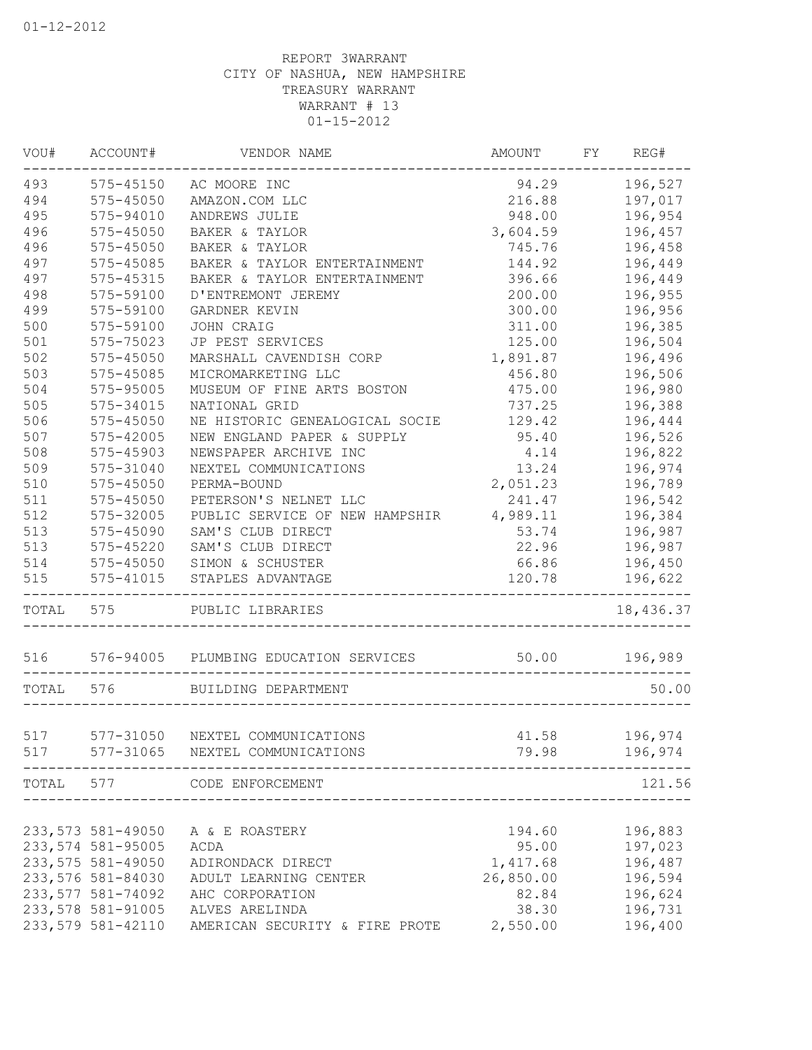01-12-2012

REPORT 3WARRANT
CITY OF NASHUA, NEW HAMPSHIRE
TREASURY WARRANT
WARRANT # 13
01-15-2012

| VOU# | ACCOUNT# | VENDOR NAME | AMOUNT | FY | REG# |
|---|---|---|---|---|---|
| 493 | 575-45150 | AC MOORE INC | 94.29 | | 196,527 |
| 494 | 575-45050 | AMAZON.COM LLC | 216.88 | | 197,017 |
| 495 | 575-94010 | ANDREWS JULIE | 948.00 | | 196,954 |
| 496 | 575-45050 | BAKER & TAYLOR | 3,604.59 | | 196,457 |
| 496 | 575-45050 | BAKER & TAYLOR | 745.76 | | 196,458 |
| 497 | 575-45085 | BAKER & TAYLOR ENTERTAINMENT | 144.92 | | 196,449 |
| 497 | 575-45315 | BAKER & TAYLOR ENTERTAINMENT | 396.66 | | 196,449 |
| 498 | 575-59100 | D'ENTREMONT JEREMY | 200.00 | | 196,955 |
| 499 | 575-59100 | GARDNER KEVIN | 300.00 | | 196,956 |
| 500 | 575-59100 | JOHN CRAIG | 311.00 | | 196,385 |
| 501 | 575-75023 | JP PEST SERVICES | 125.00 | | 196,504 |
| 502 | 575-45050 | MARSHALL CAVENDISH CORP | 1,891.87 | | 196,496 |
| 503 | 575-45085 | MICROMARKETING LLC | 456.80 | | 196,506 |
| 504 | 575-95005 | MUSEUM OF FINE ARTS BOSTON | 475.00 | | 196,980 |
| 505 | 575-34015 | NATIONAL GRID | 737.25 | | 196,388 |
| 506 | 575-45050 | NE HISTORIC GENEALOGICAL SOCIE | 129.42 | | 196,444 |
| 507 | 575-42005 | NEW ENGLAND PAPER & SUPPLY | 95.40 | | 196,526 |
| 508 | 575-45903 | NEWSPAPER ARCHIVE INC | 4.14 | | 196,822 |
| 509 | 575-31040 | NEXTEL COMMUNICATIONS | 13.24 | | 196,974 |
| 510 | 575-45050 | PERMA-BOUND | 2,051.23 | | 196,789 |
| 511 | 575-45050 | PETERSON'S NELNET LLC | 241.47 | | 196,542 |
| 512 | 575-32005 | PUBLIC SERVICE OF NEW HAMPSHIR | 4,989.11 | | 196,384 |
| 513 | 575-45090 | SAM'S CLUB DIRECT | 53.74 | | 196,987 |
| 513 | 575-45220 | SAM'S CLUB DIRECT | 22.96 | | 196,987 |
| 514 | 575-45050 | SIMON & SCHUSTER | 66.86 | | 196,450 |
| 515 | 575-41015 | STAPLES ADVANTAGE | 120.78 | | 196,622 |
| TOTAL | 575 | PUBLIC LIBRARIES | | | 18,436.37 |
| 516 | 576-94005 | PLUMBING EDUCATION SERVICES | 50.00 | | 196,989 |
| TOTAL | 576 | BUILDING DEPARTMENT | | | 50.00 |
| 517 | 577-31050 | NEXTEL COMMUNICATIONS | 41.58 | | 196,974 |
| 517 | 577-31065 | NEXTEL COMMUNICATIONS | 79.98 | | 196,974 |
| TOTAL | 577 | CODE ENFORCEMENT | | | 121.56 |
| 233,573 | 581-49050 | A & E ROASTERY | 194.60 | | 196,883 |
| 233,574 | 581-95005 | ACDA | 95.00 | | 197,023 |
| 233,575 | 581-49050 | ADIRONDACK DIRECT | 1,417.68 | | 196,487 |
| 233,576 | 581-84030 | ADULT LEARNING CENTER | 26,850.00 | | 196,594 |
| 233,577 | 581-74092 | AHC CORPORATION | 82.84 | | 196,624 |
| 233,578 | 581-91005 | ALVES ARELINDA | 38.30 | | 196,731 |
| 233,579 | 581-42110 | AMERICAN SECURITY & FIRE PROTE | 2,550.00 | | 196,400 |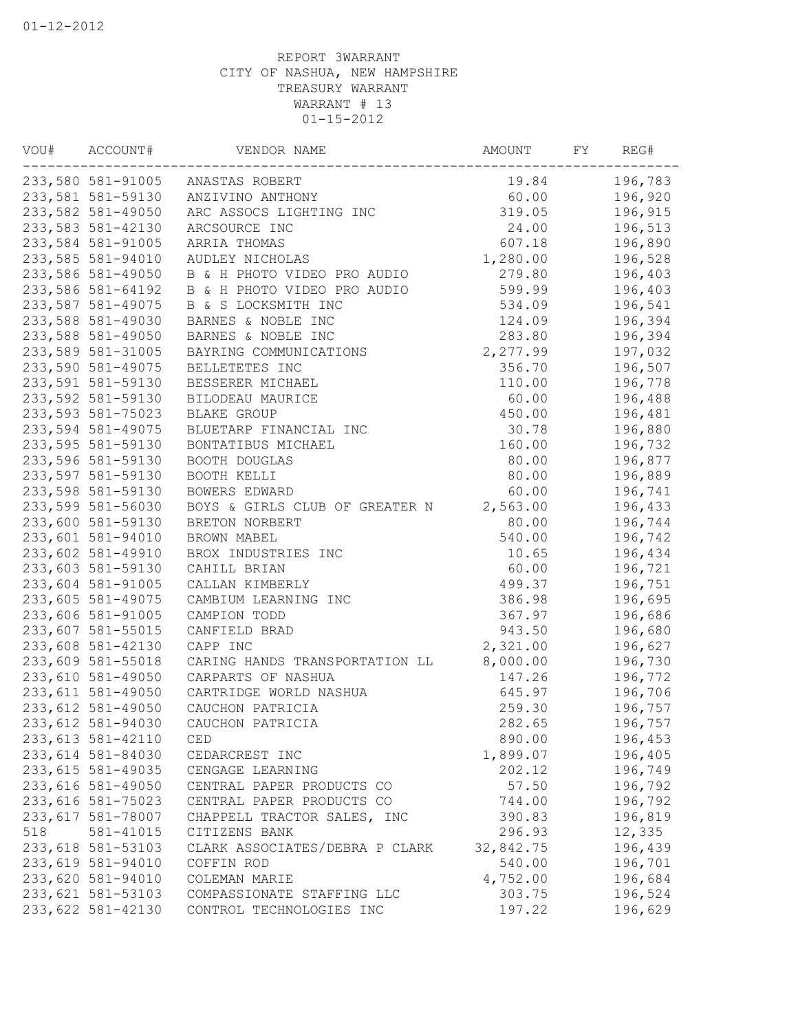REPORT 3WARRANT
CITY OF NASHUA, NEW HAMPSHIRE
TREASURY WARRANT
WARRANT # 13
01-15-2012

| VOU# | ACCOUNT# | VENDOR NAME | AMOUNT | FY | REG# |
|---|---|---|---|---|---|
| 233,580 | 581-91005 | ANASTAS ROBERT | 19.84 | | 196,783 |
| 233,581 | 581-59130 | ANZIVINO ANTHONY | 60.00 | | 196,920 |
| 233,582 | 581-49050 | ARC ASSOCS LIGHTING INC | 319.05 | | 196,915 |
| 233,583 | 581-42130 | ARCSOURCE INC | 24.00 | | 196,513 |
| 233,584 | 581-91005 | ARRIA THOMAS | 607.18 | | 196,890 |
| 233,585 | 581-94010 | AUDLEY NICHOLAS | 1,280.00 | | 196,528 |
| 233,586 | 581-49050 | B & H PHOTO VIDEO PRO AUDIO | 279.80 | | 196,403 |
| 233,586 | 581-64192 | B & H PHOTO VIDEO PRO AUDIO | 599.99 | | 196,403 |
| 233,587 | 581-49075 | B & S LOCKSMITH INC | 534.09 | | 196,541 |
| 233,588 | 581-49030 | BARNES & NOBLE INC | 124.09 | | 196,394 |
| 233,588 | 581-49050 | BARNES & NOBLE INC | 283.80 | | 196,394 |
| 233,589 | 581-31005 | BAYRING COMMUNICATIONS | 2,277.99 | | 197,032 |
| 233,590 | 581-49075 | BELLETETES INC | 356.70 | | 196,507 |
| 233,591 | 581-59130 | BESSERER MICHAEL | 110.00 | | 196,778 |
| 233,592 | 581-59130 | BILODEAU MAURICE | 60.00 | | 196,488 |
| 233,593 | 581-75023 | BLAKE GROUP | 450.00 | | 196,481 |
| 233,594 | 581-49075 | BLUETARP FINANCIAL INC | 30.78 | | 196,880 |
| 233,595 | 581-59130 | BONTATIBUS MICHAEL | 160.00 | | 196,732 |
| 233,596 | 581-59130 | BOOTH DOUGLAS | 80.00 | | 196,877 |
| 233,597 | 581-59130 | BOOTH KELLI | 80.00 | | 196,889 |
| 233,598 | 581-59130 | BOWERS EDWARD | 60.00 | | 196,741 |
| 233,599 | 581-56030 | BOYS & GIRLS CLUB OF GREATER N | 2,563.00 | | 196,433 |
| 233,600 | 581-59130 | BRETON NORBERT | 80.00 | | 196,744 |
| 233,601 | 581-94010 | BROWN MABEL | 540.00 | | 196,742 |
| 233,602 | 581-49910 | BROX INDUSTRIES INC | 10.65 | | 196,434 |
| 233,603 | 581-59130 | CAHILL BRIAN | 60.00 | | 196,721 |
| 233,604 | 581-91005 | CALLAN KIMBERLY | 499.37 | | 196,751 |
| 233,605 | 581-49075 | CAMBIUM LEARNING INC | 386.98 | | 196,695 |
| 233,606 | 581-91005 | CAMPION TODD | 367.97 | | 196,686 |
| 233,607 | 581-55015 | CANFIELD BRAD | 943.50 | | 196,680 |
| 233,608 | 581-42130 | CAPP INC | 2,321.00 | | 196,627 |
| 233,609 | 581-55018 | CARING HANDS TRANSPORTATION LL | 8,000.00 | | 196,730 |
| 233,610 | 581-49050 | CARPARTS OF NASHUA | 147.26 | | 196,772 |
| 233,611 | 581-49050 | CARTRIDGE WORLD NASHUA | 645.97 | | 196,706 |
| 233,612 | 581-49050 | CAUCHON PATRICIA | 259.30 | | 196,757 |
| 233,612 | 581-94030 | CAUCHON PATRICIA | 282.65 | | 196,757 |
| 233,613 | 581-42110 | CED | 890.00 | | 196,453 |
| 233,614 | 581-84030 | CEDARCREST INC | 1,899.07 | | 196,405 |
| 233,615 | 581-49035 | CENGAGE LEARNING | 202.12 | | 196,749 |
| 233,616 | 581-49050 | CENTRAL PAPER PRODUCTS CO | 57.50 | | 196,792 |
| 233,616 | 581-75023 | CENTRAL PAPER PRODUCTS CO | 744.00 | | 196,792 |
| 233,617 | 581-78007 | CHAPPELL TRACTOR SALES, INC | 390.83 | | 196,819 |
| 518 | 581-41015 | CITIZENS BANK | 296.93 | | 12,335 |
| 233,618 | 581-53103 | CLARK ASSOCIATES/DEBRA P CLARK | 32,842.75 | | 196,439 |
| 233,619 | 581-94010 | COFFIN ROD | 540.00 | | 196,701 |
| 233,620 | 581-94010 | COLEMAN MARIE | 4,752.00 | | 196,684 |
| 233,621 | 581-53103 | COMPASSIONATE STAFFING LLC | 303.75 | | 196,524 |
| 233,622 | 581-42130 | CONTROL TECHNOLOGIES INC | 197.22 | | 196,629 |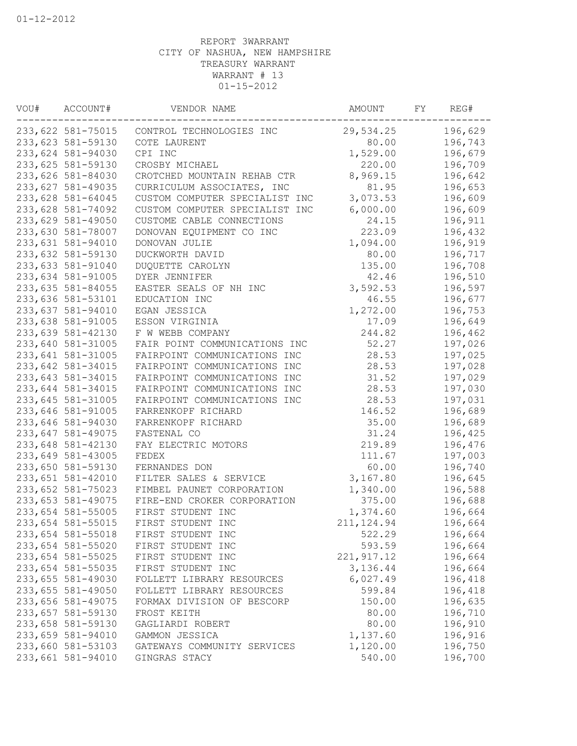REPORT 3WARRANT
CITY OF NASHUA, NEW HAMPSHIRE
TREASURY WARRANT
WARRANT # 13
01-15-2012

| VOU# | ACCOUNT# | VENDOR NAME | AMOUNT | FY | REG# |
|---|---|---|---|---|---|
| 233,622 | 581-75015 | CONTROL TECHNOLOGIES INC | 29,534.25 | | 196,629 |
| 233,623 | 581-59130 | COTE LAURENT | 80.00 | | 196,743 |
| 233,624 | 581-94030 | CPI INC | 1,529.00 | | 196,679 |
| 233,625 | 581-59130 | CROSBY MICHAEL | 220.00 | | 196,709 |
| 233,626 | 581-84030 | CROTCHED MOUNTAIN REHAB CTR | 8,969.15 | | 196,642 |
| 233,627 | 581-49035 | CURRICULUM ASSOCIATES, INC | 81.95 | | 196,653 |
| 233,628 | 581-64045 | CUSTOM COMPUTER SPECIALIST INC | 3,073.53 | | 196,609 |
| 233,628 | 581-74092 | CUSTOM COMPUTER SPECIALIST INC | 6,000.00 | | 196,609 |
| 233,629 | 581-49050 | CUSTOME CABLE CONNECTIONS | 24.15 | | 196,911 |
| 233,630 | 581-78007 | DONOVAN EQUIPMENT CO INC | 223.09 | | 196,432 |
| 233,631 | 581-94010 | DONOVAN JULIE | 1,094.00 | | 196,919 |
| 233,632 | 581-59130 | DUCKWORTH DAVID | 80.00 | | 196,717 |
| 233,633 | 581-91040 | DUQUETTE CAROLYN | 135.00 | | 196,708 |
| 233,634 | 581-91005 | DYER JENNIFER | 42.46 | | 196,510 |
| 233,635 | 581-84055 | EASTER SEALS OF NH INC | 3,592.53 | | 196,597 |
| 233,636 | 581-53101 | EDUCATION INC | 46.55 | | 196,677 |
| 233,637 | 581-94010 | EGAN JESSICA | 1,272.00 | | 196,753 |
| 233,638 | 581-91005 | ESSON VIRGINIA | 17.09 | | 196,649 |
| 233,639 | 581-42130 | F W WEBB COMPANY | 244.82 | | 196,462 |
| 233,640 | 581-31005 | FAIR POINT COMMUNICATIONS INC | 52.27 | | 197,026 |
| 233,641 | 581-31005 | FAIRPOINT COMMUNICATIONS INC | 28.53 | | 197,025 |
| 233,642 | 581-34015 | FAIRPOINT COMMUNICATIONS INC | 28.53 | | 197,028 |
| 233,643 | 581-34015 | FAIRPOINT COMMUNICATIONS INC | 31.52 | | 197,029 |
| 233,644 | 581-34015 | FAIRPOINT COMMUNICATIONS INC | 28.53 | | 197,030 |
| 233,645 | 581-31005 | FAIRPOINT COMMUNICATIONS INC | 28.53 | | 197,031 |
| 233,646 | 581-91005 | FARRENKOPF RICHARD | 146.52 | | 196,689 |
| 233,646 | 581-94030 | FARRENKOPF RICHARD | 35.00 | | 196,689 |
| 233,647 | 581-49075 | FASTENAL CO | 31.24 | | 196,425 |
| 233,648 | 581-42130 | FAY ELECTRIC MOTORS | 219.89 | | 196,476 |
| 233,649 | 581-43005 | FEDEX | 111.67 | | 197,003 |
| 233,650 | 581-59130 | FERNANDES DON | 60.00 | | 196,740 |
| 233,651 | 581-42010 | FILTER SALES & SERVICE | 3,167.80 | | 196,645 |
| 233,652 | 581-75023 | FIMBEL PAUNET CORPORATION | 1,340.00 | | 196,588 |
| 233,653 | 581-49075 | FIRE-END CROKER CORPORATION | 375.00 | | 196,688 |
| 233,654 | 581-55005 | FIRST STUDENT INC | 1,374.60 | | 196,664 |
| 233,654 | 581-55015 | FIRST STUDENT INC | 211,124.94 | | 196,664 |
| 233,654 | 581-55018 | FIRST STUDENT INC | 522.29 | | 196,664 |
| 233,654 | 581-55020 | FIRST STUDENT INC | 593.59 | | 196,664 |
| 233,654 | 581-55025 | FIRST STUDENT INC | 221,917.12 | | 196,664 |
| 233,654 | 581-55035 | FIRST STUDENT INC | 3,136.44 | | 196,664 |
| 233,655 | 581-49030 | FOLLETT LIBRARY RESOURCES | 6,027.49 | | 196,418 |
| 233,655 | 581-49050 | FOLLETT LIBRARY RESOURCES | 599.84 | | 196,418 |
| 233,656 | 581-49075 | FORMAX DIVISION OF BESCORP | 150.00 | | 196,635 |
| 233,657 | 581-59130 | FROST KEITH | 80.00 | | 196,710 |
| 233,658 | 581-59130 | GAGLIARDI ROBERT | 80.00 | | 196,910 |
| 233,659 | 581-94010 | GAMMON JESSICA | 1,137.60 | | 196,916 |
| 233,660 | 581-53103 | GATEWAYS COMMUNITY SERVICES | 1,120.00 | | 196,750 |
| 233,661 | 581-94010 | GINGRAS STACY | 540.00 | | 196,700 |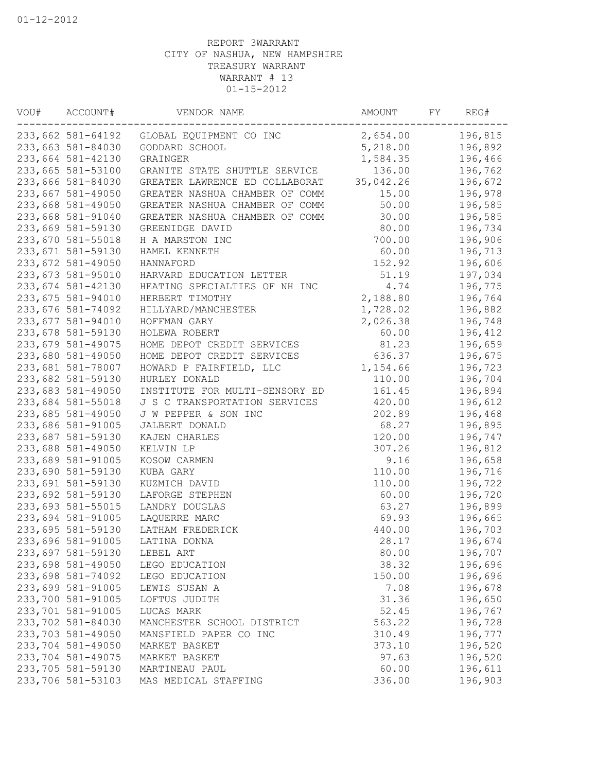REPORT 3WARRANT
CITY OF NASHUA, NEW HAMPSHIRE
TREASURY WARRANT
WARRANT # 13
01-15-2012

| VOU# | ACCOUNT# | VENDOR NAME | AMOUNT | FY | REG# |
|---|---|---|---|---|---|
| 233,662 | 581-64192 | GLOBAL EQUIPMENT CO INC | 2,654.00 | | 196,815 |
| 233,663 | 581-84030 | GODDARD SCHOOL | 5,218.00 | | 196,892 |
| 233,664 | 581-42130 | GRAINGER | 1,584.35 | | 196,466 |
| 233,665 | 581-53100 | GRANITE STATE SHUTTLE SERVICE | 136.00 | | 196,762 |
| 233,666 | 581-84030 | GREATER LAWRENCE ED COLLABORAT | 35,042.26 | | 196,672 |
| 233,667 | 581-49050 | GREATER NASHUA CHAMBER OF COMM | 15.00 | | 196,978 |
| 233,668 | 581-49050 | GREATER NASHUA CHAMBER OF COMM | 50.00 | | 196,585 |
| 233,668 | 581-91040 | GREATER NASHUA CHAMBER OF COMM | 30.00 | | 196,585 |
| 233,669 | 581-59130 | GREENIDGE DAVID | 80.00 | | 196,734 |
| 233,670 | 581-55018 | H A MARSTON INC | 700.00 | | 196,906 |
| 233,671 | 581-59130 | HAMEL KENNETH | 60.00 | | 196,713 |
| 233,672 | 581-49050 | HANNAFORD | 152.92 | | 196,606 |
| 233,673 | 581-95010 | HARVARD EDUCATION LETTER | 51.19 | | 197,034 |
| 233,674 | 581-42130 | HEATING SPECIALTIES OF NH INC | 4.74 | | 196,775 |
| 233,675 | 581-94010 | HERBERT TIMOTHY | 2,188.80 | | 196,764 |
| 233,676 | 581-74092 | HILLYARD/MANCHESTER | 1,728.02 | | 196,882 |
| 233,677 | 581-94010 | HOFFMAN GARY | 2,026.38 | | 196,748 |
| 233,678 | 581-59130 | HOLEWA ROBERT | 60.00 | | 196,412 |
| 233,679 | 581-49075 | HOME DEPOT CREDIT SERVICES | 81.23 | | 196,659 |
| 233,680 | 581-49050 | HOME DEPOT CREDIT SERVICES | 636.37 | | 196,675 |
| 233,681 | 581-78007 | HOWARD P FAIRFIELD, LLC | 1,154.66 | | 196,723 |
| 233,682 | 581-59130 | HURLEY DONALD | 110.00 | | 196,704 |
| 233,683 | 581-49050 | INSTITUTE FOR MULTI-SENSORY ED | 161.45 | | 196,894 |
| 233,684 | 581-55018 | J S C TRANSPORTATION SERVICES | 420.00 | | 196,612 |
| 233,685 | 581-49050 | J W PEPPER & SON INC | 202.89 | | 196,468 |
| 233,686 | 581-91005 | JALBERT DONALD | 68.27 | | 196,895 |
| 233,687 | 581-59130 | KAJEN CHARLES | 120.00 | | 196,747 |
| 233,688 | 581-49050 | KELVIN LP | 307.26 | | 196,812 |
| 233,689 | 581-91005 | KOSOW CARMEN | 9.16 | | 196,658 |
| 233,690 | 581-59130 | KUBA GARY | 110.00 | | 196,716 |
| 233,691 | 581-59130 | KUZMICH DAVID | 110.00 | | 196,722 |
| 233,692 | 581-59130 | LAFORGE STEPHEN | 60.00 | | 196,720 |
| 233,693 | 581-55015 | LANDRY DOUGLAS | 63.27 | | 196,899 |
| 233,694 | 581-91005 | LAQUERRE MARC | 69.93 | | 196,665 |
| 233,695 | 581-59130 | LATHAM FREDERICK | 440.00 | | 196,703 |
| 233,696 | 581-91005 | LATINA DONNA | 28.17 | | 196,674 |
| 233,697 | 581-59130 | LEBEL ART | 80.00 | | 196,707 |
| 233,698 | 581-49050 | LEGO EDUCATION | 38.32 | | 196,696 |
| 233,698 | 581-74092 | LEGO EDUCATION | 150.00 | | 196,696 |
| 233,699 | 581-91005 | LEWIS SUSAN A | 7.08 | | 196,678 |
| 233,700 | 581-91005 | LOFTUS JUDITH | 31.36 | | 196,650 |
| 233,701 | 581-91005 | LUCAS MARK | 52.45 | | 196,767 |
| 233,702 | 581-84030 | MANCHESTER SCHOOL DISTRICT | 563.22 | | 196,728 |
| 233,703 | 581-49050 | MANSFIELD PAPER CO INC | 310.49 | | 196,777 |
| 233,704 | 581-49050 | MARKET BASKET | 373.10 | | 196,520 |
| 233,704 | 581-49075 | MARKET BASKET | 97.63 | | 196,520 |
| 233,705 | 581-59130 | MARTINEAU PAUL | 60.00 | | 196,611 |
| 233,706 | 581-53103 | MAS MEDICAL STAFFING | 336.00 | | 196,903 |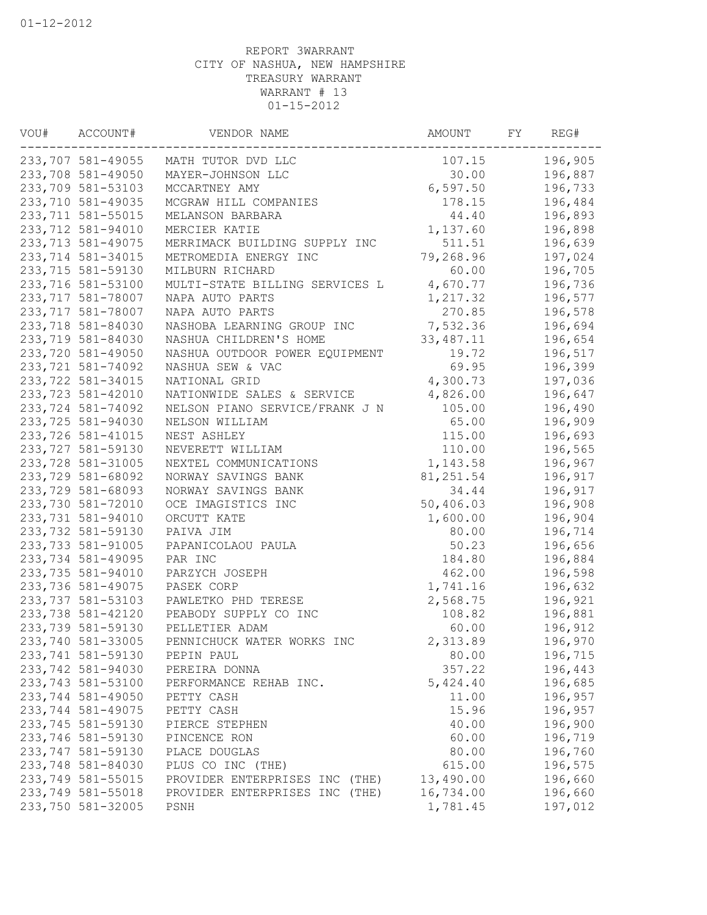01-12-2012

REPORT 3WARRANT
CITY OF NASHUA, NEW HAMPSHIRE
TREASURY WARRANT
WARRANT # 13
01-15-2012

| VOU# | ACCOUNT# | VENDOR NAME | AMOUNT | FY | REG# |
|---|---|---|---|---|---|
| 233,707 | 581-49055 | MATH TUTOR DVD LLC | 107.15 | | 196,905 |
| 233,708 | 581-49050 | MAYER-JOHNSON LLC | 30.00 | | 196,887 |
| 233,709 | 581-53103 | MCCARTNEY AMY | 6,597.50 | | 196,733 |
| 233,710 | 581-49035 | MCGRAW HILL COMPANIES | 178.15 | | 196,484 |
| 233,711 | 581-55015 | MELANSON BARBARA | 44.40 | | 196,893 |
| 233,712 | 581-94010 | MERCIER KATIE | 1,137.60 | | 196,898 |
| 233,713 | 581-49075 | MERRIMACK BUILDING SUPPLY INC | 511.51 | | 196,639 |
| 233,714 | 581-34015 | METROMEDIA ENERGY INC | 79,268.96 | | 197,024 |
| 233,715 | 581-59130 | MILBURN RICHARD | 60.00 | | 196,705 |
| 233,716 | 581-53100 | MULTI-STATE BILLING SERVICES L | 4,670.77 | | 196,736 |
| 233,717 | 581-78007 | NAPA AUTO PARTS | 1,217.32 | | 196,577 |
| 233,717 | 581-78007 | NAPA AUTO PARTS | 270.85 | | 196,578 |
| 233,718 | 581-84030 | NASHOBA LEARNING GROUP INC | 7,532.36 | | 196,694 |
| 233,719 | 581-84030 | NASHUA CHILDREN'S HOME | 33,487.11 | | 196,654 |
| 233,720 | 581-49050 | NASHUA OUTDOOR POWER EQUIPMENT | 19.72 | | 196,517 |
| 233,721 | 581-74092 | NASHUA SEW & VAC | 69.95 | | 196,399 |
| 233,722 | 581-34015 | NATIONAL GRID | 4,300.73 | | 197,036 |
| 233,723 | 581-42010 | NATIONWIDE SALES & SERVICE | 4,826.00 | | 196,647 |
| 233,724 | 581-74092 | NELSON PIANO SERVICE/FRANK J N | 105.00 | | 196,490 |
| 233,725 | 581-94030 | NELSON WILLIAM | 65.00 | | 196,909 |
| 233,726 | 581-41015 | NEST ASHLEY | 115.00 | | 196,693 |
| 233,727 | 581-59130 | NEVERETT WILLIAM | 110.00 | | 196,565 |
| 233,728 | 581-31005 | NEXTEL COMMUNICATIONS | 1,143.58 | | 196,967 |
| 233,729 | 581-68092 | NORWAY SAVINGS BANK | 81,251.54 | | 196,917 |
| 233,729 | 581-68093 | NORWAY SAVINGS BANK | 34.44 | | 196,917 |
| 233,730 | 581-72010 | OCE IMAGISTICS INC | 50,406.03 | | 196,908 |
| 233,731 | 581-94010 | ORCUTT KATE | 1,600.00 | | 196,904 |
| 233,732 | 581-59130 | PAIVA JIM | 80.00 | | 196,714 |
| 233,733 | 581-91005 | PAPANICOLAOU PAULA | 50.23 | | 196,656 |
| 233,734 | 581-49095 | PAR INC | 184.80 | | 196,884 |
| 233,735 | 581-94010 | PARZYCH JOSEPH | 462.00 | | 196,598 |
| 233,736 | 581-49075 | PASEK CORP | 1,741.16 | | 196,632 |
| 233,737 | 581-53103 | PAWLETKO PHD TERESE | 2,568.75 | | 196,921 |
| 233,738 | 581-42120 | PEABODY SUPPLY CO INC | 108.82 | | 196,881 |
| 233,739 | 581-59130 | PELLETIER ADAM | 60.00 | | 196,912 |
| 233,740 | 581-33005 | PENNICHUCK WATER WORKS INC | 2,313.89 | | 196,970 |
| 233,741 | 581-59130 | PEPIN PAUL | 80.00 | | 196,715 |
| 233,742 | 581-94030 | PEREIRA DONNA | 357.22 | | 196,443 |
| 233,743 | 581-53100 | PERFORMANCE REHAB INC. | 5,424.40 | | 196,685 |
| 233,744 | 581-49050 | PETTY CASH | 11.00 | | 196,957 |
| 233,744 | 581-49075 | PETTY CASH | 15.96 | | 196,957 |
| 233,745 | 581-59130 | PIERCE STEPHEN | 40.00 | | 196,900 |
| 233,746 | 581-59130 | PINCENCE RON | 60.00 | | 196,719 |
| 233,747 | 581-59130 | PLACE DOUGLAS | 80.00 | | 196,760 |
| 233,748 | 581-84030 | PLUS CO INC (THE) | 615.00 | | 196,575 |
| 233,749 | 581-55015 | PROVIDER ENTERPRISES INC (THE) | 13,490.00 | | 196,660 |
| 233,749 | 581-55018 | PROVIDER ENTERPRISES INC (THE) | 16,734.00 | | 196,660 |
| 233,750 | 581-32005 | PSNH | 1,781.45 | | 197,012 |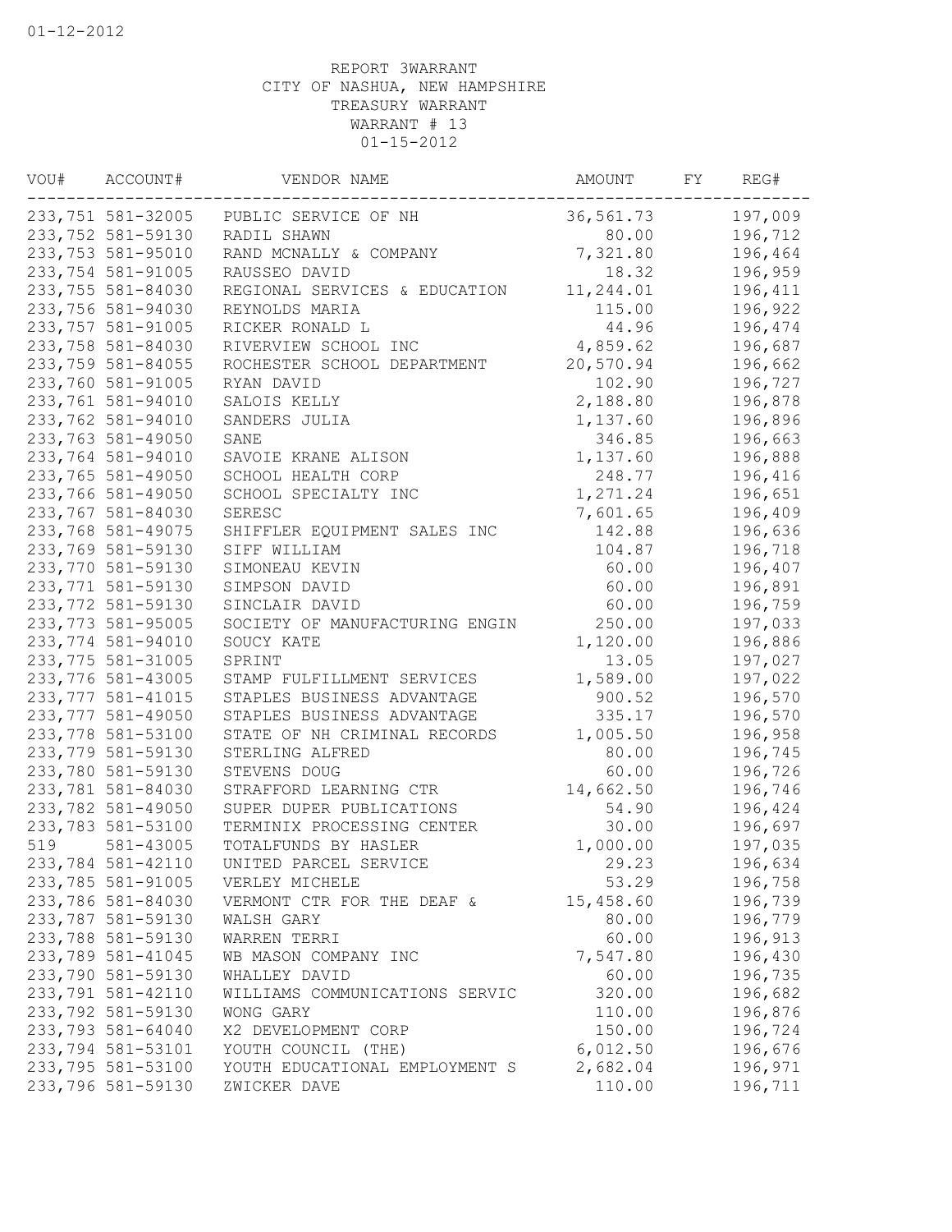01-12-2012

REPORT 3WARRANT
CITY OF NASHUA, NEW HAMPSHIRE
TREASURY WARRANT
WARRANT # 13
01-15-2012

| VOU# | ACCOUNT# | VENDOR NAME | AMOUNT | FY | REG# |
|---|---|---|---|---|---|
| 233,751 | 581-32005 | PUBLIC SERVICE OF NH | 36,561.73 | | 197,009 |
| 233,752 | 581-59130 | RADIL SHAWN | 80.00 | | 196,712 |
| 233,753 | 581-95010 | RAND MCNALLY & COMPANY | 7,321.80 | | 196,464 |
| 233,754 | 581-91005 | RAUSSEO DAVID | 18.32 | | 196,959 |
| 233,755 | 581-84030 | REGIONAL SERVICES & EDUCATION | 11,244.01 | | 196,411 |
| 233,756 | 581-94030 | REYNOLDS MARIA | 115.00 | | 196,922 |
| 233,757 | 581-91005 | RICKER RONALD L | 44.96 | | 196,474 |
| 233,758 | 581-84030 | RIVERVIEW SCHOOL INC | 4,859.62 | | 196,687 |
| 233,759 | 581-84055 | ROCHESTER SCHOOL DEPARTMENT | 20,570.94 | | 196,662 |
| 233,760 | 581-91005 | RYAN DAVID | 102.90 | | 196,727 |
| 233,761 | 581-94010 | SALOIS KELLY | 2,188.80 | | 196,878 |
| 233,762 | 581-94010 | SANDERS JULIA | 1,137.60 | | 196,896 |
| 233,763 | 581-49050 | SANE | 346.85 | | 196,663 |
| 233,764 | 581-94010 | SAVOIE KRANE ALISON | 1,137.60 | | 196,888 |
| 233,765 | 581-49050 | SCHOOL HEALTH CORP | 248.77 | | 196,416 |
| 233,766 | 581-49050 | SCHOOL SPECIALTY INC | 1,271.24 | | 196,651 |
| 233,767 | 581-84030 | SERESC | 7,601.65 | | 196,409 |
| 233,768 | 581-49075 | SHIFFLER EQUIPMENT SALES INC | 142.88 | | 196,636 |
| 233,769 | 581-59130 | SIFF WILLIAM | 104.87 | | 196,718 |
| 233,770 | 581-59130 | SIMONEAU KEVIN | 60.00 | | 196,407 |
| 233,771 | 581-59130 | SIMPSON DAVID | 60.00 | | 196,891 |
| 233,772 | 581-59130 | SINCLAIR DAVID | 60.00 | | 196,759 |
| 233,773 | 581-95005 | SOCIETY OF MANUFACTURING ENGIN | 250.00 | | 197,033 |
| 233,774 | 581-94010 | SOUCY KATE | 1,120.00 | | 196,886 |
| 233,775 | 581-31005 | SPRINT | 13.05 | | 197,027 |
| 233,776 | 581-43005 | STAMP FULFILLMENT SERVICES | 1,589.00 | | 197,022 |
| 233,777 | 581-41015 | STAPLES BUSINESS ADVANTAGE | 900.52 | | 196,570 |
| 233,777 | 581-49050 | STAPLES BUSINESS ADVANTAGE | 335.17 | | 196,570 |
| 233,778 | 581-53100 | STATE OF NH CRIMINAL RECORDS | 1,005.50 | | 196,958 |
| 233,779 | 581-59130 | STERLING ALFRED | 80.00 | | 196,745 |
| 233,780 | 581-59130 | STEVENS DOUG | 60.00 | | 196,726 |
| 233,781 | 581-84030 | STRAFFORD LEARNING CTR | 14,662.50 | | 196,746 |
| 233,782 | 581-49050 | SUPER DUPER PUBLICATIONS | 54.90 | | 196,424 |
| 233,783 | 581-53100 | TERMINIX PROCESSING CENTER | 30.00 | | 196,697 |
| 519 | 581-43005 | TOTALFUNDS BY HASLER | 1,000.00 | | 197,035 |
| 233,784 | 581-42110 | UNITED PARCEL SERVICE | 29.23 | | 196,634 |
| 233,785 | 581-91005 | VERLEY MICHELE | 53.29 | | 196,758 |
| 233,786 | 581-84030 | VERMONT CTR FOR THE DEAF & | 15,458.60 | | 196,739 |
| 233,787 | 581-59130 | WALSH GARY | 80.00 | | 196,779 |
| 233,788 | 581-59130 | WARREN TERRI | 60.00 | | 196,913 |
| 233,789 | 581-41045 | WB MASON COMPANY INC | 7,547.80 | | 196,430 |
| 233,790 | 581-59130 | WHALLEY DAVID | 60.00 | | 196,735 |
| 233,791 | 581-42110 | WILLIAMS COMMUNICATIONS SERVIC | 320.00 | | 196,682 |
| 233,792 | 581-59130 | WONG GARY | 110.00 | | 196,876 |
| 233,793 | 581-64040 | X2 DEVELOPMENT CORP | 150.00 | | 196,724 |
| 233,794 | 581-53101 | YOUTH COUNCIL (THE) | 6,012.50 | | 196,676 |
| 233,795 | 581-53100 | YOUTH EDUCATIONAL EMPLOYMENT S | 2,682.04 | | 196,971 |
| 233,796 | 581-59130 | ZWICKER DAVE | 110.00 | | 196,711 |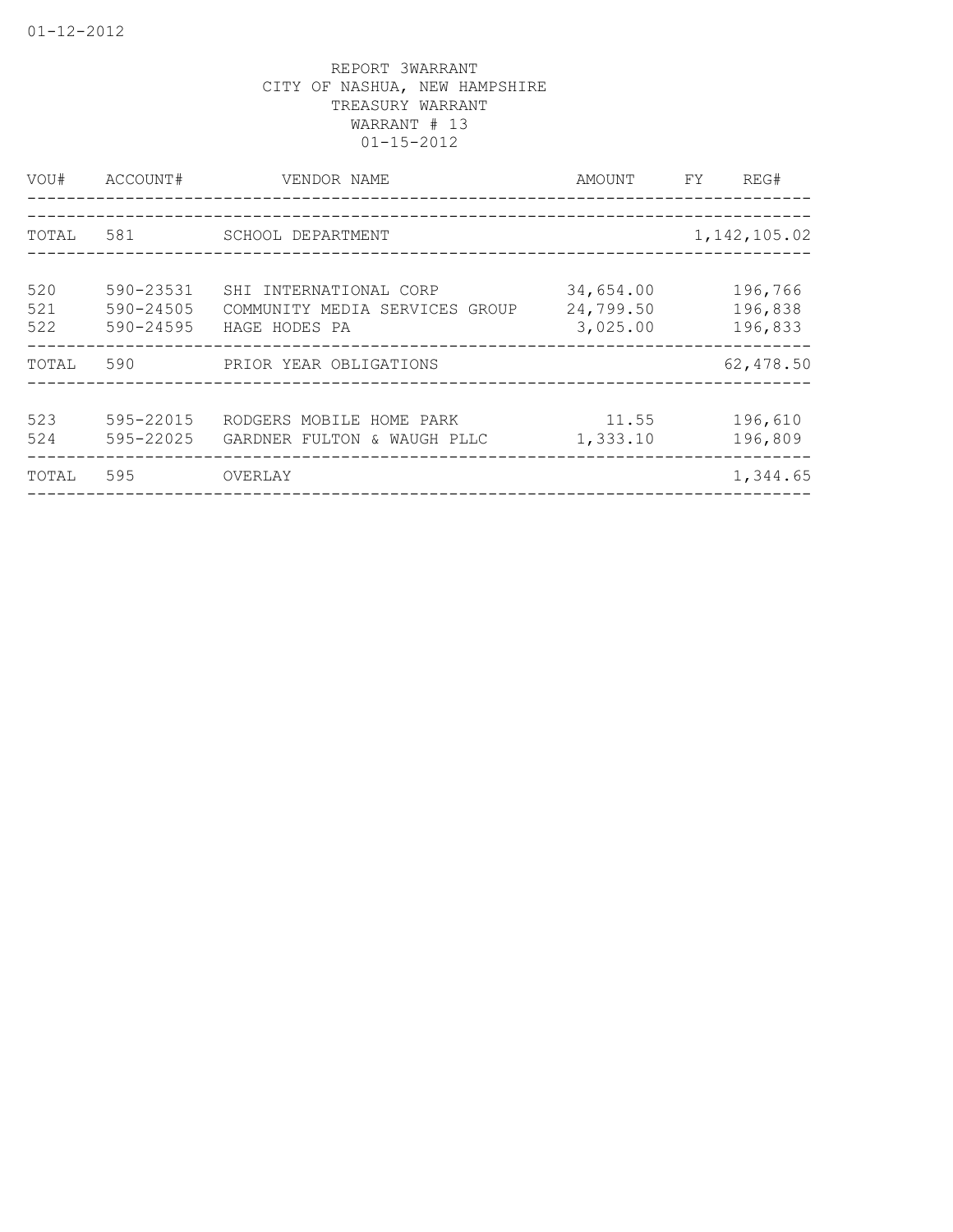REPORT 3WARRANT
CITY OF NASHUA, NEW HAMPSHIRE
TREASURY WARRANT
WARRANT # 13
01-15-2012

| VOU# | ACCOUNT# | VENDOR NAME | AMOUNT | FY | REG# |
|---|---|---|---|---|---|
| TOTAL | 581 | SCHOOL DEPARTMENT | | | 1,142,105.02 |
| 520 | 590-23531 | SHI INTERNATIONAL CORP | 34,654.00 | | 196,766 |
| 521 | 590-24505 | COMMUNITY MEDIA SERVICES GROUP | 24,799.50 | | 196,838 |
| 522 | 590-24595 | HAGE HODES PA | 3,025.00 | | 196,833 |
| TOTAL | 590 | PRIOR YEAR OBLIGATIONS | | | 62,478.50 |
| 523 | 595-22015 | RODGERS MOBILE HOME PARK | 11.55 | | 196,610 |
| 524 | 595-22025 | GARDNER FULTON & WAUGH PLLC | 1,333.10 | | 196,809 |
| TOTAL | 595 | OVERLAY | | | 1,344.65 |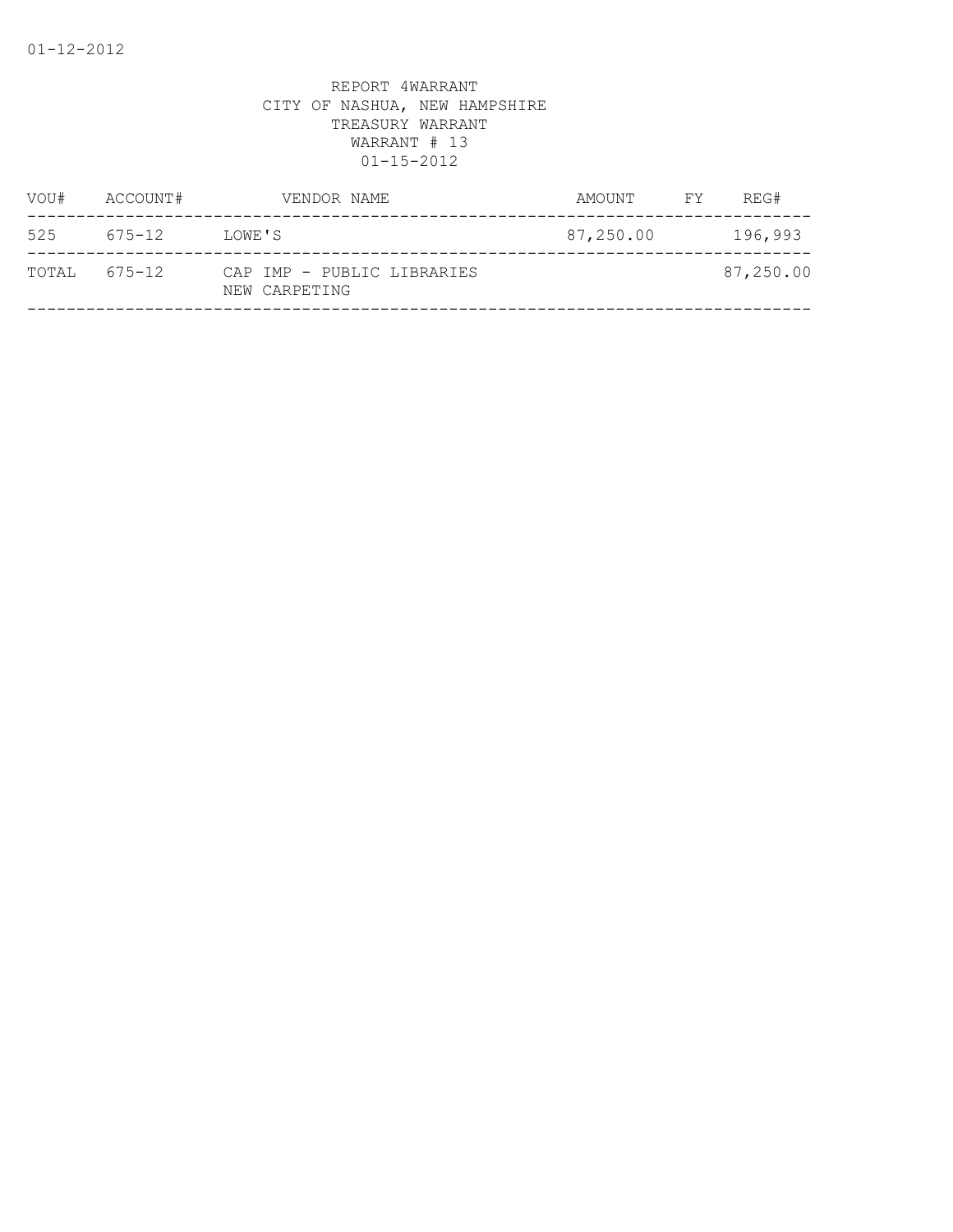01-12-2012

REPORT 4WARRANT
CITY OF NASHUA, NEW HAMPSHIRE
TREASURY WARRANT
WARRANT # 13
01-15-2012

| VOU# | ACCOUNT# | VENDOR NAME | AMOUNT | FY | REG# |
|---|---|---|---|---|---|
| 525 | 675-12 | LOWE'S | 87,250.00 | | 196,993 |
| TOTAL | 675-12 | CAP IMP - PUBLIC LIBRARIES<br>NEW CARPETING | | | 87,250.00 |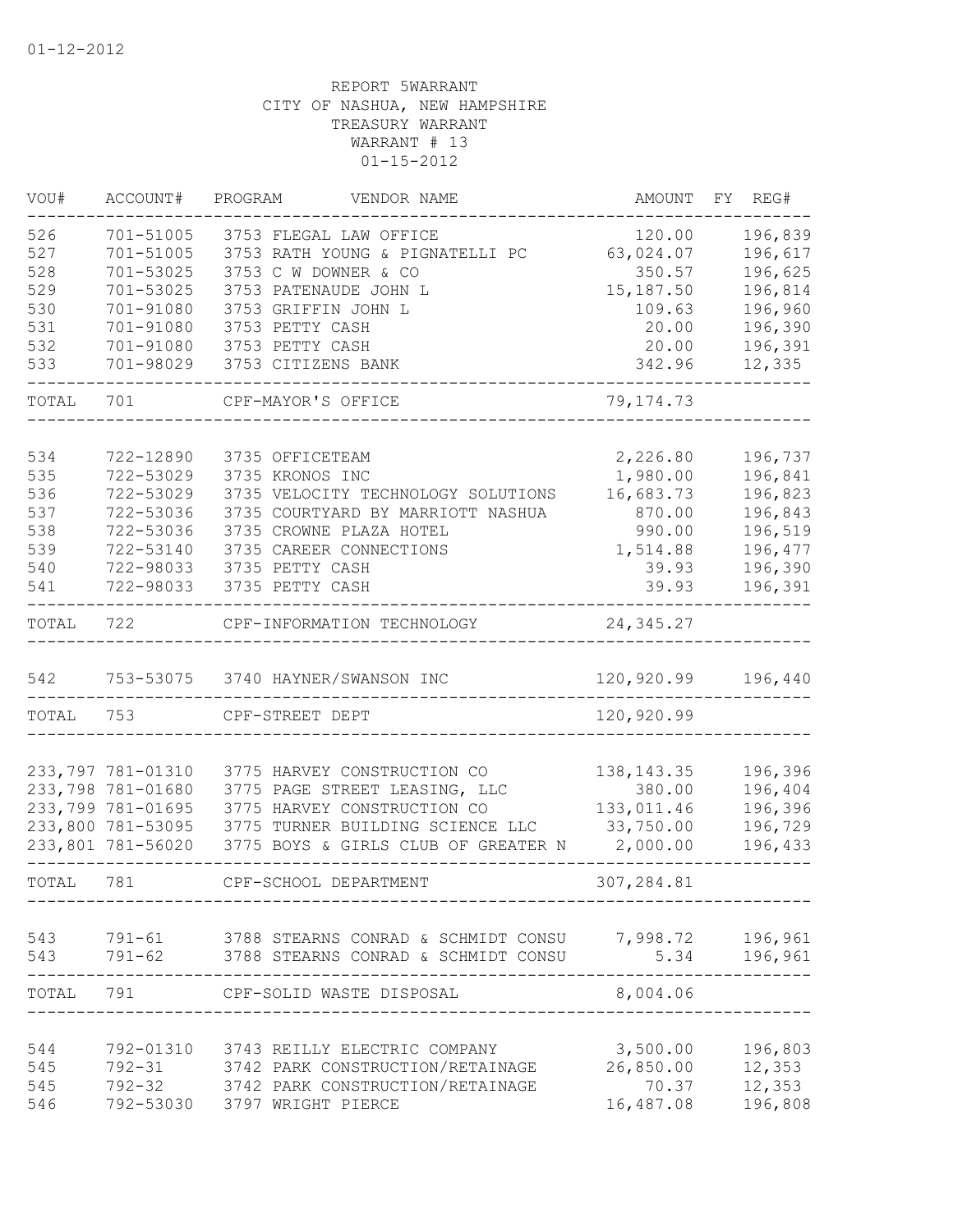REPORT 5WARRANT
CITY OF NASHUA, NEW HAMPSHIRE
TREASURY WARRANT
WARRANT # 13
01-15-2012

| VOU# | ACCOUNT# | PROGRAM | VENDOR NAME | AMOUNT | FY | REG# |
|---|---|---|---|---|---|---|
| 526 | 701-51005 | 3753 | FLEGAL LAW OFFICE | 120.00 | | 196,839 |
| 527 | 701-51005 | 3753 | RATH YOUNG & PIGNATELLI PC | 63,024.07 | | 196,617 |
| 528 | 701-53025 | 3753 | C W DOWNER & CO | 350.57 | | 196,625 |
| 529 | 701-53025 | 3753 | PATENAUDE JOHN L | 15,187.50 | | 196,814 |
| 530 | 701-91080 | 3753 | GRIFFIN JOHN L | 109.63 | | 196,960 |
| 531 | 701-91080 | 3753 | PETTY CASH | 20.00 | | 196,390 |
| 532 | 701-91080 | 3753 | PETTY CASH | 20.00 | | 196,391 |
| 533 | 701-98029 | 3753 | CITIZENS BANK | 342.96 | | 12,335 |
| TOTAL | 701 | | CPF-MAYOR'S OFFICE | 79,174.73 | | |
| 534 | 722-12890 | 3735 | OFFICETEAM | 2,226.80 | | 196,737 |
| 535 | 722-53029 | 3735 | KRONOS INC | 1,980.00 | | 196,841 |
| 536 | 722-53029 | 3735 | VELOCITY TECHNOLOGY SOLUTIONS | 16,683.73 | | 196,823 |
| 537 | 722-53036 | 3735 | COURTYARD BY MARRIOTT NASHUA | 870.00 | | 196,843 |
| 538 | 722-53036 | 3735 | CROWNE PLAZA HOTEL | 990.00 | | 196,519 |
| 539 | 722-53140 | 3735 | CAREER CONNECTIONS | 1,514.88 | | 196,477 |
| 540 | 722-98033 | 3735 | PETTY CASH | 39.93 | | 196,390 |
| 541 | 722-98033 | 3735 | PETTY CASH | 39.93 | | 196,391 |
| TOTAL | 722 | | CPF-INFORMATION TECHNOLOGY | 24,345.27 | | |
| 542 | 753-53075 | 3740 | HAYNER/SWANSON INC | 120,920.99 | | 196,440 |
| TOTAL | 753 | | CPF-STREET DEPT | 120,920.99 | | |
| 233,797 | 781-01310 | 3775 | HARVEY CONSTRUCTION CO | 138,143.35 | | 196,396 |
| 233,798 | 781-01680 | 3775 | PAGE STREET LEASING, LLC | 380.00 | | 196,404 |
| 233,799 | 781-01695 | 3775 | HARVEY CONSTRUCTION CO | 133,011.46 | | 196,396 |
| 233,800 | 781-53095 | 3775 | TURNER BUILDING SCIENCE LLC | 33,750.00 | | 196,729 |
| 233,801 | 781-56020 | 3775 | BOYS & GIRLS CLUB OF GREATER N | 2,000.00 | | 196,433 |
| TOTAL | 781 | | CPF-SCHOOL DEPARTMENT | 307,284.81 | | |
| 543 | 791-61 | 3788 | STEARNS CONRAD & SCHMIDT CONSU | 7,998.72 | | 196,961 |
| 543 | 791-62 | 3788 | STEARNS CONRAD & SCHMIDT CONSU | 5.34 | | 196,961 |
| TOTAL | 791 | | CPF-SOLID WASTE DISPOSAL | 8,004.06 | | |
| 544 | 792-01310 | 3743 | REILLY ELECTRIC COMPANY | 3,500.00 | | 196,803 |
| 545 | 792-31 | 3742 | PARK CONSTRUCTION/RETAINAGE | 26,850.00 | | 12,353 |
| 545 | 792-32 | 3742 | PARK CONSTRUCTION/RETAINAGE | 70.37 | | 12,353 |
| 546 | 792-53030 | 3797 | WRIGHT PIERCE | 16,487.08 | | 196,808 |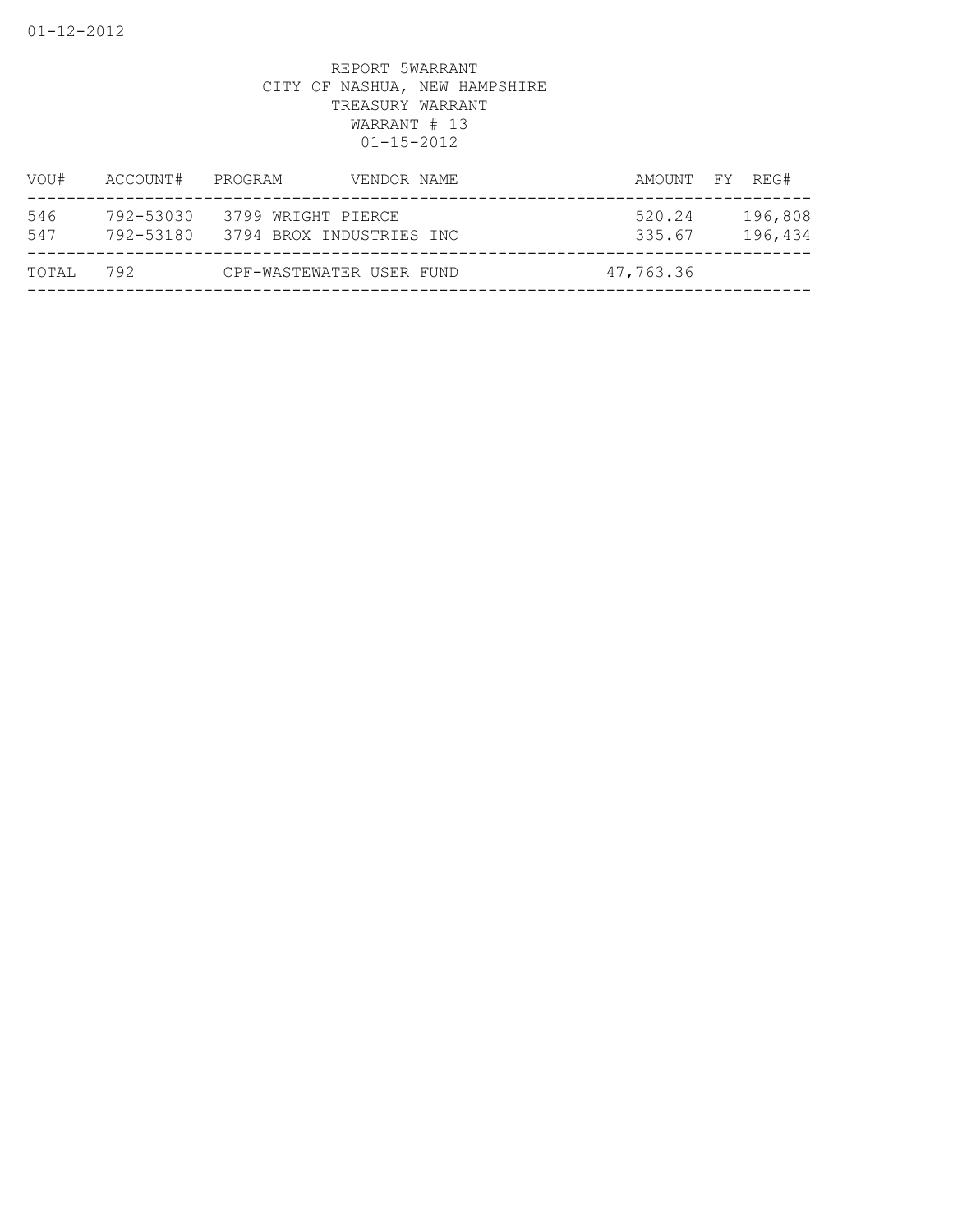01-12-2012

REPORT 5WARRANT
CITY OF NASHUA, NEW HAMPSHIRE
TREASURY WARRANT
WARRANT # 13
01-15-2012

| VOU# | ACCOUNT# | PROGRAM | VENDOR NAME | AMOUNT | FY | REG# |
|---|---|---|---|---|---|---|
| 546 | 792-53030 | 3799 | WRIGHT PIERCE | 520.24 | | 196,808 |
| 547 | 792-53180 | 3794 | BROX INDUSTRIES INC | 335.67 | | 196,434 |
| TOTAL | 792 | | CPF-WASTEWATER USER FUND | 47,763.36 | | |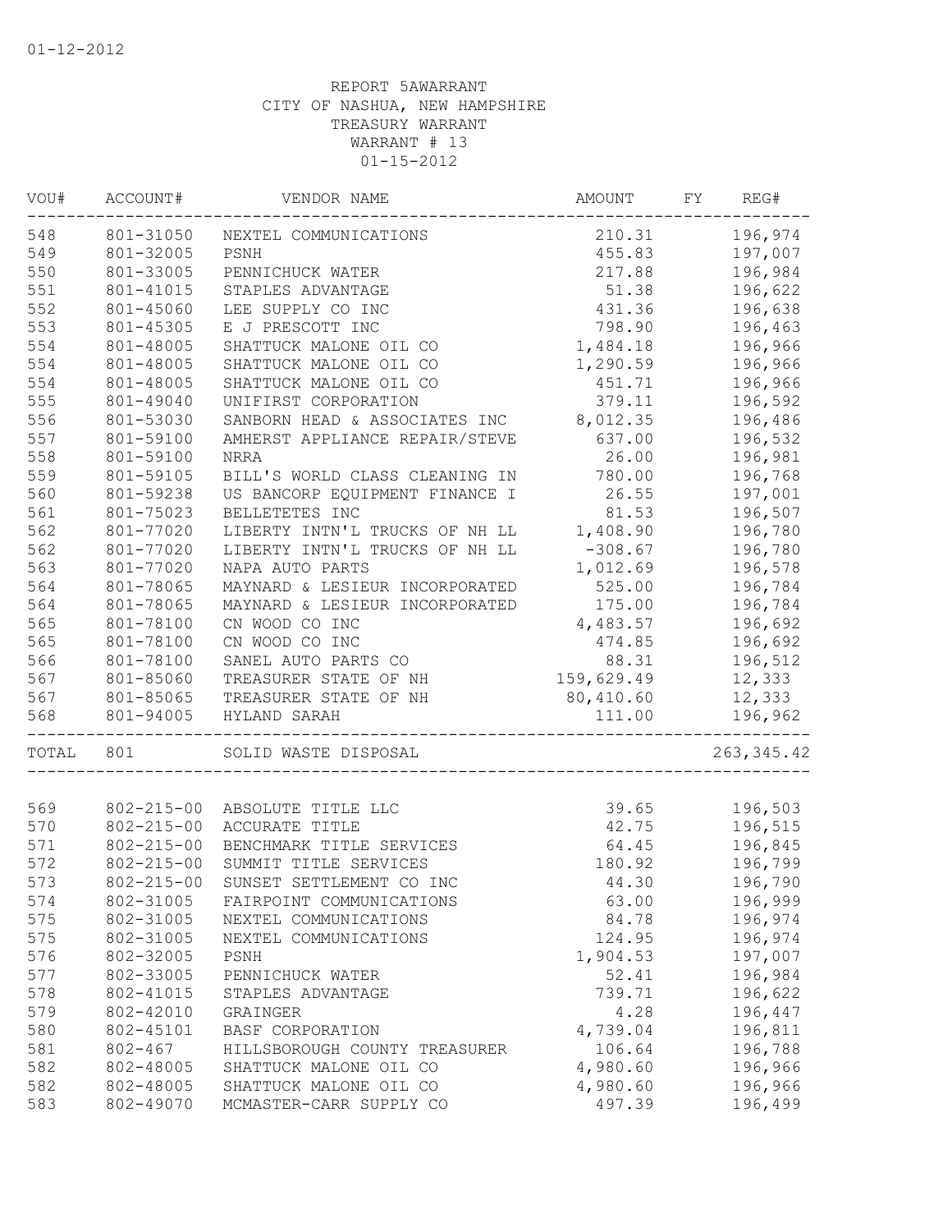REPORT 5AWARRANT
CITY OF NASHUA, NEW HAMPSHIRE
TREASURY WARRANT
WARRANT # 13
01-15-2012

| VOU# | ACCOUNT# | VENDOR NAME | AMOUNT | FY | REG# |
|---|---|---|---|---|---|
| 548 | 801-31050 | NEXTEL COMMUNICATIONS | 210.31 | | 196,974 |
| 549 | 801-32005 | PSNH | 455.83 | | 197,007 |
| 550 | 801-33005 | PENNICHUCK WATER | 217.88 | | 196,984 |
| 551 | 801-41015 | STAPLES ADVANTAGE | 51.38 | | 196,622 |
| 552 | 801-45060 | LEE SUPPLY CO INC | 431.36 | | 196,638 |
| 553 | 801-45305 | E J PRESCOTT INC | 798.90 | | 196,463 |
| 554 | 801-48005 | SHATTUCK MALONE OIL CO | 1,484.18 | | 196,966 |
| 554 | 801-48005 | SHATTUCK MALONE OIL CO | 1,290.59 | | 196,966 |
| 554 | 801-48005 | SHATTUCK MALONE OIL CO | 451.71 | | 196,966 |
| 555 | 801-49040 | UNIFIRST CORPORATION | 379.11 | | 196,592 |
| 556 | 801-53030 | SANBORN HEAD & ASSOCIATES INC | 8,012.35 | | 196,486 |
| 557 | 801-59100 | AMHERST APPLIANCE REPAIR/STEVE | 637.00 | | 196,532 |
| 558 | 801-59100 | NRRA | 26.00 | | 196,981 |
| 559 | 801-59105 | BILL'S WORLD CLASS CLEANING IN | 780.00 | | 196,768 |
| 560 | 801-59238 | US BANCORP EQUIPMENT FINANCE I | 26.55 | | 197,001 |
| 561 | 801-75023 | BELLETETES INC | 81.53 | | 196,507 |
| 562 | 801-77020 | LIBERTY INTN'L TRUCKS OF NH LL | 1,408.90 | | 196,780 |
| 562 | 801-77020 | LIBERTY INTN'L TRUCKS OF NH LL | -308.67 | | 196,780 |
| 563 | 801-77020 | NAPA AUTO PARTS | 1,012.69 | | 196,578 |
| 564 | 801-78065 | MAYNARD & LESIEUR INCORPORATED | 525.00 | | 196,784 |
| 564 | 801-78065 | MAYNARD & LESIEUR INCORPORATED | 175.00 | | 196,784 |
| 565 | 801-78100 | CN WOOD CO INC | 4,483.57 | | 196,692 |
| 565 | 801-78100 | CN WOOD CO INC | 474.85 | | 196,692 |
| 566 | 801-78100 | SANEL AUTO PARTS CO | 88.31 | | 196,512 |
| 567 | 801-85060 | TREASURER STATE OF NH | 159,629.49 | | 12,333 |
| 567 | 801-85065 | TREASURER STATE OF NH | 80,410.60 | | 12,333 |
| 568 | 801-94005 | HYLAND SARAH | 111.00 | | 196,962 |
| TOTAL | 801 | SOLID WASTE DISPOSAL | | | 263,345.42 |
| 569 | 802-215-00 | ABSOLUTE TITLE LLC | 39.65 | | 196,503 |
| 570 | 802-215-00 | ACCURATE TITLE | 42.75 | | 196,515 |
| 571 | 802-215-00 | BENCHMARK TITLE SERVICES | 64.45 | | 196,845 |
| 572 | 802-215-00 | SUMMIT TITLE SERVICES | 180.92 | | 196,799 |
| 573 | 802-215-00 | SUNSET SETTLEMENT CO INC | 44.30 | | 196,790 |
| 574 | 802-31005 | FAIRPOINT COMMUNICATIONS | 63.00 | | 196,999 |
| 575 | 802-31005 | NEXTEL COMMUNICATIONS | 84.78 | | 196,974 |
| 575 | 802-31005 | NEXTEL COMMUNICATIONS | 124.95 | | 196,974 |
| 576 | 802-32005 | PSNH | 1,904.53 | | 197,007 |
| 577 | 802-33005 | PENNICHUCK WATER | 52.41 | | 196,984 |
| 578 | 802-41015 | STAPLES ADVANTAGE | 739.71 | | 196,622 |
| 579 | 802-42010 | GRAINGER | 4.28 | | 196,447 |
| 580 | 802-45101 | BASF CORPORATION | 4,739.04 | | 196,811 |
| 581 | 802-467 | HILLSBOROUGH COUNTY TREASURER | 106.64 | | 196,788 |
| 582 | 802-48005 | SHATTUCK MALONE OIL CO | 4,980.60 | | 196,966 |
| 582 | 802-48005 | SHATTUCK MALONE OIL CO | 4,980.60 | | 196,966 |
| 583 | 802-49070 | MCMASTER-CARR SUPPLY CO | 497.39 | | 196,499 |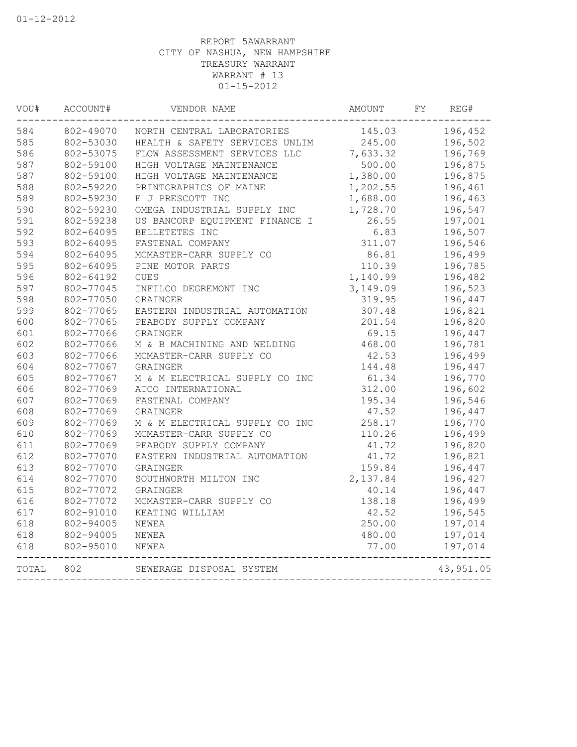01-12-2012

REPORT 5AWARRANT
CITY OF NASHUA, NEW HAMPSHIRE
TREASURY WARRANT
WARRANT # 13
01-15-2012

| VOU# | ACCOUNT# | VENDOR NAME | AMOUNT | FY | REG# |
|---|---|---|---|---|---|
| 584 | 802-49070 | NORTH CENTRAL LABORATORIES | 145.03 | | 196,452 |
| 585 | 802-53030 | HEALTH & SAFETY SERVICES UNLIM | 245.00 | | 196,502 |
| 586 | 802-53075 | FLOW ASSESSMENT SERVICES LLC | 7,633.32 | | 196,769 |
| 587 | 802-59100 | HIGH VOLTAGE MAINTENANCE | 500.00 | | 196,875 |
| 587 | 802-59100 | HIGH VOLTAGE MAINTENANCE | 1,380.00 | | 196,875 |
| 588 | 802-59220 | PRINTGRAPHICS OF MAINE | 1,202.55 | | 196,461 |
| 589 | 802-59230 | E J PRESCOTT INC | 1,688.00 | | 196,463 |
| 590 | 802-59230 | OMEGA INDUSTRIAL SUPPLY INC | 1,728.70 | | 196,547 |
| 591 | 802-59238 | US BANCORP EQUIPMENT FINANCE I | 26.55 | | 197,001 |
| 592 | 802-64095 | BELLETETES INC | 6.83 | | 196,507 |
| 593 | 802-64095 | FASTENAL COMPANY | 311.07 | | 196,546 |
| 594 | 802-64095 | MCMASTER-CARR SUPPLY CO | 86.81 | | 196,499 |
| 595 | 802-64095 | PINE MOTOR PARTS | 110.39 | | 196,785 |
| 596 | 802-64192 | CUES | 1,140.99 | | 196,482 |
| 597 | 802-77045 | INFILCO DEGREMONT INC | 3,149.09 | | 196,523 |
| 598 | 802-77050 | GRAINGER | 319.95 | | 196,447 |
| 599 | 802-77065 | EASTERN INDUSTRIAL AUTOMATION | 307.48 | | 196,821 |
| 600 | 802-77065 | PEABODY SUPPLY COMPANY | 201.54 | | 196,820 |
| 601 | 802-77066 | GRAINGER | 69.15 | | 196,447 |
| 602 | 802-77066 | M & B MACHINING AND WELDING | 468.00 | | 196,781 |
| 603 | 802-77066 | MCMASTER-CARR SUPPLY CO | 42.53 | | 196,499 |
| 604 | 802-77067 | GRAINGER | 144.48 | | 196,447 |
| 605 | 802-77067 | M & M ELECTRICAL SUPPLY CO INC | 61.34 | | 196,770 |
| 606 | 802-77069 | ATCO INTERNATIONAL | 312.00 | | 196,602 |
| 607 | 802-77069 | FASTENAL COMPANY | 195.34 | | 196,546 |
| 608 | 802-77069 | GRAINGER | 47.52 | | 196,447 |
| 609 | 802-77069 | M & M ELECTRICAL SUPPLY CO INC | 258.17 | | 196,770 |
| 610 | 802-77069 | MCMASTER-CARR SUPPLY CO | 110.26 | | 196,499 |
| 611 | 802-77069 | PEABODY SUPPLY COMPANY | 41.72 | | 196,820 |
| 612 | 802-77070 | EASTERN INDUSTRIAL AUTOMATION | 41.72 | | 196,821 |
| 613 | 802-77070 | GRAINGER | 159.84 | | 196,447 |
| 614 | 802-77070 | SOUTHWORTH MILTON INC | 2,137.84 | | 196,427 |
| 615 | 802-77072 | GRAINGER | 40.14 | | 196,447 |
| 616 | 802-77072 | MCMASTER-CARR SUPPLY CO | 138.18 | | 196,499 |
| 617 | 802-91010 | KEATING WILLIAM | 42.52 | | 196,545 |
| 618 | 802-94005 | NEWEA | 250.00 | | 197,014 |
| 618 | 802-94005 | NEWEA | 480.00 | | 197,014 |
| 618 | 802-95010 | NEWEA | 77.00 | | 197,014 |
| TOTAL | 802 | SEWERAGE DISPOSAL SYSTEM | | | 43,951.05 |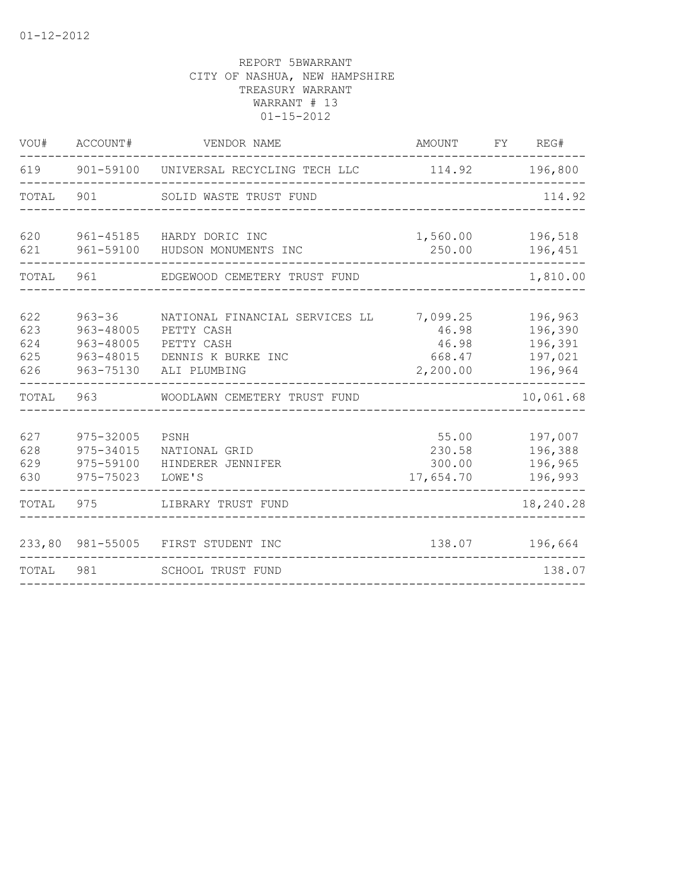01-12-2012

REPORT 5BWARRANT
CITY OF NASHUA, NEW HAMPSHIRE
TREASURY WARRANT
WARRANT # 13
01-15-2012

| VOU# | ACCOUNT# | VENDOR NAME | AMOUNT | FY | REG# |
|---|---|---|---|---|---|
| 619 | 901-59100 | UNIVERSAL RECYCLING TECH LLC | 114.92 | | 196,800 |
| TOTAL | 901 | SOLID WASTE TRUST FUND | | | 114.92 |
| 620 | 961-45185 | HARDY DORIC INC | 1,560.00 | | 196,518 |
| 621 | 961-59100 | HUDSON MONUMENTS INC | 250.00 | | 196,451 |
| TOTAL | 961 | EDGEWOOD CEMETERY TRUST FUND | | | 1,810.00 |
| 622 | 963-36 | NATIONAL FINANCIAL SERVICES LL | 7,099.25 | | 196,963 |
| 623 | 963-48005 | PETTY CASH | 46.98 | | 196,390 |
| 624 | 963-48005 | PETTY CASH | 46.98 | | 196,391 |
| 625 | 963-48015 | DENNIS K BURKE INC | 668.47 | | 197,021 |
| 626 | 963-75130 | ALI PLUMBING | 2,200.00 | | 196,964 |
| TOTAL | 963 | WOODLAWN CEMETERY TRUST FUND | | | 10,061.68 |
| 627 | 975-32005 | PSNH | 55.00 | | 197,007 |
| 628 | 975-34015 | NATIONAL GRID | 230.58 | | 196,388 |
| 629 | 975-59100 | HINDERER JENNIFER | 300.00 | | 196,965 |
| 630 | 975-75023 | LOWE'S | 17,654.70 | | 196,993 |
| TOTAL | 975 | LIBRARY TRUST FUND | | | 18,240.28 |
| 233,80 | 981-55005 | FIRST STUDENT INC | 138.07 | | 196,664 |
| TOTAL | 981 | SCHOOL TRUST FUND | | | 138.07 |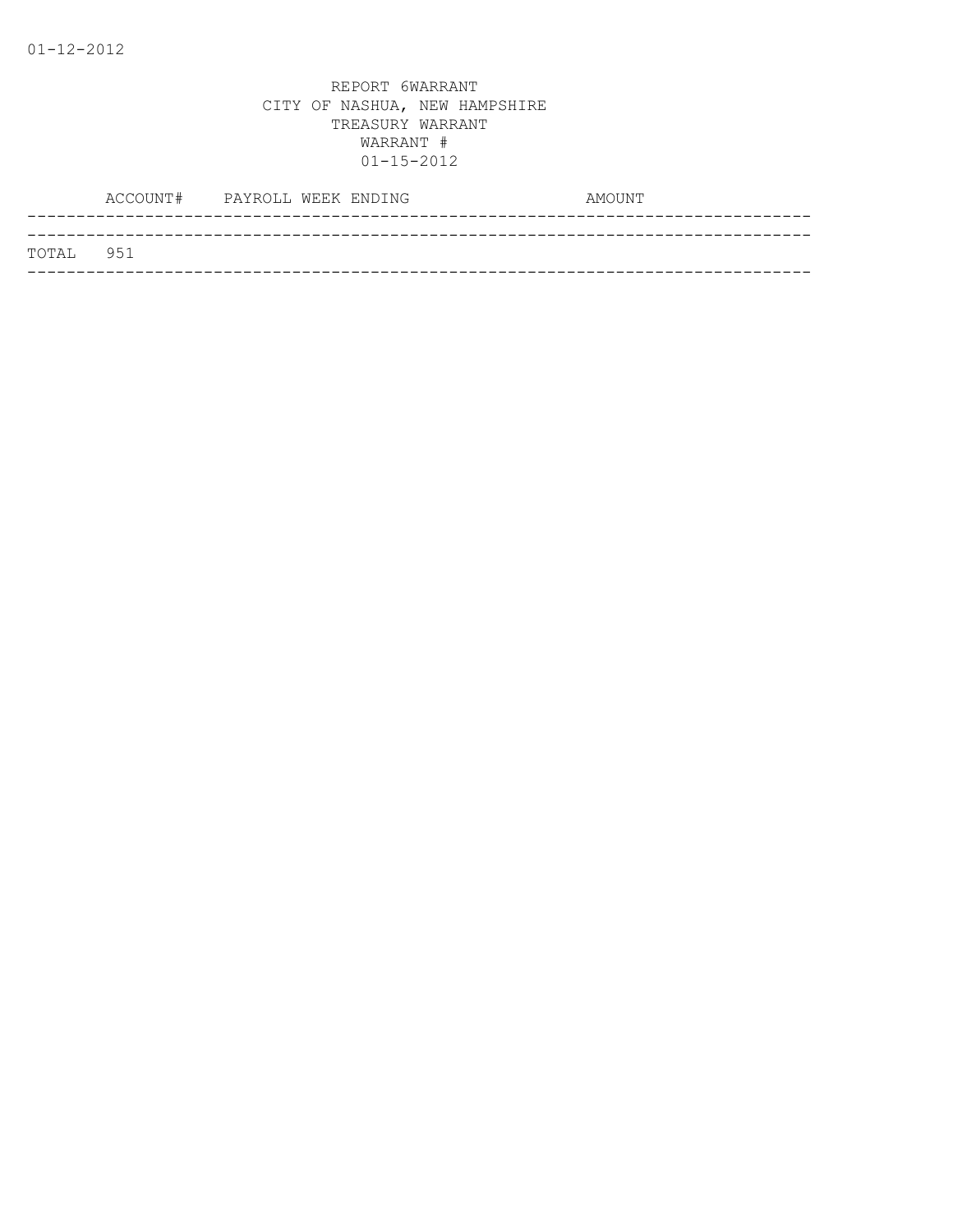01-12-2012

REPORT 6WARRANT
CITY OF NASHUA, NEW HAMPSHIRE
TREASURY WARRANT
WARRANT #
01-15-2012

| | ACCOUNT# | PAYROLL WEEK ENDING | AMOUNT |
|---|---|---|---|
| TOTAL | 951 | | |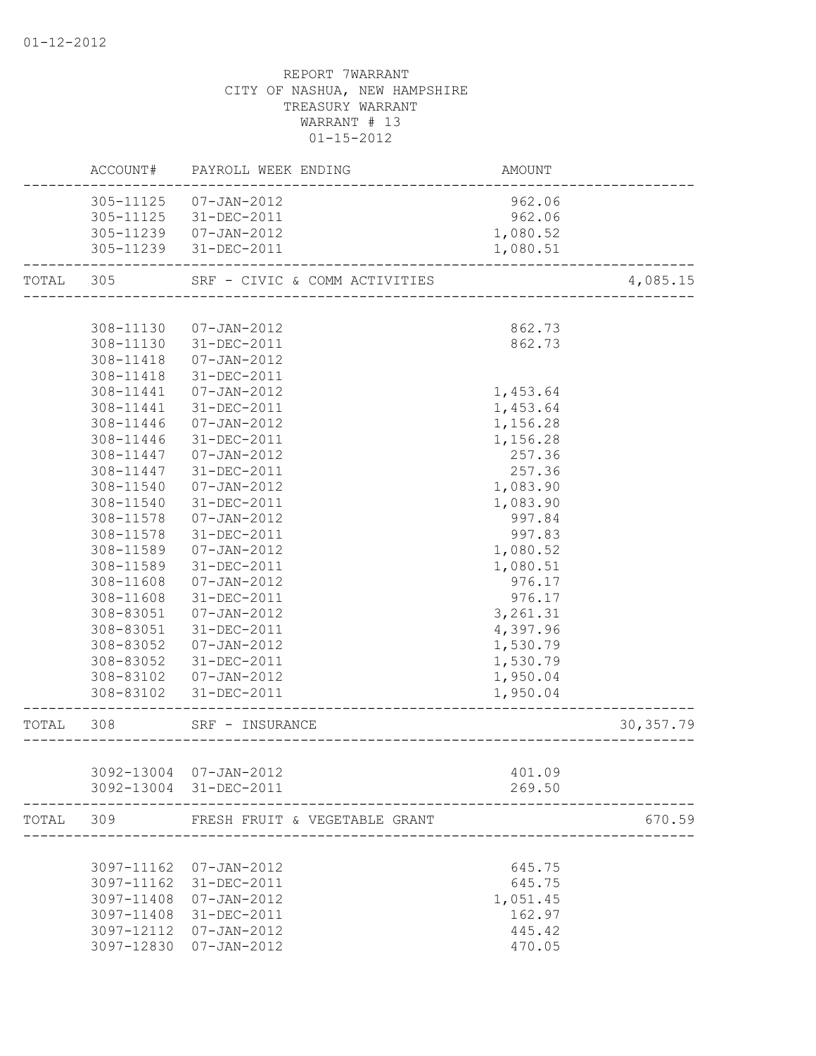REPORT 7WARRANT
CITY OF NASHUA, NEW HAMPSHIRE
TREASURY WARRANT
WARRANT # 13
01-15-2012

| | ACCOUNT# | PAYROLL WEEK ENDING | AMOUNT | |
|---|---|---|---|---|
| | 305-11125 | 07-JAN-2012 | 962.06 | |
| | 305-11125 | 31-DEC-2011 | 962.06 | |
| | 305-11239 | 07-JAN-2012 | 1,080.52 | |
| | 305-11239 | 31-DEC-2011 | 1,080.51 | |
| TOTAL | 305 | SRF - CIVIC & COMM ACTIVITIES | | 4,085.15 |
| | 308-11130 | 07-JAN-2012 | 862.73 | |
| | 308-11130 | 31-DEC-2011 | 862.73 | |
| | 308-11418 | 07-JAN-2012 | | |
| | 308-11418 | 31-DEC-2011 | | |
| | 308-11441 | 07-JAN-2012 | 1,453.64 | |
| | 308-11441 | 31-DEC-2011 | 1,453.64 | |
| | 308-11446 | 07-JAN-2012 | 1,156.28 | |
| | 308-11446 | 31-DEC-2011 | 1,156.28 | |
| | 308-11447 | 07-JAN-2012 | 257.36 | |
| | 308-11447 | 31-DEC-2011 | 257.36 | |
| | 308-11540 | 07-JAN-2012 | 1,083.90 | |
| | 308-11540 | 31-DEC-2011 | 1,083.90 | |
| | 308-11578 | 07-JAN-2012 | 997.84 | |
| | 308-11578 | 31-DEC-2011 | 997.83 | |
| | 308-11589 | 07-JAN-2012 | 1,080.52 | |
| | 308-11589 | 31-DEC-2011 | 1,080.51 | |
| | 308-11608 | 07-JAN-2012 | 976.17 | |
| | 308-11608 | 31-DEC-2011 | 976.17 | |
| | 308-83051 | 07-JAN-2012 | 3,261.31 | |
| | 308-83051 | 31-DEC-2011 | 4,397.96 | |
| | 308-83052 | 07-JAN-2012 | 1,530.79 | |
| | 308-83052 | 31-DEC-2011 | 1,530.79 | |
| | 308-83102 | 07-JAN-2012 | 1,950.04 | |
| | 308-83102 | 31-DEC-2011 | 1,950.04 | |
| TOTAL | 308 | SRF - INSURANCE | | 30,357.79 |
| | 3092-13004 | 07-JAN-2012 | 401.09 | |
| | 3092-13004 | 31-DEC-2011 | 269.50 | |
| TOTAL | 309 | FRESH FRUIT & VEGETABLE GRANT | | 670.59 |
| | 3097-11162 | 07-JAN-2012 | 645.75 | |
| | 3097-11162 | 31-DEC-2011 | 645.75 | |
| | 3097-11408 | 07-JAN-2012 | 1,051.45 | |
| | 3097-11408 | 31-DEC-2011 | 162.97 | |
| | 3097-12112 | 07-JAN-2012 | 445.42 | |
| | 3097-12830 | 07-JAN-2012 | 470.05 | |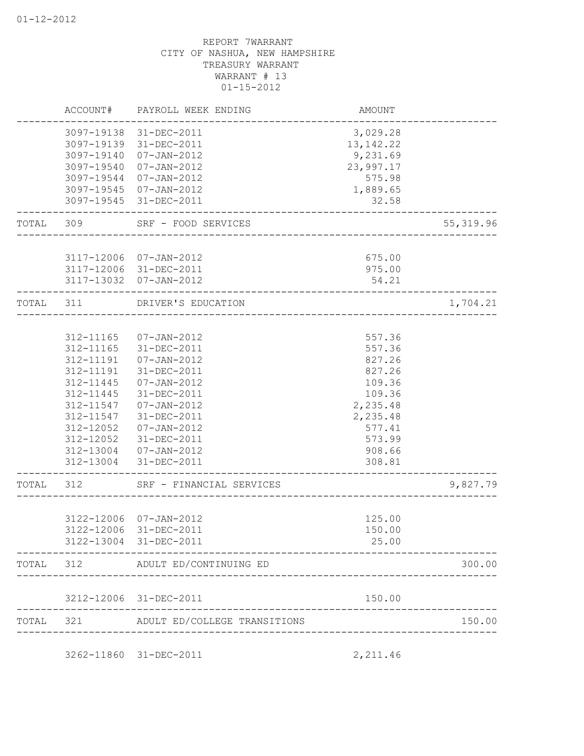REPORT 7WARRANT
CITY OF NASHUA, NEW HAMPSHIRE
TREASURY WARRANT
WARRANT # 13
01-15-2012

| | ACCOUNT# | PAYROLL WEEK ENDING | AMOUNT | |
|---|---|---|---|---|
| | 3097-19138 | 31-DEC-2011 | 3,029.28 | |
| | 3097-19139 | 31-DEC-2011 | 13,142.22 | |
| | 3097-19140 | 07-JAN-2012 | 9,231.69 | |
| | 3097-19540 | 07-JAN-2012 | 23,997.17 | |
| | 3097-19544 | 07-JAN-2012 | 575.98 | |
| | 3097-19545 | 07-JAN-2012 | 1,889.65 | |
| | 3097-19545 | 31-DEC-2011 | 32.58 | |
| TOTAL | 309 | SRF - FOOD SERVICES | | 55,319.96 |
| | 3117-12006 | 07-JAN-2012 | 675.00 | |
| | 3117-12006 | 31-DEC-2011 | 975.00 | |
| | 3117-13032 | 07-JAN-2012 | 54.21 | |
| TOTAL | 311 | DRIVER'S EDUCATION | | 1,704.21 |
| | 312-11165 | 07-JAN-2012 | 557.36 | |
| | 312-11165 | 31-DEC-2011 | 557.36 | |
| | 312-11191 | 07-JAN-2012 | 827.26 | |
| | 312-11191 | 31-DEC-2011 | 827.26 | |
| | 312-11445 | 07-JAN-2012 | 109.36 | |
| | 312-11445 | 31-DEC-2011 | 109.36 | |
| | 312-11547 | 07-JAN-2012 | 2,235.48 | |
| | 312-11547 | 31-DEC-2011 | 2,235.48 | |
| | 312-12052 | 07-JAN-2012 | 577.41 | |
| | 312-12052 | 31-DEC-2011 | 573.99 | |
| | 312-13004 | 07-JAN-2012 | 908.66 | |
| | 312-13004 | 31-DEC-2011 | 308.81 | |
| TOTAL | 312 | SRF - FINANCIAL SERVICES | | 9,827.79 |
| | 3122-12006 | 07-JAN-2012 | 125.00 | |
| | 3122-12006 | 31-DEC-2011 | 150.00 | |
| | 3122-13004 | 31-DEC-2011 | 25.00 | |
| TOTAL | 312 | ADULT ED/CONTINUING ED | | 300.00 |
| | 3212-12006 | 31-DEC-2011 | 150.00 | |
| TOTAL | 321 | ADULT ED/COLLEGE TRANSITIONS | | 150.00 |
| | 3262-11860 | 31-DEC-2011 | 2,211.46 | |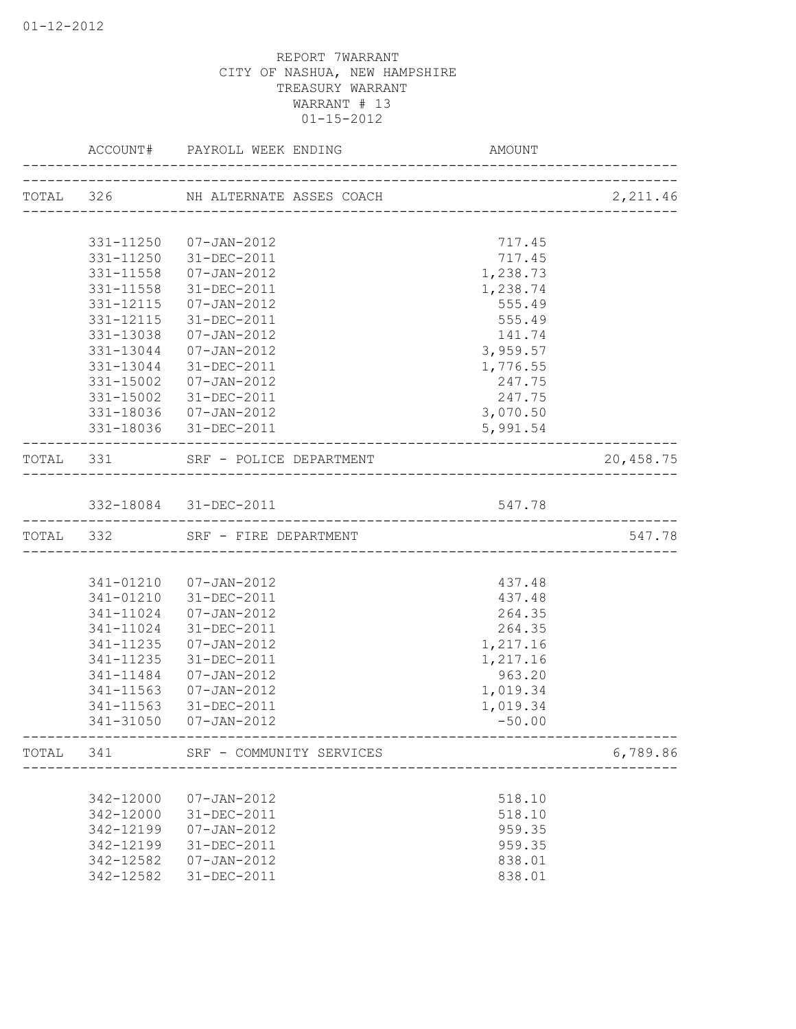REPORT 7WARRANT
CITY OF NASHUA, NEW HAMPSHIRE
TREASURY WARRANT
WARRANT # 13
01-15-2012

| | ACCOUNT# | PAYROLL WEEK ENDING | AMOUNT | |
|---|---|---|---|---|
| TOTAL | 326 | NH ALTERNATE ASSES COACH | | 2,211.46 |
| | 331-11250 | 07-JAN-2012 | 717.45 | |
| | 331-11250 | 31-DEC-2011 | 717.45 | |
| | 331-11558 | 07-JAN-2012 | 1,238.73 | |
| | 331-11558 | 31-DEC-2011 | 1,238.74 | |
| | 331-12115 | 07-JAN-2012 | 555.49 | |
| | 331-12115 | 31-DEC-2011 | 555.49 | |
| | 331-13038 | 07-JAN-2012 | 141.74 | |
| | 331-13044 | 07-JAN-2012 | 3,959.57 | |
| | 331-13044 | 31-DEC-2011 | 1,776.55 | |
| | 331-15002 | 07-JAN-2012 | 247.75 | |
| | 331-15002 | 31-DEC-2011 | 247.75 | |
| | 331-18036 | 07-JAN-2012 | 3,070.50 | |
| | 331-18036 | 31-DEC-2011 | 5,991.54 | |
| TOTAL | 331 | SRF - POLICE DEPARTMENT | | 20,458.75 |
| | 332-18084 | 31-DEC-2011 | 547.78 | |
| TOTAL | 332 | SRF - FIRE DEPARTMENT | | 547.78 |
| | 341-01210 | 07-JAN-2012 | 437.48 | |
| | 341-01210 | 31-DEC-2011 | 437.48 | |
| | 341-11024 | 07-JAN-2012 | 264.35 | |
| | 341-11024 | 31-DEC-2011 | 264.35 | |
| | 341-11235 | 07-JAN-2012 | 1,217.16 | |
| | 341-11235 | 31-DEC-2011 | 1,217.16 | |
| | 341-11484 | 07-JAN-2012 | 963.20 | |
| | 341-11563 | 07-JAN-2012 | 1,019.34 | |
| | 341-11563 | 31-DEC-2011 | 1,019.34 | |
| | 341-31050 | 07-JAN-2012 | -50.00 | |
| TOTAL | 341 | SRF - COMMUNITY SERVICES | | 6,789.86 |
| | 342-12000 | 07-JAN-2012 | 518.10 | |
| | 342-12000 | 31-DEC-2011 | 518.10 | |
| | 342-12199 | 07-JAN-2012 | 959.35 | |
| | 342-12199 | 31-DEC-2011 | 959.35 | |
| | 342-12582 | 07-JAN-2012 | 838.01 | |
| | 342-12582 | 31-DEC-2011 | 838.01 | |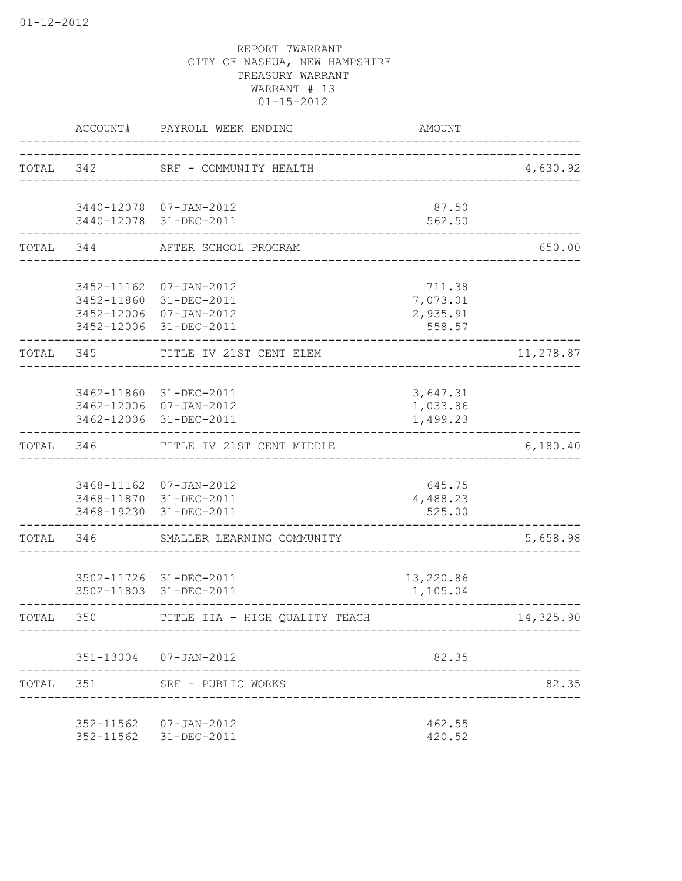REPORT 7WARRANT
CITY OF NASHUA, NEW HAMPSHIRE
TREASURY WARRANT
WARRANT # 13
01-15-2012

| | ACCOUNT# | PAYROLL WEEK ENDING | AMOUNT | |
|---|---|---|---|---|
| TOTAL | 342 | SRF - COMMUNITY HEALTH | | 4,630.92 |
| | 3440-12078 | 07-JAN-2012 | 87.50 | |
| | 3440-12078 | 31-DEC-2011 | 562.50 | |
| TOTAL | 344 | AFTER SCHOOL PROGRAM | | 650.00 |
| | 3452-11162 | 07-JAN-2012 | 711.38 | |
| | 3452-11860 | 31-DEC-2011 | 7,073.01 | |
| | 3452-12006 | 07-JAN-2012 | 2,935.91 | |
| | 3452-12006 | 31-DEC-2011 | 558.57 | |
| TOTAL | 345 | TITLE IV 21ST CENT ELEM | | 11,278.87 |
| | 3462-11860 | 31-DEC-2011 | 3,647.31 | |
| | 3462-12006 | 07-JAN-2012 | 1,033.86 | |
| | 3462-12006 | 31-DEC-2011 | 1,499.23 | |
| TOTAL | 346 | TITLE IV 21ST CENT MIDDLE | | 6,180.40 |
| | 3468-11162 | 07-JAN-2012 | 645.75 | |
| | 3468-11870 | 31-DEC-2011 | 4,488.23 | |
| | 3468-19230 | 31-DEC-2011 | 525.00 | |
| TOTAL | 346 | SMALLER LEARNING COMMUNITY | | 5,658.98 |
| | 3502-11726 | 31-DEC-2011 | 13,220.86 | |
| | 3502-11803 | 31-DEC-2011 | 1,105.04 | |
| TOTAL | 350 | TITLE IIA - HIGH QUALITY TEACH | | 14,325.90 |
| | 351-13004 | 07-JAN-2012 | 82.35 | |
| TOTAL | 351 | SRF - PUBLIC WORKS | | 82.35 |
| | 352-11562 | 07-JAN-2012 | 462.55 | |
| | 352-11562 | 31-DEC-2011 | 420.52 | |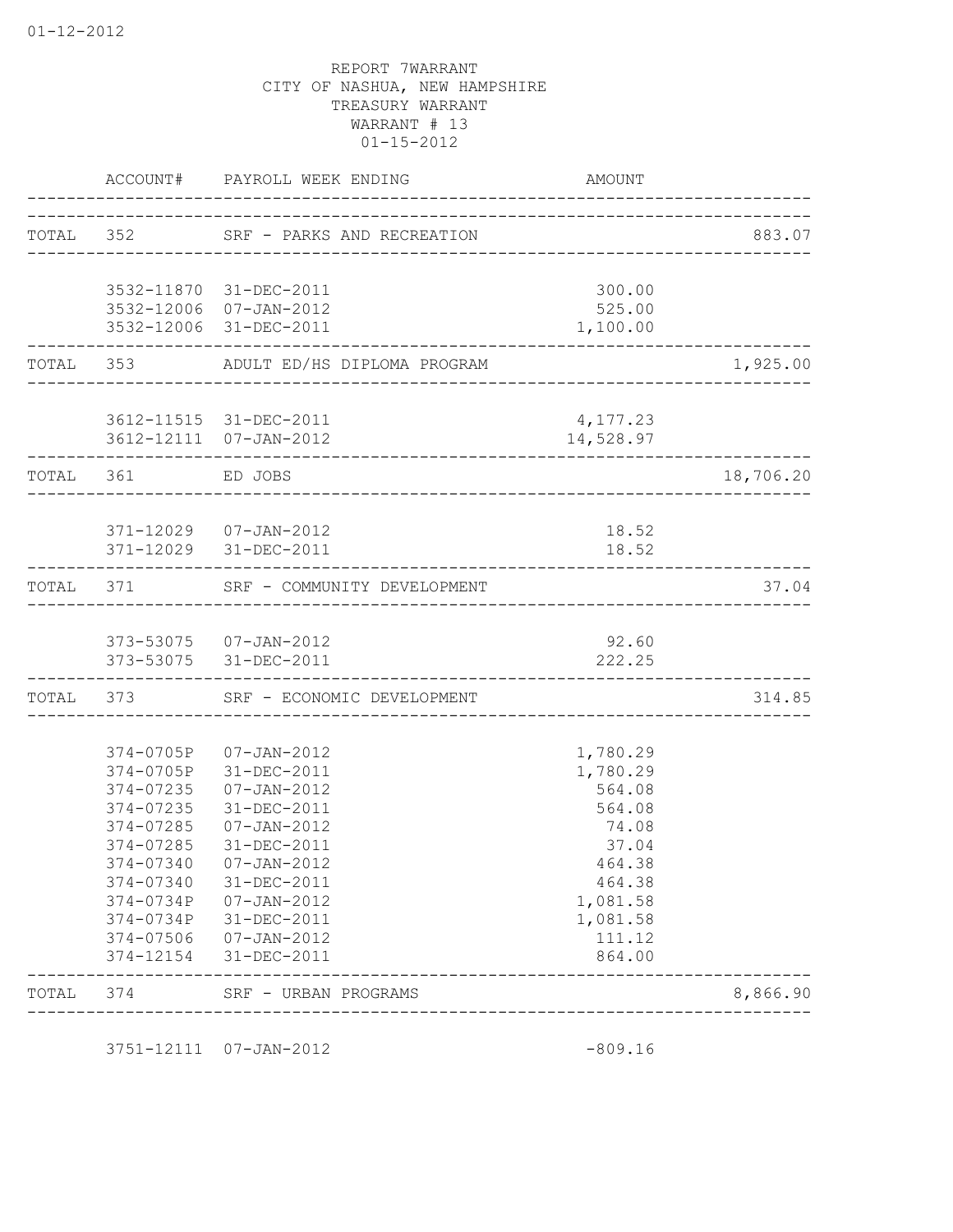REPORT 7WARRANT
CITY OF NASHUA, NEW HAMPSHIRE
TREASURY WARRANT
WARRANT # 13
01-15-2012

| | ACCOUNT# | PAYROLL WEEK ENDING | AMOUNT | |
|---|---|---|---|---|
| TOTAL | 352 | SRF - PARKS AND RECREATION | | 883.07 |
| | 3532-11870 | 31-DEC-2011 | 300.00 | |
| | 3532-12006 | 07-JAN-2012 | 525.00 | |
| | 3532-12006 | 31-DEC-2011 | 1,100.00 | |
| TOTAL | 353 | ADULT ED/HS DIPLOMA PROGRAM | | 1,925.00 |
| | 3612-11515 | 31-DEC-2011 | 4,177.23 | |
| | 3612-12111 | 07-JAN-2012 | 14,528.97 | |
| TOTAL | 361 | ED JOBS | | 18,706.20 |
| | 371-12029 | 07-JAN-2012 | 18.52 | |
| | 371-12029 | 31-DEC-2011 | 18.52 | |
| TOTAL | 371 | SRF - COMMUNITY DEVELOPMENT | | 37.04 |
| | 373-53075 | 07-JAN-2012 | 92.60 | |
| | 373-53075 | 31-DEC-2011 | 222.25 | |
| TOTAL | 373 | SRF - ECONOMIC DEVELOPMENT | | 314.85 |
| | 374-0705P | 07-JAN-2012 | 1,780.29 | |
| | 374-0705P | 31-DEC-2011 | 1,780.29 | |
| | 374-07235 | 07-JAN-2012 | 564.08 | |
| | 374-07235 | 31-DEC-2011 | 564.08 | |
| | 374-07285 | 07-JAN-2012 | 74.08 | |
| | 374-07285 | 31-DEC-2011 | 37.04 | |
| | 374-07340 | 07-JAN-2012 | 464.38 | |
| | 374-07340 | 31-DEC-2011 | 464.38 | |
| | 374-0734P | 07-JAN-2012 | 1,081.58 | |
| | 374-0734P | 31-DEC-2011 | 1,081.58 | |
| | 374-07506 | 07-JAN-2012 | 111.12 | |
| | 374-12154 | 31-DEC-2011 | 864.00 | |
| TOTAL | 374 | SRF - URBAN PROGRAMS | | 8,866.90 |
| | 3751-12111 | 07-JAN-2012 | -809.16 | |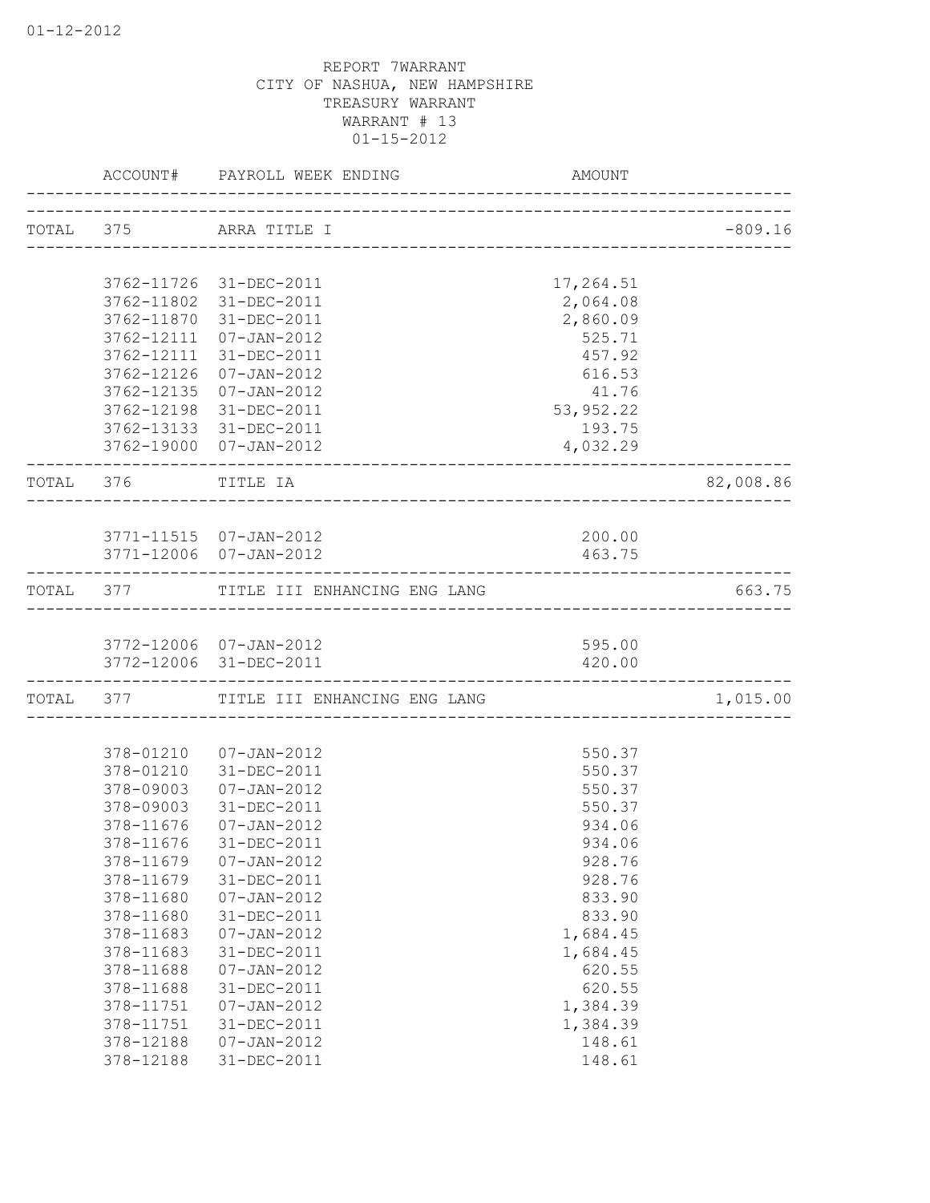REPORT 7WARRANT
CITY OF NASHUA, NEW HAMPSHIRE
TREASURY WARRANT
WARRANT # 13
01-15-2012

| | ACCOUNT# | PAYROLL WEEK ENDING | AMOUNT | |
|---|---|---|---|---|
| TOTAL | 375 | ARRA TITLE I | | -809.16 |
| | 3762-11726 | 31-DEC-2011 | 17,264.51 | |
| | 3762-11802 | 31-DEC-2011 | 2,064.08 | |
| | 3762-11870 | 31-DEC-2011 | 2,860.09 | |
| | 3762-12111 | 07-JAN-2012 | 525.71 | |
| | 3762-12111 | 31-DEC-2011 | 457.92 | |
| | 3762-12126 | 07-JAN-2012 | 616.53 | |
| | 3762-12135 | 07-JAN-2012 | 41.76 | |
| | 3762-12198 | 31-DEC-2011 | 53,952.22 | |
| | 3762-13133 | 31-DEC-2011 | 193.75 | |
| | 3762-19000 | 07-JAN-2012 | 4,032.29 | |
| TOTAL | 376 | TITLE IA | | 82,008.86 |
| | 3771-11515 | 07-JAN-2012 | 200.00 | |
| | 3771-12006 | 07-JAN-2012 | 463.75 | |
| TOTAL | 377 | TITLE III ENHANCING ENG LANG | | 663.75 |
| | 3772-12006 | 07-JAN-2012 | 595.00 | |
| | 3772-12006 | 31-DEC-2011 | 420.00 | |
| TOTAL | 377 | TITLE III ENHANCING ENG LANG | | 1,015.00 |
| | 378-01210 | 07-JAN-2012 | 550.37 | |
| | 378-01210 | 31-DEC-2011 | 550.37 | |
| | 378-09003 | 07-JAN-2012 | 550.37 | |
| | 378-09003 | 31-DEC-2011 | 550.37 | |
| | 378-11676 | 07-JAN-2012 | 934.06 | |
| | 378-11676 | 31-DEC-2011 | 934.06 | |
| | 378-11679 | 07-JAN-2012 | 928.76 | |
| | 378-11679 | 31-DEC-2011 | 928.76 | |
| | 378-11680 | 07-JAN-2012 | 833.90 | |
| | 378-11680 | 31-DEC-2011 | 833.90 | |
| | 378-11683 | 07-JAN-2012 | 1,684.45 | |
| | 378-11683 | 31-DEC-2011 | 1,684.45 | |
| | 378-11688 | 07-JAN-2012 | 620.55 | |
| | 378-11688 | 31-DEC-2011 | 620.55 | |
| | 378-11751 | 07-JAN-2012 | 1,384.39 | |
| | 378-11751 | 31-DEC-2011 | 1,384.39 | |
| | 378-12188 | 07-JAN-2012 | 148.61 | |
| | 378-12188 | 31-DEC-2011 | 148.61 | |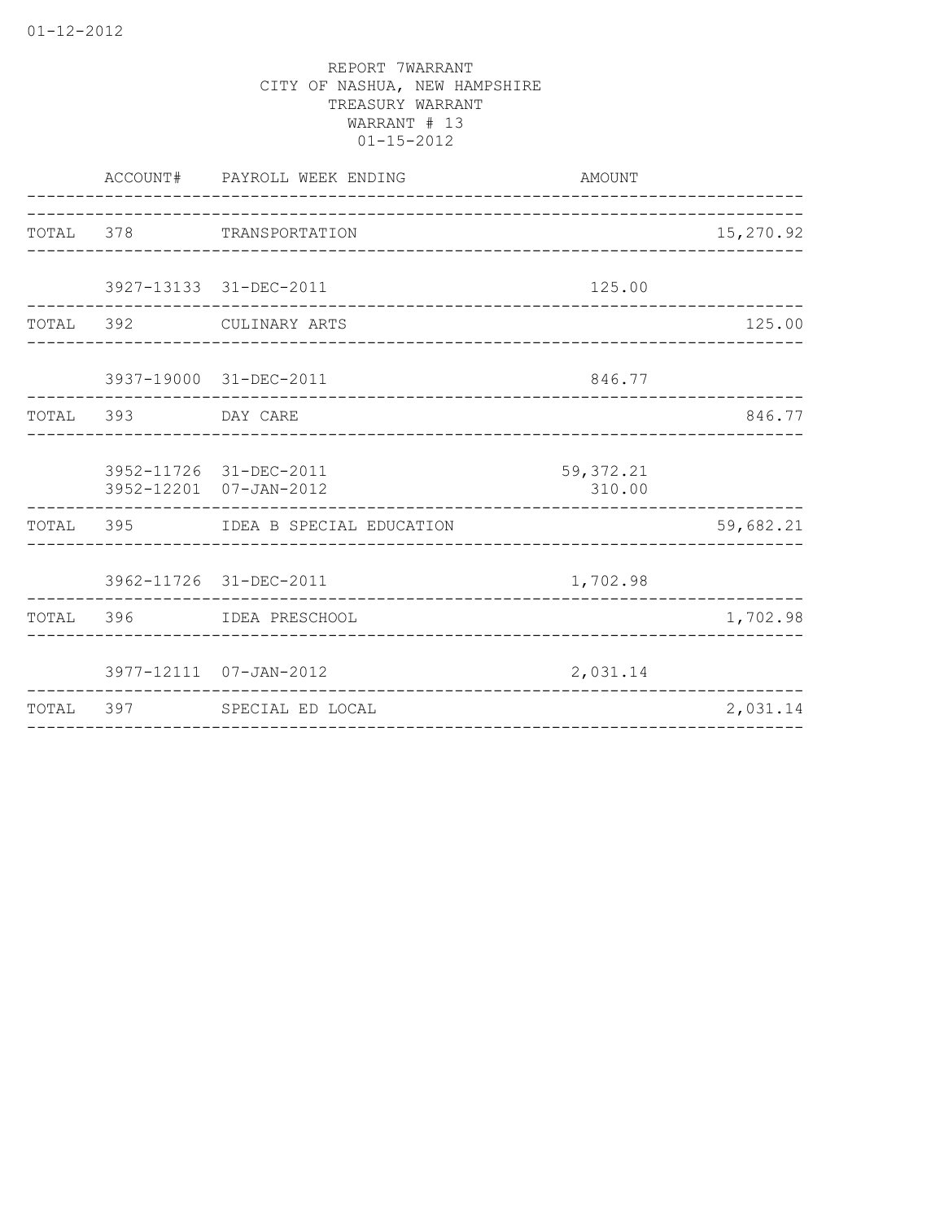REPORT 7WARRANT
CITY OF NASHUA, NEW HAMPSHIRE
TREASURY WARRANT
WARRANT # 13
01-15-2012

| | ACCOUNT# | PAYROLL WEEK ENDING | AMOUNT | |
|---|---|---|---|---|
| TOTAL | 378 | TRANSPORTATION | | 15,270.92 |
| | 3927-13133 | 31-DEC-2011 | 125.00 | |
| TOTAL | 392 | CULINARY ARTS | | 125.00 |
| | 3937-19000 | 31-DEC-2011 | 846.77 | |
| TOTAL | 393 | DAY CARE | | 846.77 |
| | 3952-11726 | 31-DEC-2011 | 59,372.21 | |
| | 3952-12201 | 07-JAN-2012 | 310.00 | |
| TOTAL | 395 | IDEA B SPECIAL EDUCATION | | 59,682.21 |
| | 3962-11726 | 31-DEC-2011 | 1,702.98 | |
| TOTAL | 396 | IDEA PRESCHOOL | | 1,702.98 |
| | 3977-12111 | 07-JAN-2012 | 2,031.14 | |
| TOTAL | 397 | SPECIAL ED LOCAL | | 2,031.14 |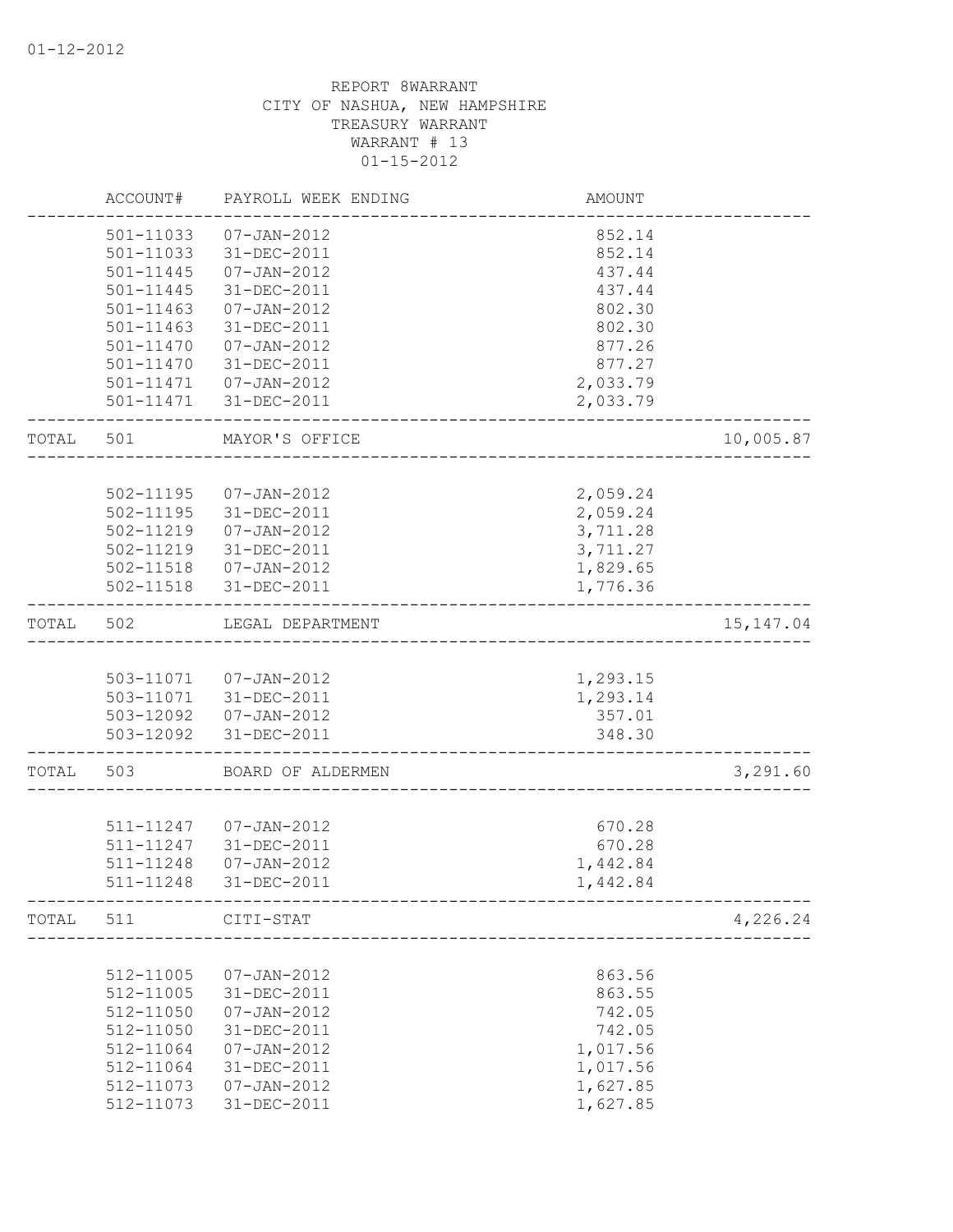01-12-2012

REPORT 8WARRANT
CITY OF NASHUA, NEW HAMPSHIRE
TREASURY WARRANT
WARRANT # 13
01-15-2012

| | ACCOUNT# | PAYROLL WEEK ENDING | AMOUNT | |
|---|---|---|---|---|
| | 501-11033 | 07-JAN-2012 | 852.14 | |
| | 501-11033 | 31-DEC-2011 | 852.14 | |
| | 501-11445 | 07-JAN-2012 | 437.44 | |
| | 501-11445 | 31-DEC-2011 | 437.44 | |
| | 501-11463 | 07-JAN-2012 | 802.30 | |
| | 501-11463 | 31-DEC-2011 | 802.30 | |
| | 501-11470 | 07-JAN-2012 | 877.26 | |
| | 501-11470 | 31-DEC-2011 | 877.27 | |
| | 501-11471 | 07-JAN-2012 | 2,033.79 | |
| | 501-11471 | 31-DEC-2011 | 2,033.79 | |
| TOTAL | 501 | MAYOR'S OFFICE | | 10,005.87 |
| | 502-11195 | 07-JAN-2012 | 2,059.24 | |
| | 502-11195 | 31-DEC-2011 | 2,059.24 | |
| | 502-11219 | 07-JAN-2012 | 3,711.28 | |
| | 502-11219 | 31-DEC-2011 | 3,711.27 | |
| | 502-11518 | 07-JAN-2012 | 1,829.65 | |
| | 502-11518 | 31-DEC-2011 | 1,776.36 | |
| TOTAL | 502 | LEGAL DEPARTMENT | | 15,147.04 |
| | 503-11071 | 07-JAN-2012 | 1,293.15 | |
| | 503-11071 | 31-DEC-2011 | 1,293.14 | |
| | 503-12092 | 07-JAN-2012 | 357.01 | |
| | 503-12092 | 31-DEC-2011 | 348.30 | |
| TOTAL | 503 | BOARD OF ALDERMEN | | 3,291.60 |
| | 511-11247 | 07-JAN-2012 | 670.28 | |
| | 511-11247 | 31-DEC-2011 | 670.28 | |
| | 511-11248 | 07-JAN-2012 | 1,442.84 | |
| | 511-11248 | 31-DEC-2011 | 1,442.84 | |
| TOTAL | 511 | CITI-STAT | | 4,226.24 |
| | 512-11005 | 07-JAN-2012 | 863.56 | |
| | 512-11005 | 31-DEC-2011 | 863.55 | |
| | 512-11050 | 07-JAN-2012 | 742.05 | |
| | 512-11050 | 31-DEC-2011 | 742.05 | |
| | 512-11064 | 07-JAN-2012 | 1,017.56 | |
| | 512-11064 | 31-DEC-2011 | 1,017.56 | |
| | 512-11073 | 07-JAN-2012 | 1,627.85 | |
| | 512-11073 | 31-DEC-2011 | 1,627.85 | |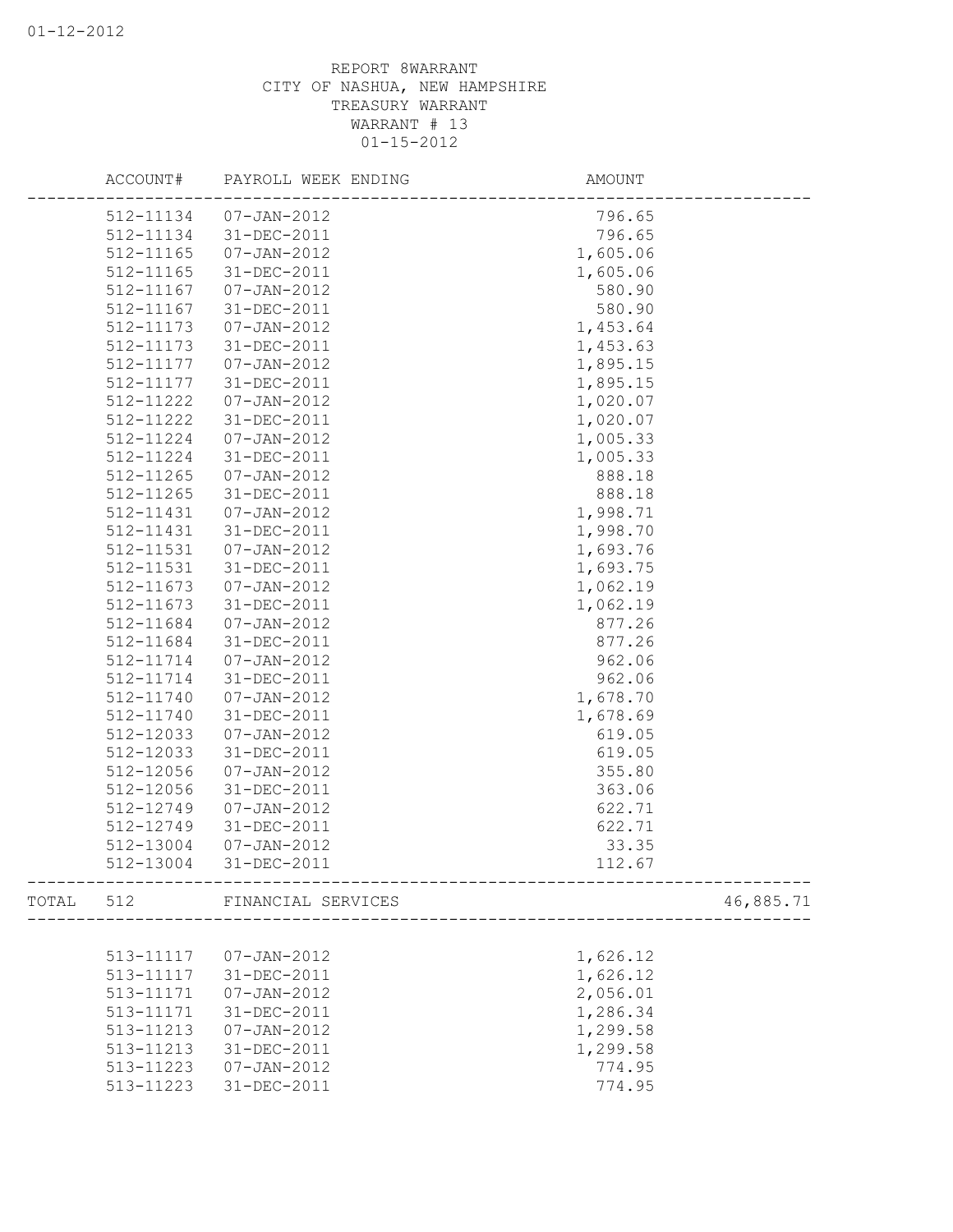REPORT 8WARRANT
CITY OF NASHUA, NEW HAMPSHIRE
TREASURY WARRANT
WARRANT # 13
01-15-2012

| | ACCOUNT# | PAYROLL WEEK ENDING | AMOUNT | |
|---|---|---|---|---|
| | 512-11134 | 07-JAN-2012 | 796.65 | |
| | 512-11134 | 31-DEC-2011 | 796.65 | |
| | 512-11165 | 07-JAN-2012 | 1,605.06 | |
| | 512-11165 | 31-DEC-2011 | 1,605.06 | |
| | 512-11167 | 07-JAN-2012 | 580.90 | |
| | 512-11167 | 31-DEC-2011 | 580.90 | |
| | 512-11173 | 07-JAN-2012 | 1,453.64 | |
| | 512-11173 | 31-DEC-2011 | 1,453.63 | |
| | 512-11177 | 07-JAN-2012 | 1,895.15 | |
| | 512-11177 | 31-DEC-2011 | 1,895.15 | |
| | 512-11222 | 07-JAN-2012 | 1,020.07 | |
| | 512-11222 | 31-DEC-2011 | 1,020.07 | |
| | 512-11224 | 07-JAN-2012 | 1,005.33 | |
| | 512-11224 | 31-DEC-2011 | 1,005.33 | |
| | 512-11265 | 07-JAN-2012 | 888.18 | |
| | 512-11265 | 31-DEC-2011 | 888.18 | |
| | 512-11431 | 07-JAN-2012 | 1,998.71 | |
| | 512-11431 | 31-DEC-2011 | 1,998.70 | |
| | 512-11531 | 07-JAN-2012 | 1,693.76 | |
| | 512-11531 | 31-DEC-2011 | 1,693.75 | |
| | 512-11673 | 07-JAN-2012 | 1,062.19 | |
| | 512-11673 | 31-DEC-2011 | 1,062.19 | |
| | 512-11684 | 07-JAN-2012 | 877.26 | |
| | 512-11684 | 31-DEC-2011 | 877.26 | |
| | 512-11714 | 07-JAN-2012 | 962.06 | |
| | 512-11714 | 31-DEC-2011 | 962.06 | |
| | 512-11740 | 07-JAN-2012 | 1,678.70 | |
| | 512-11740 | 31-DEC-2011 | 1,678.69 | |
| | 512-12033 | 07-JAN-2012 | 619.05 | |
| | 512-12033 | 31-DEC-2011 | 619.05 | |
| | 512-12056 | 07-JAN-2012 | 355.80 | |
| | 512-12056 | 31-DEC-2011 | 363.06 | |
| | 512-12749 | 07-JAN-2012 | 622.71 | |
| | 512-12749 | 31-DEC-2011 | 622.71 | |
| | 512-13004 | 07-JAN-2012 | 33.35 | |
| | 512-13004 | 31-DEC-2011 | 112.67 | |
| TOTAL | 512 | FINANCIAL SERVICES | | 46,885.71 |
| | 513-11117 | 07-JAN-2012 | 1,626.12 | |
| | 513-11117 | 31-DEC-2011 | 1,626.12 | |
| | 513-11171 | 07-JAN-2012 | 2,056.01 | |
| | 513-11171 | 31-DEC-2011 | 1,286.34 | |
| | 513-11213 | 07-JAN-2012 | 1,299.58 | |
| | 513-11213 | 31-DEC-2011 | 1,299.58 | |
| | 513-11223 | 07-JAN-2012 | 774.95 | |
| | 513-11223 | 31-DEC-2011 | 774.95 | |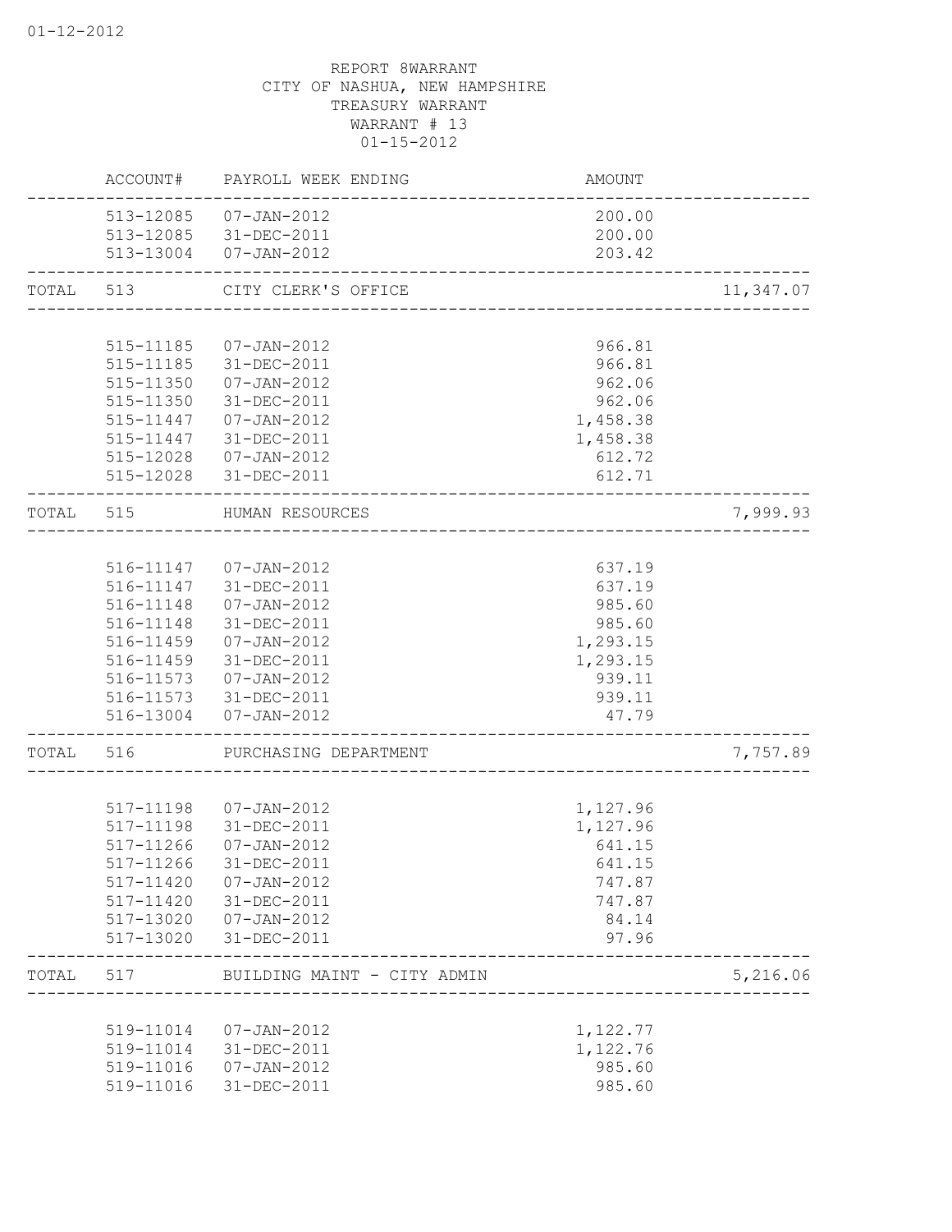01-12-2012

REPORT 8WARRANT
CITY OF NASHUA, NEW HAMPSHIRE
TREASURY WARRANT
WARRANT # 13
01-15-2012

| | ACCOUNT# | PAYROLL WEEK ENDING | AMOUNT | |
|---|---|---|---|---|
| | 513-12085 | 07-JAN-2012 | 200.00 | |
| | 513-12085 | 31-DEC-2011 | 200.00 | |
| | 513-13004 | 07-JAN-2012 | 203.42 | |
| TOTAL | 513 | CITY CLERK'S OFFICE | | 11,347.07 |
| | 515-11185 | 07-JAN-2012 | 966.81 | |
| | 515-11185 | 31-DEC-2011 | 966.81 | |
| | 515-11350 | 07-JAN-2012 | 962.06 | |
| | 515-11350 | 31-DEC-2011 | 962.06 | |
| | 515-11447 | 07-JAN-2012 | 1,458.38 | |
| | 515-11447 | 31-DEC-2011 | 1,458.38 | |
| | 515-12028 | 07-JAN-2012 | 612.72 | |
| | 515-12028 | 31-DEC-2011 | 612.71 | |
| TOTAL | 515 | HUMAN RESOURCES | | 7,999.93 |
| | 516-11147 | 07-JAN-2012 | 637.19 | |
| | 516-11147 | 31-DEC-2011 | 637.19 | |
| | 516-11148 | 07-JAN-2012 | 985.60 | |
| | 516-11148 | 31-DEC-2011 | 985.60 | |
| | 516-11459 | 07-JAN-2012 | 1,293.15 | |
| | 516-11459 | 31-DEC-2011 | 1,293.15 | |
| | 516-11573 | 07-JAN-2012 | 939.11 | |
| | 516-11573 | 31-DEC-2011 | 939.11 | |
| | 516-13004 | 07-JAN-2012 | 47.79 | |
| TOTAL | 516 | PURCHASING DEPARTMENT | | 7,757.89 |
| | 517-11198 | 07-JAN-2012 | 1,127.96 | |
| | 517-11198 | 31-DEC-2011 | 1,127.96 | |
| | 517-11266 | 07-JAN-2012 | 641.15 | |
| | 517-11266 | 31-DEC-2011 | 641.15 | |
| | 517-11420 | 07-JAN-2012 | 747.87 | |
| | 517-11420 | 31-DEC-2011 | 747.87 | |
| | 517-13020 | 07-JAN-2012 | 84.14 | |
| | 517-13020 | 31-DEC-2011 | 97.96 | |
| TOTAL | 517 | BUILDING MAINT - CITY ADMIN | | 5,216.06 |
| | 519-11014 | 07-JAN-2012 | 1,122.77 | |
| | 519-11014 | 31-DEC-2011 | 1,122.76 | |
| | 519-11016 | 07-JAN-2012 | 985.60 | |
| | 519-11016 | 31-DEC-2011 | 985.60 | |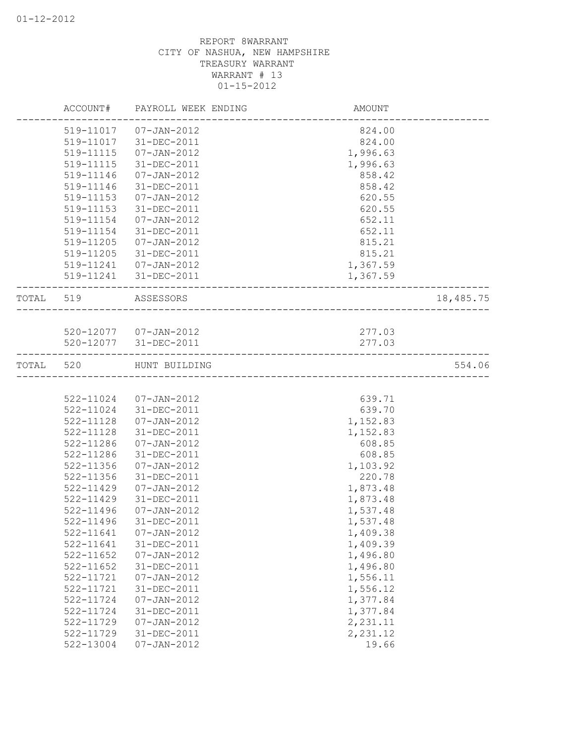REPORT 8WARRANT
CITY OF NASHUA, NEW HAMPSHIRE
TREASURY WARRANT
WARRANT # 13
01-15-2012

| | ACCOUNT# | PAYROLL WEEK ENDING | AMOUNT | |
|---|---|---|---|---|
| | 519-11017 | 07-JAN-2012 | 824.00 | |
| | 519-11017 | 31-DEC-2011 | 824.00 | |
| | 519-11115 | 07-JAN-2012 | 1,996.63 | |
| | 519-11115 | 31-DEC-2011 | 1,996.63 | |
| | 519-11146 | 07-JAN-2012 | 858.42 | |
| | 519-11146 | 31-DEC-2011 | 858.42 | |
| | 519-11153 | 07-JAN-2012 | 620.55 | |
| | 519-11153 | 31-DEC-2011 | 620.55 | |
| | 519-11154 | 07-JAN-2012 | 652.11 | |
| | 519-11154 | 31-DEC-2011 | 652.11 | |
| | 519-11205 | 07-JAN-2012 | 815.21 | |
| | 519-11205 | 31-DEC-2011 | 815.21 | |
| | 519-11241 | 07-JAN-2012 | 1,367.59 | |
| | 519-11241 | 31-DEC-2011 | 1,367.59 | |
| TOTAL | 519 | ASSESSORS | | 18,485.75 |
| | 520-12077 | 07-JAN-2012 | 277.03 | |
| | 520-12077 | 31-DEC-2011 | 277.03 | |
| TOTAL | 520 | HUNT BUILDING | | 554.06 |
| | 522-11024 | 07-JAN-2012 | 639.71 | |
| | 522-11024 | 31-DEC-2011 | 639.70 | |
| | 522-11128 | 07-JAN-2012 | 1,152.83 | |
| | 522-11128 | 31-DEC-2011 | 1,152.83 | |
| | 522-11286 | 07-JAN-2012 | 608.85 | |
| | 522-11286 | 31-DEC-2011 | 608.85 | |
| | 522-11356 | 07-JAN-2012 | 1,103.92 | |
| | 522-11356 | 31-DEC-2011 | 220.78 | |
| | 522-11429 | 07-JAN-2012 | 1,873.48 | |
| | 522-11429 | 31-DEC-2011 | 1,873.48 | |
| | 522-11496 | 07-JAN-2012 | 1,537.48 | |
| | 522-11496 | 31-DEC-2011 | 1,537.48 | |
| | 522-11641 | 07-JAN-2012 | 1,409.38 | |
| | 522-11641 | 31-DEC-2011 | 1,409.39 | |
| | 522-11652 | 07-JAN-2012 | 1,496.80 | |
| | 522-11652 | 31-DEC-2011 | 1,496.80 | |
| | 522-11721 | 07-JAN-2012 | 1,556.11 | |
| | 522-11721 | 31-DEC-2011 | 1,556.12 | |
| | 522-11724 | 07-JAN-2012 | 1,377.84 | |
| | 522-11724 | 31-DEC-2011 | 1,377.84 | |
| | 522-11729 | 07-JAN-2012 | 2,231.11 | |
| | 522-11729 | 31-DEC-2011 | 2,231.12 | |
| | 522-13004 | 07-JAN-2012 | 19.66 | |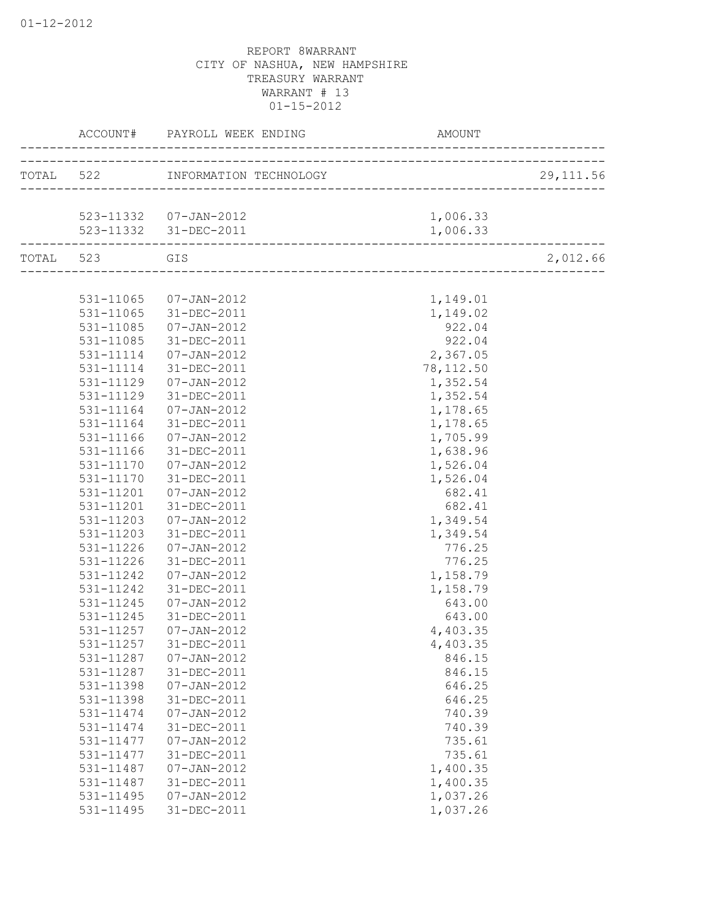REPORT 8WARRANT
CITY OF NASHUA, NEW HAMPSHIRE
TREASURY WARRANT
WARRANT # 13
01-15-2012

| | ACCOUNT# | PAYROLL WEEK ENDING | AMOUNT | |
|---|---|---|---|---|
| TOTAL | 522 | INFORMATION TECHNOLOGY | | 29,111.56 |
| | 523-11332 | 07-JAN-2012 | 1,006.33 | |
| | 523-11332 | 31-DEC-2011 | 1,006.33 | |
| TOTAL | 523 | GIS | | 2,012.66 |
| | 531-11065 | 07-JAN-2012 | 1,149.01 | |
| | 531-11065 | 31-DEC-2011 | 1,149.02 | |
| | 531-11085 | 07-JAN-2012 | 922.04 | |
| | 531-11085 | 31-DEC-2011 | 922.04 | |
| | 531-11114 | 07-JAN-2012 | 2,367.05 | |
| | 531-11114 | 31-DEC-2011 | 78,112.50 | |
| | 531-11129 | 07-JAN-2012 | 1,352.54 | |
| | 531-11129 | 31-DEC-2011 | 1,352.54 | |
| | 531-11164 | 07-JAN-2012 | 1,178.65 | |
| | 531-11164 | 31-DEC-2011 | 1,178.65 | |
| | 531-11166 | 07-JAN-2012 | 1,705.99 | |
| | 531-11166 | 31-DEC-2011 | 1,638.96 | |
| | 531-11170 | 07-JAN-2012 | 1,526.04 | |
| | 531-11170 | 31-DEC-2011 | 1,526.04 | |
| | 531-11201 | 07-JAN-2012 | 682.41 | |
| | 531-11201 | 31-DEC-2011 | 682.41 | |
| | 531-11203 | 07-JAN-2012 | 1,349.54 | |
| | 531-11203 | 31-DEC-2011 | 1,349.54 | |
| | 531-11226 | 07-JAN-2012 | 776.25 | |
| | 531-11226 | 31-DEC-2011 | 776.25 | |
| | 531-11242 | 07-JAN-2012 | 1,158.79 | |
| | 531-11242 | 31-DEC-2011 | 1,158.79 | |
| | 531-11245 | 07-JAN-2012 | 643.00 | |
| | 531-11245 | 31-DEC-2011 | 643.00 | |
| | 531-11257 | 07-JAN-2012 | 4,403.35 | |
| | 531-11257 | 31-DEC-2011 | 4,403.35 | |
| | 531-11287 | 07-JAN-2012 | 846.15 | |
| | 531-11287 | 31-DEC-2011 | 846.15 | |
| | 531-11398 | 07-JAN-2012 | 646.25 | |
| | 531-11398 | 31-DEC-2011 | 646.25 | |
| | 531-11474 | 07-JAN-2012 | 740.39 | |
| | 531-11474 | 31-DEC-2011 | 740.39 | |
| | 531-11477 | 07-JAN-2012 | 735.61 | |
| | 531-11477 | 31-DEC-2011 | 735.61 | |
| | 531-11487 | 07-JAN-2012 | 1,400.35 | |
| | 531-11487 | 31-DEC-2011 | 1,400.35 | |
| | 531-11495 | 07-JAN-2012 | 1,037.26 | |
| | 531-11495 | 31-DEC-2011 | 1,037.26 | |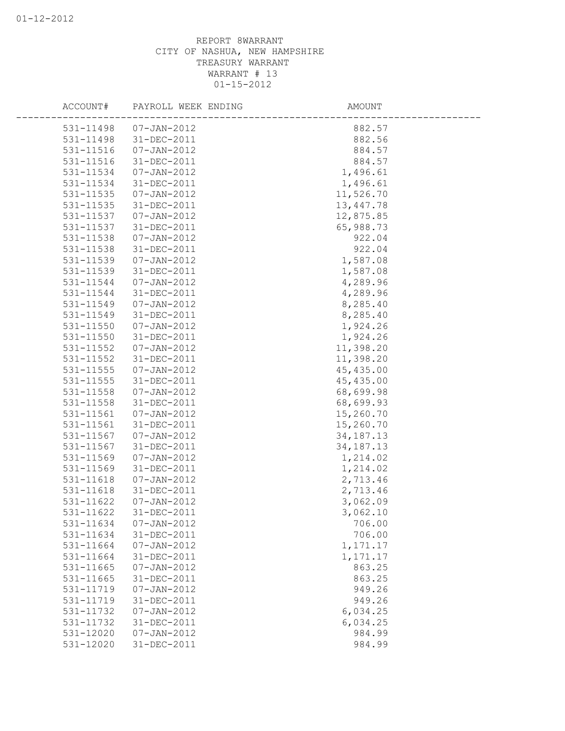REPORT 8WARRANT
CITY OF NASHUA, NEW HAMPSHIRE
TREASURY WARRANT
WARRANT # 13
01-15-2012

| ACCOUNT# | PAYROLL WEEK ENDING | AMOUNT |
|---|---|---|
| 531-11498 | 07-JAN-2012 | 882.57 |
| 531-11498 | 31-DEC-2011 | 882.56 |
| 531-11516 | 07-JAN-2012 | 884.57 |
| 531-11516 | 31-DEC-2011 | 884.57 |
| 531-11534 | 07-JAN-2012 | 1,496.61 |
| 531-11534 | 31-DEC-2011 | 1,496.61 |
| 531-11535 | 07-JAN-2012 | 11,526.70 |
| 531-11535 | 31-DEC-2011 | 13,447.78 |
| 531-11537 | 07-JAN-2012 | 12,875.85 |
| 531-11537 | 31-DEC-2011 | 65,988.73 |
| 531-11538 | 07-JAN-2012 | 922.04 |
| 531-11538 | 31-DEC-2011 | 922.04 |
| 531-11539 | 07-JAN-2012 | 1,587.08 |
| 531-11539 | 31-DEC-2011 | 1,587.08 |
| 531-11544 | 07-JAN-2012 | 4,289.96 |
| 531-11544 | 31-DEC-2011 | 4,289.96 |
| 531-11549 | 07-JAN-2012 | 8,285.40 |
| 531-11549 | 31-DEC-2011 | 8,285.40 |
| 531-11550 | 07-JAN-2012 | 1,924.26 |
| 531-11550 | 31-DEC-2011 | 1,924.26 |
| 531-11552 | 07-JAN-2012 | 11,398.20 |
| 531-11552 | 31-DEC-2011 | 11,398.20 |
| 531-11555 | 07-JAN-2012 | 45,435.00 |
| 531-11555 | 31-DEC-2011 | 45,435.00 |
| 531-11558 | 07-JAN-2012 | 68,699.98 |
| 531-11558 | 31-DEC-2011 | 68,699.93 |
| 531-11561 | 07-JAN-2012 | 15,260.70 |
| 531-11561 | 31-DEC-2011 | 15,260.70 |
| 531-11567 | 07-JAN-2012 | 34,187.13 |
| 531-11567 | 31-DEC-2011 | 34,187.13 |
| 531-11569 | 07-JAN-2012 | 1,214.02 |
| 531-11569 | 31-DEC-2011 | 1,214.02 |
| 531-11618 | 07-JAN-2012 | 2,713.46 |
| 531-11618 | 31-DEC-2011 | 2,713.46 |
| 531-11622 | 07-JAN-2012 | 3,062.09 |
| 531-11622 | 31-DEC-2011 | 3,062.10 |
| 531-11634 | 07-JAN-2012 | 706.00 |
| 531-11634 | 31-DEC-2011 | 706.00 |
| 531-11664 | 07-JAN-2012 | 1,171.17 |
| 531-11664 | 31-DEC-2011 | 1,171.17 |
| 531-11665 | 07-JAN-2012 | 863.25 |
| 531-11665 | 31-DEC-2011 | 863.25 |
| 531-11719 | 07-JAN-2012 | 949.26 |
| 531-11719 | 31-DEC-2011 | 949.26 |
| 531-11732 | 07-JAN-2012 | 6,034.25 |
| 531-11732 | 31-DEC-2011 | 6,034.25 |
| 531-12020 | 07-JAN-2012 | 984.99 |
| 531-12020 | 31-DEC-2011 | 984.99 |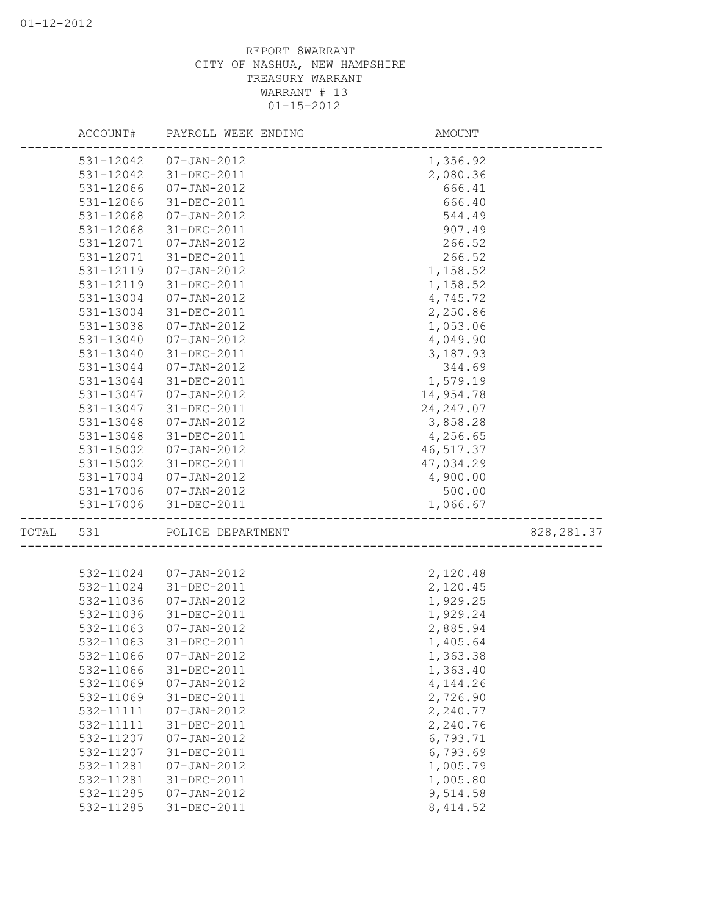REPORT 8WARRANT
CITY OF NASHUA, NEW HAMPSHIRE
TREASURY WARRANT
WARRANT # 13
01-15-2012

| | ACCOUNT# | PAYROLL WEEK ENDING | AMOUNT | |
|---|---|---|---|---|
| | 531-12042 | 07-JAN-2012 | 1,356.92 | |
| | 531-12042 | 31-DEC-2011 | 2,080.36 | |
| | 531-12066 | 07-JAN-2012 | 666.41 | |
| | 531-12066 | 31-DEC-2011 | 666.40 | |
| | 531-12068 | 07-JAN-2012 | 544.49 | |
| | 531-12068 | 31-DEC-2011 | 907.49 | |
| | 531-12071 | 07-JAN-2012 | 266.52 | |
| | 531-12071 | 31-DEC-2011 | 266.52 | |
| | 531-12119 | 07-JAN-2012 | 1,158.52 | |
| | 531-12119 | 31-DEC-2011 | 1,158.52 | |
| | 531-13004 | 07-JAN-2012 | 4,745.72 | |
| | 531-13004 | 31-DEC-2011 | 2,250.86 | |
| | 531-13038 | 07-JAN-2012 | 1,053.06 | |
| | 531-13040 | 07-JAN-2012 | 4,049.90 | |
| | 531-13040 | 31-DEC-2011 | 3,187.93 | |
| | 531-13044 | 07-JAN-2012 | 344.69 | |
| | 531-13044 | 31-DEC-2011 | 1,579.19 | |
| | 531-13047 | 07-JAN-2012 | 14,954.78 | |
| | 531-13047 | 31-DEC-2011 | 24,247.07 | |
| | 531-13048 | 07-JAN-2012 | 3,858.28 | |
| | 531-13048 | 31-DEC-2011 | 4,256.65 | |
| | 531-15002 | 07-JAN-2012 | 46,517.37 | |
| | 531-15002 | 31-DEC-2011 | 47,034.29 | |
| | 531-17004 | 07-JAN-2012 | 4,900.00 | |
| | 531-17006 | 07-JAN-2012 | 500.00 | |
| | 531-17006 | 31-DEC-2011 | 1,066.67 | |
| TOTAL | 531 | POLICE DEPARTMENT | | 828,281.37 |
| | 532-11024 | 07-JAN-2012 | 2,120.48 | |
| | 532-11024 | 31-DEC-2011 | 2,120.45 | |
| | 532-11036 | 07-JAN-2012 | 1,929.25 | |
| | 532-11036 | 31-DEC-2011 | 1,929.24 | |
| | 532-11063 | 07-JAN-2012 | 2,885.94 | |
| | 532-11063 | 31-DEC-2011 | 1,405.64 | |
| | 532-11066 | 07-JAN-2012 | 1,363.38 | |
| | 532-11066 | 31-DEC-2011 | 1,363.40 | |
| | 532-11069 | 07-JAN-2012 | 4,144.26 | |
| | 532-11069 | 31-DEC-2011 | 2,726.90 | |
| | 532-11111 | 07-JAN-2012 | 2,240.77 | |
| | 532-11111 | 31-DEC-2011 | 2,240.76 | |
| | 532-11207 | 07-JAN-2012 | 6,793.71 | |
| | 532-11207 | 31-DEC-2011 | 6,793.69 | |
| | 532-11281 | 07-JAN-2012 | 1,005.79 | |
| | 532-11281 | 31-DEC-2011 | 1,005.80 | |
| | 532-11285 | 07-JAN-2012 | 9,514.58 | |
| | 532-11285 | 31-DEC-2011 | 8,414.52 | |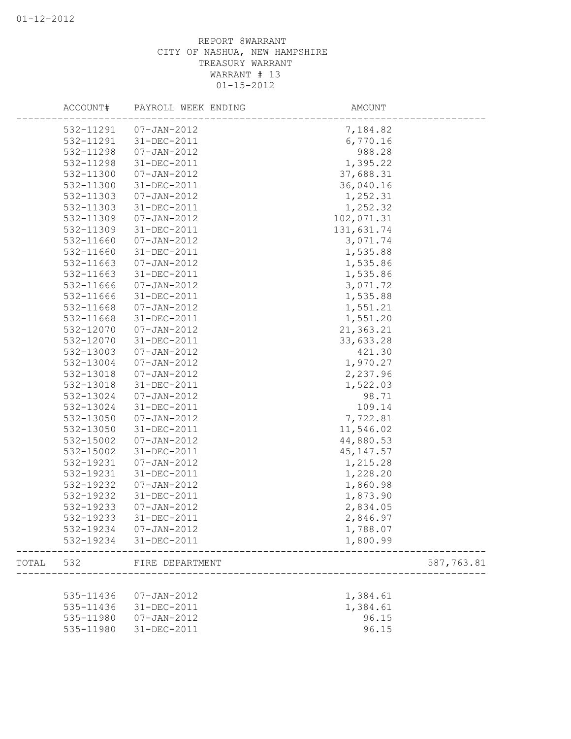REPORT 8WARRANT
CITY OF NASHUA, NEW HAMPSHIRE
TREASURY WARRANT
WARRANT # 13
01-15-2012

| | ACCOUNT# | PAYROLL WEEK ENDING | AMOUNT | |
|---|---|---|---|---|
| | 532-11291 | 07-JAN-2012 | 7,184.82 | |
| | 532-11291 | 31-DEC-2011 | 6,770.16 | |
| | 532-11298 | 07-JAN-2012 | 988.28 | |
| | 532-11298 | 31-DEC-2011 | 1,395.22 | |
| | 532-11300 | 07-JAN-2012 | 37,688.31 | |
| | 532-11300 | 31-DEC-2011 | 36,040.16 | |
| | 532-11303 | 07-JAN-2012 | 1,252.31 | |
| | 532-11303 | 31-DEC-2011 | 1,252.32 | |
| | 532-11309 | 07-JAN-2012 | 102,071.31 | |
| | 532-11309 | 31-DEC-2011 | 131,631.74 | |
| | 532-11660 | 07-JAN-2012 | 3,071.74 | |
| | 532-11660 | 31-DEC-2011 | 1,535.88 | |
| | 532-11663 | 07-JAN-2012 | 1,535.86 | |
| | 532-11663 | 31-DEC-2011 | 1,535.86 | |
| | 532-11666 | 07-JAN-2012 | 3,071.72 | |
| | 532-11666 | 31-DEC-2011 | 1,535.88 | |
| | 532-11668 | 07-JAN-2012 | 1,551.21 | |
| | 532-11668 | 31-DEC-2011 | 1,551.20 | |
| | 532-12070 | 07-JAN-2012 | 21,363.21 | |
| | 532-12070 | 31-DEC-2011 | 33,633.28 | |
| | 532-13003 | 07-JAN-2012 | 421.30 | |
| | 532-13004 | 07-JAN-2012 | 1,970.27 | |
| | 532-13018 | 07-JAN-2012 | 2,237.96 | |
| | 532-13018 | 31-DEC-2011 | 1,522.03 | |
| | 532-13024 | 07-JAN-2012 | 98.71 | |
| | 532-13024 | 31-DEC-2011 | 109.14 | |
| | 532-13050 | 07-JAN-2012 | 7,722.81 | |
| | 532-13050 | 31-DEC-2011 | 11,546.02 | |
| | 532-15002 | 07-JAN-2012 | 44,880.53 | |
| | 532-15002 | 31-DEC-2011 | 45,147.57 | |
| | 532-19231 | 07-JAN-2012 | 1,215.28 | |
| | 532-19231 | 31-DEC-2011 | 1,228.20 | |
| | 532-19232 | 07-JAN-2012 | 1,860.98 | |
| | 532-19232 | 31-DEC-2011 | 1,873.90 | |
| | 532-19233 | 07-JAN-2012 | 2,834.05 | |
| | 532-19233 | 31-DEC-2011 | 2,846.97 | |
| | 532-19234 | 07-JAN-2012 | 1,788.07 | |
| | 532-19234 | 31-DEC-2011 | 1,800.99 | |
| TOTAL | 532 | FIRE DEPARTMENT | | 587,763.81 |
| | 535-11436 | 07-JAN-2012 | 1,384.61 | |
| | 535-11436 | 31-DEC-2011 | 1,384.61 | |
| | 535-11980 | 07-JAN-2012 | 96.15 | |
| | 535-11980 | 31-DEC-2011 | 96.15 | |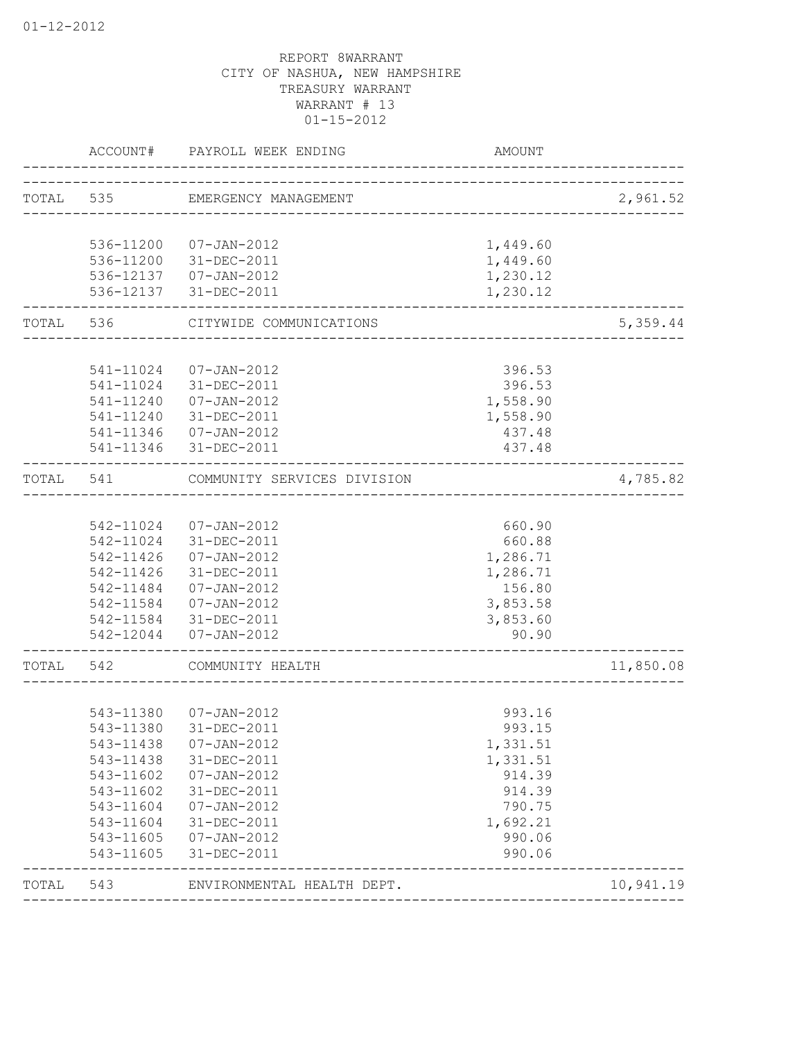REPORT 8WARRANT
CITY OF NASHUA, NEW HAMPSHIRE
TREASURY WARRANT
WARRANT # 13
01-15-2012

| | ACCOUNT# | PAYROLL WEEK ENDING | AMOUNT | |
|---|---|---|---|---|
| TOTAL | 535 | EMERGENCY MANAGEMENT | | 2,961.52 |
| | 536-11200 | 07-JAN-2012 | 1,449.60 | |
| | 536-11200 | 31-DEC-2011 | 1,449.60 | |
| | 536-12137 | 07-JAN-2012 | 1,230.12 | |
| | 536-12137 | 31-DEC-2011 | 1,230.12 | |
| TOTAL | 536 | CITYWIDE COMMUNICATIONS | | 5,359.44 |
| | 541-11024 | 07-JAN-2012 | 396.53 | |
| | 541-11024 | 31-DEC-2011 | 396.53 | |
| | 541-11240 | 07-JAN-2012 | 1,558.90 | |
| | 541-11240 | 31-DEC-2011 | 1,558.90 | |
| | 541-11346 | 07-JAN-2012 | 437.48 | |
| | 541-11346 | 31-DEC-2011 | 437.48 | |
| TOTAL | 541 | COMMUNITY SERVICES DIVISION | | 4,785.82 |
| | 542-11024 | 07-JAN-2012 | 660.90 | |
| | 542-11024 | 31-DEC-2011 | 660.88 | |
| | 542-11426 | 07-JAN-2012 | 1,286.71 | |
| | 542-11426 | 31-DEC-2011 | 1,286.71 | |
| | 542-11484 | 07-JAN-2012 | 156.80 | |
| | 542-11584 | 07-JAN-2012 | 3,853.58 | |
| | 542-11584 | 31-DEC-2011 | 3,853.60 | |
| | 542-12044 | 07-JAN-2012 | 90.90 | |
| TOTAL | 542 | COMMUNITY HEALTH | | 11,850.08 |
| | 543-11380 | 07-JAN-2012 | 993.16 | |
| | 543-11380 | 31-DEC-2011 | 993.15 | |
| | 543-11438 | 07-JAN-2012 | 1,331.51 | |
| | 543-11438 | 31-DEC-2011 | 1,331.51 | |
| | 543-11602 | 07-JAN-2012 | 914.39 | |
| | 543-11602 | 31-DEC-2011 | 914.39 | |
| | 543-11604 | 07-JAN-2012 | 790.75 | |
| | 543-11604 | 31-DEC-2011 | 1,692.21 | |
| | 543-11605 | 07-JAN-2012 | 990.06 | |
| | 543-11605 | 31-DEC-2011 | 990.06 | |
| TOTAL | 543 | ENVIRONMENTAL HEALTH DEPT. | | 10,941.19 |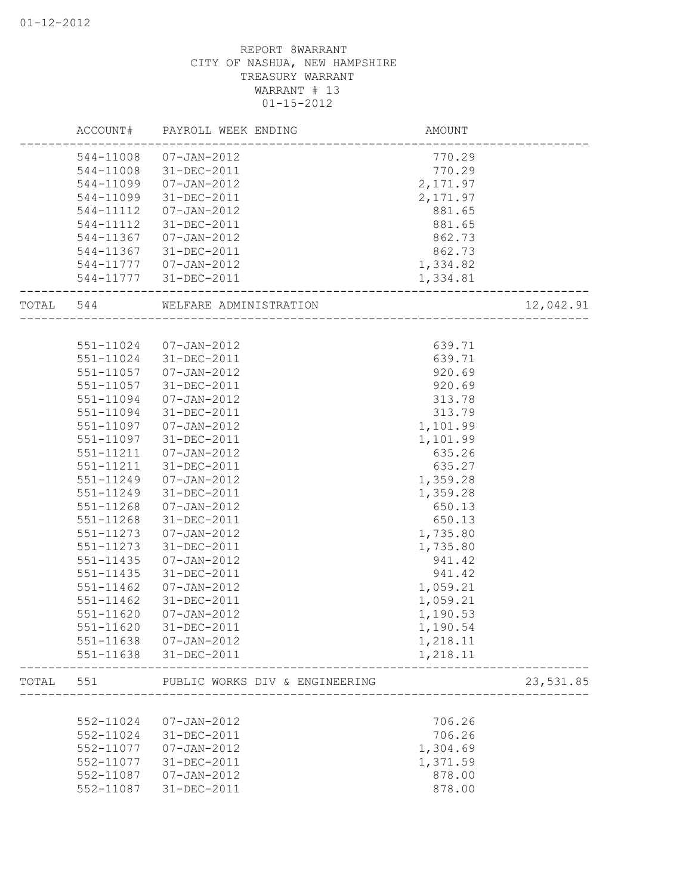REPORT 8WARRANT
CITY OF NASHUA, NEW HAMPSHIRE
TREASURY WARRANT
WARRANT # 13
01-15-2012

| | ACCOUNT# | PAYROLL WEEK ENDING | AMOUNT | |
|---|---|---|---|---|
| | 544-11008 | 07-JAN-2012 | 770.29 | |
| | 544-11008 | 31-DEC-2011 | 770.29 | |
| | 544-11099 | 07-JAN-2012 | 2,171.97 | |
| | 544-11099 | 31-DEC-2011 | 2,171.97 | |
| | 544-11112 | 07-JAN-2012 | 881.65 | |
| | 544-11112 | 31-DEC-2011 | 881.65 | |
| | 544-11367 | 07-JAN-2012 | 862.73 | |
| | 544-11367 | 31-DEC-2011 | 862.73 | |
| | 544-11777 | 07-JAN-2012 | 1,334.82 | |
| | 544-11777 | 31-DEC-2011 | 1,334.81 | |
| TOTAL | 544 | WELFARE ADMINISTRATION | | 12,042.91 |
| | 551-11024 | 07-JAN-2012 | 639.71 | |
| | 551-11024 | 31-DEC-2011 | 639.71 | |
| | 551-11057 | 07-JAN-2012 | 920.69 | |
| | 551-11057 | 31-DEC-2011 | 920.69 | |
| | 551-11094 | 07-JAN-2012 | 313.78 | |
| | 551-11094 | 31-DEC-2011 | 313.79 | |
| | 551-11097 | 07-JAN-2012 | 1,101.99 | |
| | 551-11097 | 31-DEC-2011 | 1,101.99 | |
| | 551-11211 | 07-JAN-2012 | 635.26 | |
| | 551-11211 | 31-DEC-2011 | 635.27 | |
| | 551-11249 | 07-JAN-2012 | 1,359.28 | |
| | 551-11249 | 31-DEC-2011 | 1,359.28 | |
| | 551-11268 | 07-JAN-2012 | 650.13 | |
| | 551-11268 | 31-DEC-2011 | 650.13 | |
| | 551-11273 | 07-JAN-2012 | 1,735.80 | |
| | 551-11273 | 31-DEC-2011 | 1,735.80 | |
| | 551-11435 | 07-JAN-2012 | 941.42 | |
| | 551-11435 | 31-DEC-2011 | 941.42 | |
| | 551-11462 | 07-JAN-2012 | 1,059.21 | |
| | 551-11462 | 31-DEC-2011 | 1,059.21 | |
| | 551-11620 | 07-JAN-2012 | 1,190.53 | |
| | 551-11620 | 31-DEC-2011 | 1,190.54 | |
| | 551-11638 | 07-JAN-2012 | 1,218.11 | |
| | 551-11638 | 31-DEC-2011 | 1,218.11 | |
| TOTAL | 551 | PUBLIC WORKS DIV & ENGINEERING | | 23,531.85 |
| | 552-11024 | 07-JAN-2012 | 706.26 | |
| | 552-11024 | 31-DEC-2011 | 706.26 | |
| | 552-11077 | 07-JAN-2012 | 1,304.69 | |
| | 552-11077 | 31-DEC-2011 | 1,371.59 | |
| | 552-11087 | 07-JAN-2012 | 878.00 | |
| | 552-11087 | 31-DEC-2011 | 878.00 | |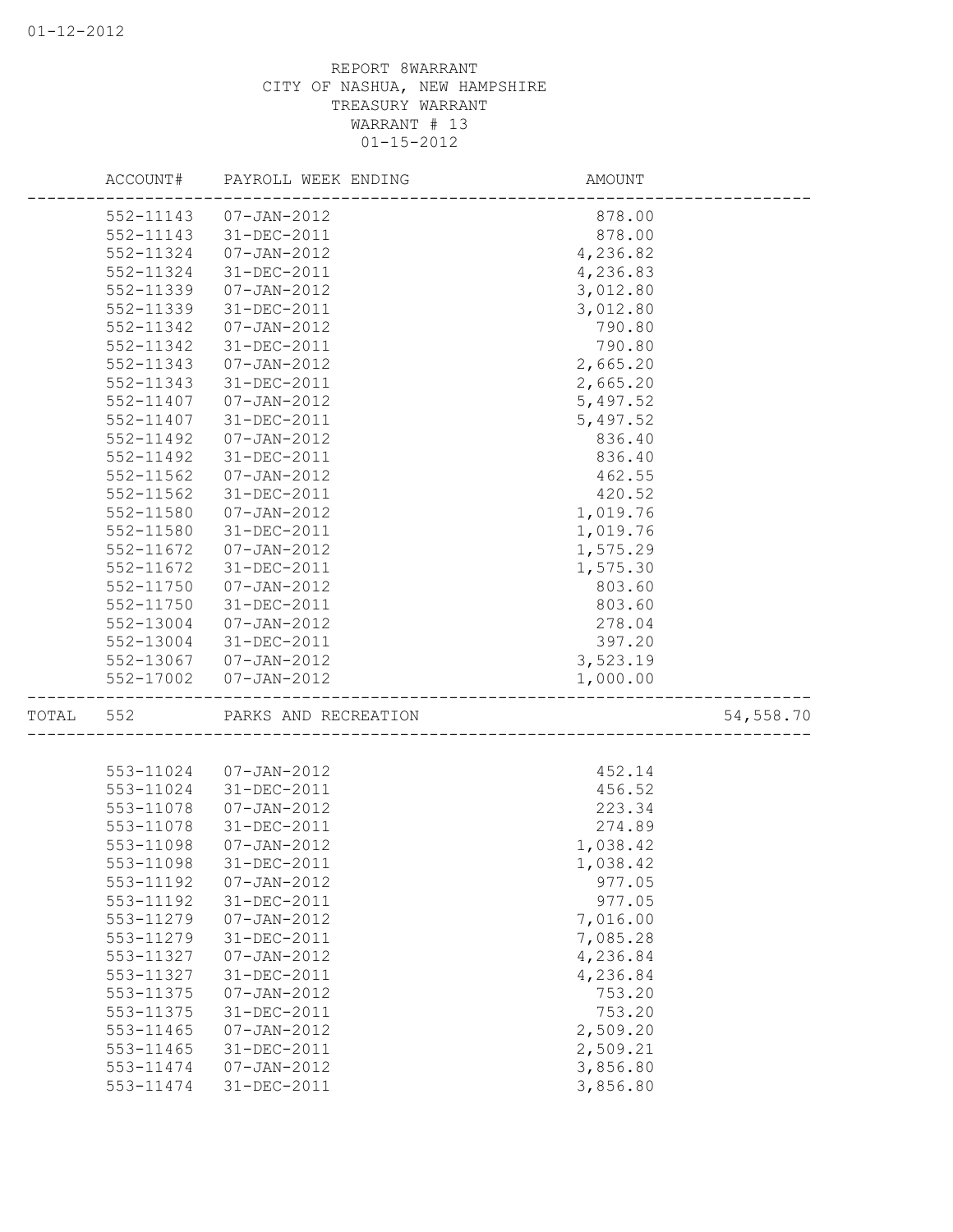REPORT 8WARRANT
CITY OF NASHUA, NEW HAMPSHIRE
TREASURY WARRANT
WARRANT # 13
01-15-2012

| | ACCOUNT# | PAYROLL WEEK ENDING | AMOUNT | |
|---|---|---|---|---|
| | 552-11143 | 07-JAN-2012 | 878.00 | |
| | 552-11143 | 31-DEC-2011 | 878.00 | |
| | 552-11324 | 07-JAN-2012 | 4,236.82 | |
| | 552-11324 | 31-DEC-2011 | 4,236.83 | |
| | 552-11339 | 07-JAN-2012 | 3,012.80 | |
| | 552-11339 | 31-DEC-2011 | 3,012.80 | |
| | 552-11342 | 07-JAN-2012 | 790.80 | |
| | 552-11342 | 31-DEC-2011 | 790.80 | |
| | 552-11343 | 07-JAN-2012 | 2,665.20 | |
| | 552-11343 | 31-DEC-2011 | 2,665.20 | |
| | 552-11407 | 07-JAN-2012 | 5,497.52 | |
| | 552-11407 | 31-DEC-2011 | 5,497.52 | |
| | 552-11492 | 07-JAN-2012 | 836.40 | |
| | 552-11492 | 31-DEC-2011 | 836.40 | |
| | 552-11562 | 07-JAN-2012 | 462.55 | |
| | 552-11562 | 31-DEC-2011 | 420.52 | |
| | 552-11580 | 07-JAN-2012 | 1,019.76 | |
| | 552-11580 | 31-DEC-2011 | 1,019.76 | |
| | 552-11672 | 07-JAN-2012 | 1,575.29 | |
| | 552-11672 | 31-DEC-2011 | 1,575.30 | |
| | 552-11750 | 07-JAN-2012 | 803.60 | |
| | 552-11750 | 31-DEC-2011 | 803.60 | |
| | 552-13004 | 07-JAN-2012 | 278.04 | |
| | 552-13004 | 31-DEC-2011 | 397.20 | |
| | 552-13067 | 07-JAN-2012 | 3,523.19 | |
| | 552-17002 | 07-JAN-2012 | 1,000.00 | |
| TOTAL | 552 | PARKS AND RECREATION | | 54,558.70 |
| | 553-11024 | 07-JAN-2012 | 452.14 | |
| | 553-11024 | 31-DEC-2011 | 456.52 | |
| | 553-11078 | 07-JAN-2012 | 223.34 | |
| | 553-11078 | 31-DEC-2011 | 274.89 | |
| | 553-11098 | 07-JAN-2012 | 1,038.42 | |
| | 553-11098 | 31-DEC-2011 | 1,038.42 | |
| | 553-11192 | 07-JAN-2012 | 977.05 | |
| | 553-11192 | 31-DEC-2011 | 977.05 | |
| | 553-11279 | 07-JAN-2012 | 7,016.00 | |
| | 553-11279 | 31-DEC-2011 | 7,085.28 | |
| | 553-11327 | 07-JAN-2012 | 4,236.84 | |
| | 553-11327 | 31-DEC-2011 | 4,236.84 | |
| | 553-11375 | 07-JAN-2012 | 753.20 | |
| | 553-11375 | 31-DEC-2011 | 753.20 | |
| | 553-11465 | 07-JAN-2012 | 2,509.20 | |
| | 553-11465 | 31-DEC-2011 | 2,509.21 | |
| | 553-11474 | 07-JAN-2012 | 3,856.80 | |
| | 553-11474 | 31-DEC-2011 | 3,856.80 | |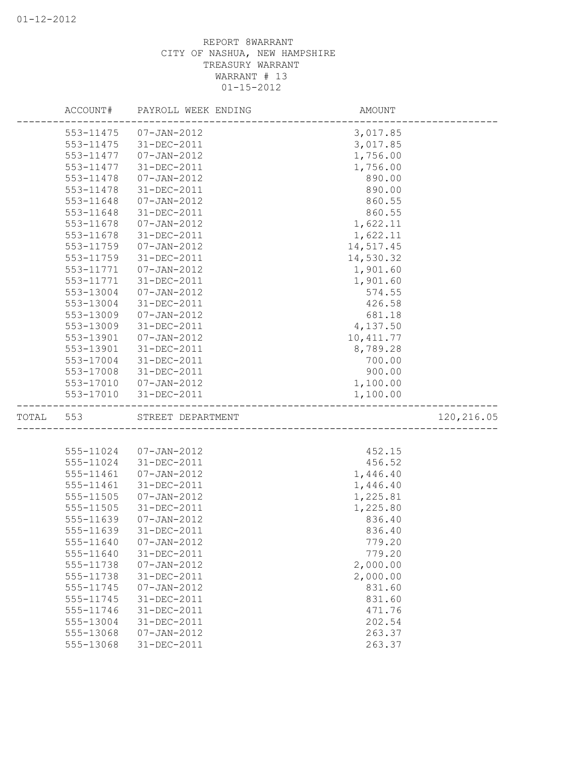REPORT 8WARRANT
CITY OF NASHUA, NEW HAMPSHIRE
TREASURY WARRANT
WARRANT # 13
01-15-2012

| | ACCOUNT# | PAYROLL WEEK ENDING | AMOUNT | |
|---|---|---|---|---|
| | 553-11475 | 07-JAN-2012 | 3,017.85 | |
| | 553-11475 | 31-DEC-2011 | 3,017.85 | |
| | 553-11477 | 07-JAN-2012 | 1,756.00 | |
| | 553-11477 | 31-DEC-2011 | 1,756.00 | |
| | 553-11478 | 07-JAN-2012 | 890.00 | |
| | 553-11478 | 31-DEC-2011 | 890.00 | |
| | 553-11648 | 07-JAN-2012 | 860.55 | |
| | 553-11648 | 31-DEC-2011 | 860.55 | |
| | 553-11678 | 07-JAN-2012 | 1,622.11 | |
| | 553-11678 | 31-DEC-2011 | 1,622.11 | |
| | 553-11759 | 07-JAN-2012 | 14,517.45 | |
| | 553-11759 | 31-DEC-2011 | 14,530.32 | |
| | 553-11771 | 07-JAN-2012 | 1,901.60 | |
| | 553-11771 | 31-DEC-2011 | 1,901.60 | |
| | 553-13004 | 07-JAN-2012 | 574.55 | |
| | 553-13004 | 31-DEC-2011 | 426.58 | |
| | 553-13009 | 07-JAN-2012 | 681.18 | |
| | 553-13009 | 31-DEC-2011 | 4,137.50 | |
| | 553-13901 | 07-JAN-2012 | 10,411.77 | |
| | 553-13901 | 31-DEC-2011 | 8,789.28 | |
| | 553-17004 | 31-DEC-2011 | 700.00 | |
| | 553-17008 | 31-DEC-2011 | 900.00 | |
| | 553-17010 | 07-JAN-2012 | 1,100.00 | |
| | 553-17010 | 31-DEC-2011 | 1,100.00 | |
| TOTAL | 553 | STREET DEPARTMENT | | 120,216.05 |
| | 555-11024 | 07-JAN-2012 | 452.15 | |
| | 555-11024 | 31-DEC-2011 | 456.52 | |
| | 555-11461 | 07-JAN-2012 | 1,446.40 | |
| | 555-11461 | 31-DEC-2011 | 1,446.40 | |
| | 555-11505 | 07-JAN-2012 | 1,225.81 | |
| | 555-11505 | 31-DEC-2011 | 1,225.80 | |
| | 555-11639 | 07-JAN-2012 | 836.40 | |
| | 555-11639 | 31-DEC-2011 | 836.40 | |
| | 555-11640 | 07-JAN-2012 | 779.20 | |
| | 555-11640 | 31-DEC-2011 | 779.20 | |
| | 555-11738 | 07-JAN-2012 | 2,000.00 | |
| | 555-11738 | 31-DEC-2011 | 2,000.00 | |
| | 555-11745 | 07-JAN-2012 | 831.60 | |
| | 555-11745 | 31-DEC-2011 | 831.60 | |
| | 555-11746 | 31-DEC-2011 | 471.76 | |
| | 555-13004 | 31-DEC-2011 | 202.54 | |
| | 555-13068 | 07-JAN-2012 | 263.37 | |
| | 555-13068 | 31-DEC-2011 | 263.37 | |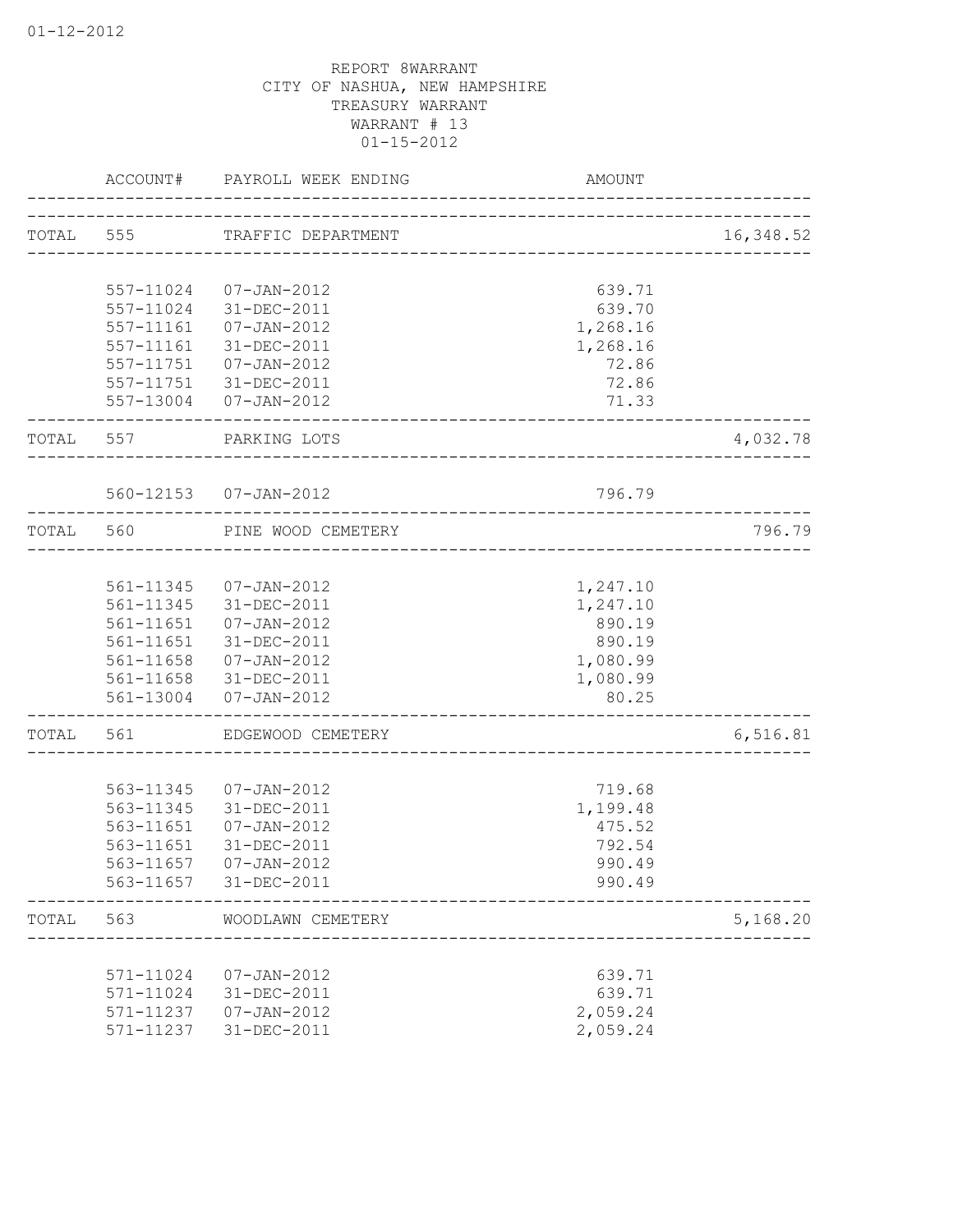REPORT 8WARRANT
CITY OF NASHUA, NEW HAMPSHIRE
TREASURY WARRANT
WARRANT # 13
01-15-2012

| | ACCOUNT# | PAYROLL WEEK ENDING | AMOUNT | |
|---|---|---|---|---|
| TOTAL | 555 | TRAFFIC DEPARTMENT | | 16,348.52 |
| | 557-11024 | 07-JAN-2012 | 639.71 | |
| | 557-11024 | 31-DEC-2011 | 639.70 | |
| | 557-11161 | 07-JAN-2012 | 1,268.16 | |
| | 557-11161 | 31-DEC-2011 | 1,268.16 | |
| | 557-11751 | 07-JAN-2012 | 72.86 | |
| | 557-11751 | 31-DEC-2011 | 72.86 | |
| | 557-13004 | 07-JAN-2012 | 71.33 | |
| TOTAL | 557 | PARKING LOTS | | 4,032.78 |
| | 560-12153 | 07-JAN-2012 | 796.79 | |
| TOTAL | 560 | PINE WOOD CEMETERY | | 796.79 |
| | 561-11345 | 07-JAN-2012 | 1,247.10 | |
| | 561-11345 | 31-DEC-2011 | 1,247.10 | |
| | 561-11651 | 07-JAN-2012 | 890.19 | |
| | 561-11651 | 31-DEC-2011 | 890.19 | |
| | 561-11658 | 07-JAN-2012 | 1,080.99 | |
| | 561-11658 | 31-DEC-2011 | 1,080.99 | |
| | 561-13004 | 07-JAN-2012 | 80.25 | |
| TOTAL | 561 | EDGEWOOD CEMETERY | | 6,516.81 |
| | 563-11345 | 07-JAN-2012 | 719.68 | |
| | 563-11345 | 31-DEC-2011 | 1,199.48 | |
| | 563-11651 | 07-JAN-2012 | 475.52 | |
| | 563-11651 | 31-DEC-2011 | 792.54 | |
| | 563-11657 | 07-JAN-2012 | 990.49 | |
| | 563-11657 | 31-DEC-2011 | 990.49 | |
| TOTAL | 563 | WOODLAWN CEMETERY | | 5,168.20 |
| | 571-11024 | 07-JAN-2012 | 639.71 | |
| | 571-11024 | 31-DEC-2011 | 639.71 | |
| | 571-11237 | 07-JAN-2012 | 2,059.24 | |
| | 571-11237 | 31-DEC-2011 | 2,059.24 | |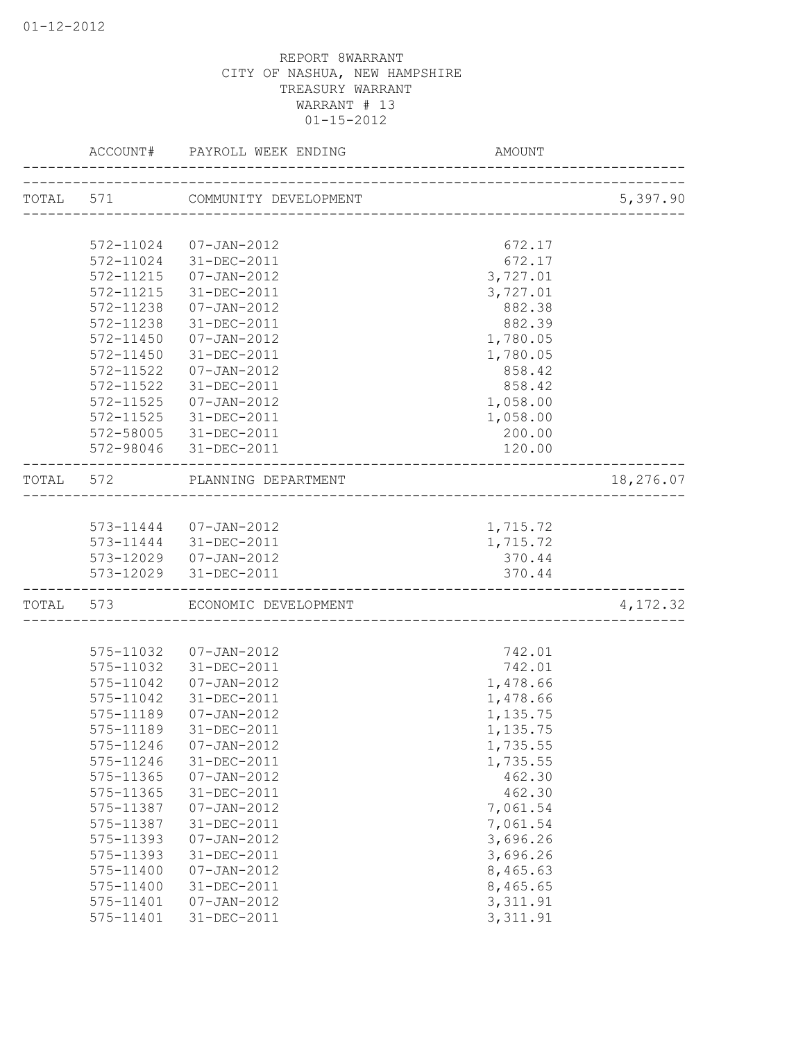REPORT 8WARRANT
CITY OF NASHUA, NEW HAMPSHIRE
TREASURY WARRANT
WARRANT # 13
01-15-2012

| ACCOUNT# | PAYROLL WEEK ENDING | AMOUNT | |
|---|---|---|---|
| TOTAL 571 | COMMUNITY DEVELOPMENT | | 5,397.90 |
| 572-11024 | 07-JAN-2012 | 672.17 | |
| 572-11024 | 31-DEC-2011 | 672.17 | |
| 572-11215 | 07-JAN-2012 | 3,727.01 | |
| 572-11215 | 31-DEC-2011 | 3,727.01 | |
| 572-11238 | 07-JAN-2012 | 882.38 | |
| 572-11238 | 31-DEC-2011 | 882.39 | |
| 572-11450 | 07-JAN-2012 | 1,780.05 | |
| 572-11450 | 31-DEC-2011 | 1,780.05 | |
| 572-11522 | 07-JAN-2012 | 858.42 | |
| 572-11522 | 31-DEC-2011 | 858.42 | |
| 572-11525 | 07-JAN-2012 | 1,058.00 | |
| 572-11525 | 31-DEC-2011 | 1,058.00 | |
| 572-58005 | 31-DEC-2011 | 200.00 | |
| 572-98046 | 31-DEC-2011 | 120.00 | |
| TOTAL 572 | PLANNING DEPARTMENT | | 18,276.07 |
| 573-11444 | 07-JAN-2012 | 1,715.72 | |
| 573-11444 | 31-DEC-2011 | 1,715.72 | |
| 573-12029 | 07-JAN-2012 | 370.44 | |
| 573-12029 | 31-DEC-2011 | 370.44 | |
| TOTAL 573 | ECONOMIC DEVELOPMENT | | 4,172.32 |
| 575-11032 | 07-JAN-2012 | 742.01 | |
| 575-11032 | 31-DEC-2011 | 742.01 | |
| 575-11042 | 07-JAN-2012 | 1,478.66 | |
| 575-11042 | 31-DEC-2011 | 1,478.66 | |
| 575-11189 | 07-JAN-2012 | 1,135.75 | |
| 575-11189 | 31-DEC-2011 | 1,135.75 | |
| 575-11246 | 07-JAN-2012 | 1,735.55 | |
| 575-11246 | 31-DEC-2011 | 1,735.55 | |
| 575-11365 | 07-JAN-2012 | 462.30 | |
| 575-11365 | 31-DEC-2011 | 462.30 | |
| 575-11387 | 07-JAN-2012 | 7,061.54 | |
| 575-11387 | 31-DEC-2011 | 7,061.54 | |
| 575-11393 | 07-JAN-2012 | 3,696.26 | |
| 575-11393 | 31-DEC-2011 | 3,696.26 | |
| 575-11400 | 07-JAN-2012 | 8,465.63 | |
| 575-11400 | 31-DEC-2011 | 8,465.65 | |
| 575-11401 | 07-JAN-2012 | 3,311.91 | |
| 575-11401 | 31-DEC-2011 | 3,311.91 | |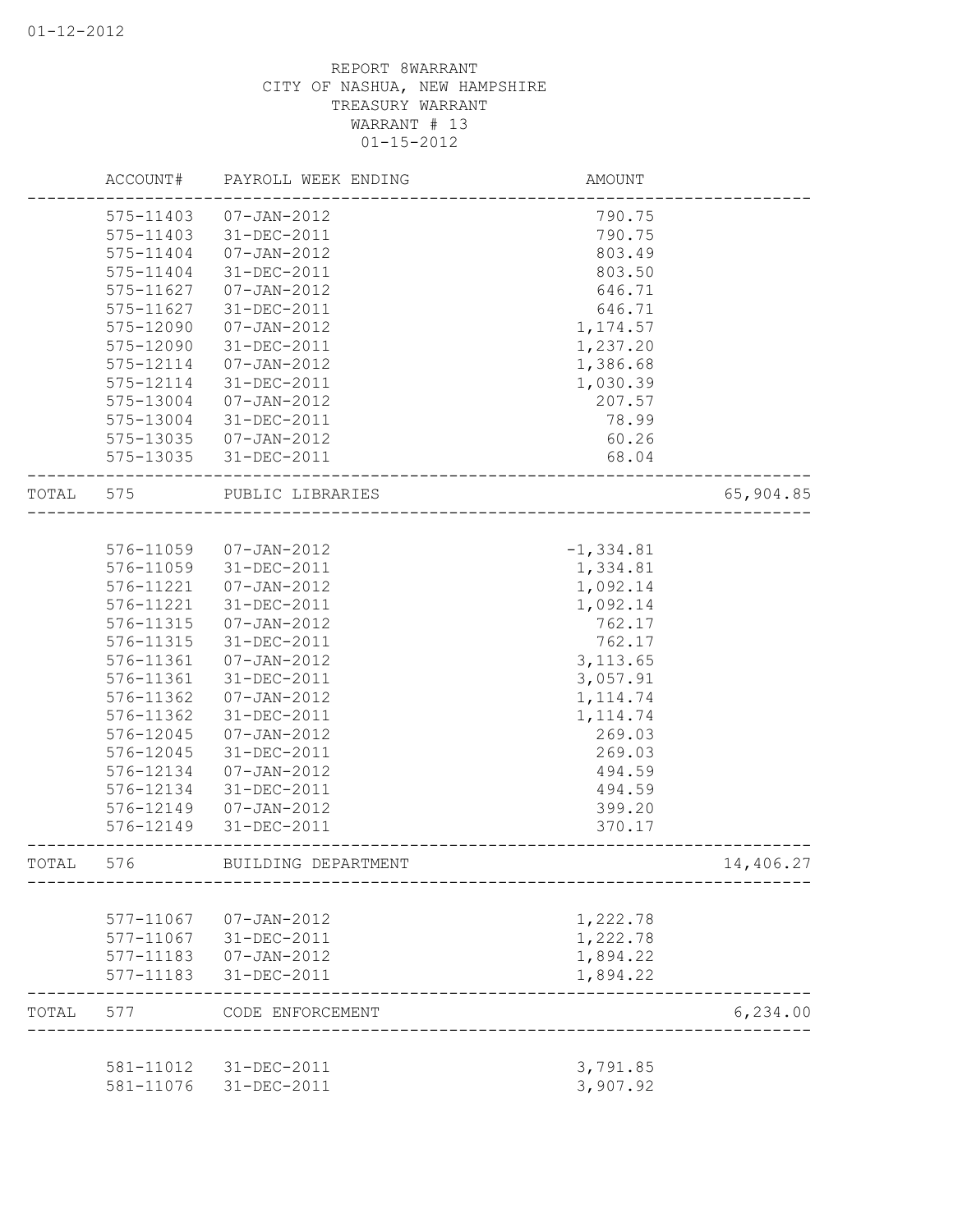REPORT 8WARRANT
CITY OF NASHUA, NEW HAMPSHIRE
TREASURY WARRANT
WARRANT # 13
01-15-2012

| | ACCOUNT# | PAYROLL WEEK ENDING | AMOUNT | |
|---|---|---|---|---|
| | 575-11403 | 07-JAN-2012 | 790.75 | |
| | 575-11403 | 31-DEC-2011 | 790.75 | |
| | 575-11404 | 07-JAN-2012 | 803.49 | |
| | 575-11404 | 31-DEC-2011 | 803.50 | |
| | 575-11627 | 07-JAN-2012 | 646.71 | |
| | 575-11627 | 31-DEC-2011 | 646.71 | |
| | 575-12090 | 07-JAN-2012 | 1,174.57 | |
| | 575-12090 | 31-DEC-2011 | 1,237.20 | |
| | 575-12114 | 07-JAN-2012 | 1,386.68 | |
| | 575-12114 | 31-DEC-2011 | 1,030.39 | |
| | 575-13004 | 07-JAN-2012 | 207.57 | |
| | 575-13004 | 31-DEC-2011 | 78.99 | |
| | 575-13035 | 07-JAN-2012 | 60.26 | |
| | 575-13035 | 31-DEC-2011 | 68.04 | |
| TOTAL | 575 | PUBLIC LIBRARIES | | 65,904.85 |
| | 576-11059 | 07-JAN-2012 | -1,334.81 | |
| | 576-11059 | 31-DEC-2011 | 1,334.81 | |
| | 576-11221 | 07-JAN-2012 | 1,092.14 | |
| | 576-11221 | 31-DEC-2011 | 1,092.14 | |
| | 576-11315 | 07-JAN-2012 | 762.17 | |
| | 576-11315 | 31-DEC-2011 | 762.17 | |
| | 576-11361 | 07-JAN-2012 | 3,113.65 | |
| | 576-11361 | 31-DEC-2011 | 3,057.91 | |
| | 576-11362 | 07-JAN-2012 | 1,114.74 | |
| | 576-11362 | 31-DEC-2011 | 1,114.74 | |
| | 576-12045 | 07-JAN-2012 | 269.03 | |
| | 576-12045 | 31-DEC-2011 | 269.03 | |
| | 576-12134 | 07-JAN-2012 | 494.59 | |
| | 576-12134 | 31-DEC-2011 | 494.59 | |
| | 576-12149 | 07-JAN-2012 | 399.20 | |
| | 576-12149 | 31-DEC-2011 | 370.17 | |
| TOTAL | 576 | BUILDING DEPARTMENT | | 14,406.27 |
| | 577-11067 | 07-JAN-2012 | 1,222.78 | |
| | 577-11067 | 31-DEC-2011 | 1,222.78 | |
| | 577-11183 | 07-JAN-2012 | 1,894.22 | |
| | 577-11183 | 31-DEC-2011 | 1,894.22 | |
| TOTAL | 577 | CODE ENFORCEMENT | | 6,234.00 |
| | 581-11012 | 31-DEC-2011 | 3,791.85 | |
| | 581-11076 | 31-DEC-2011 | 3,907.92 | |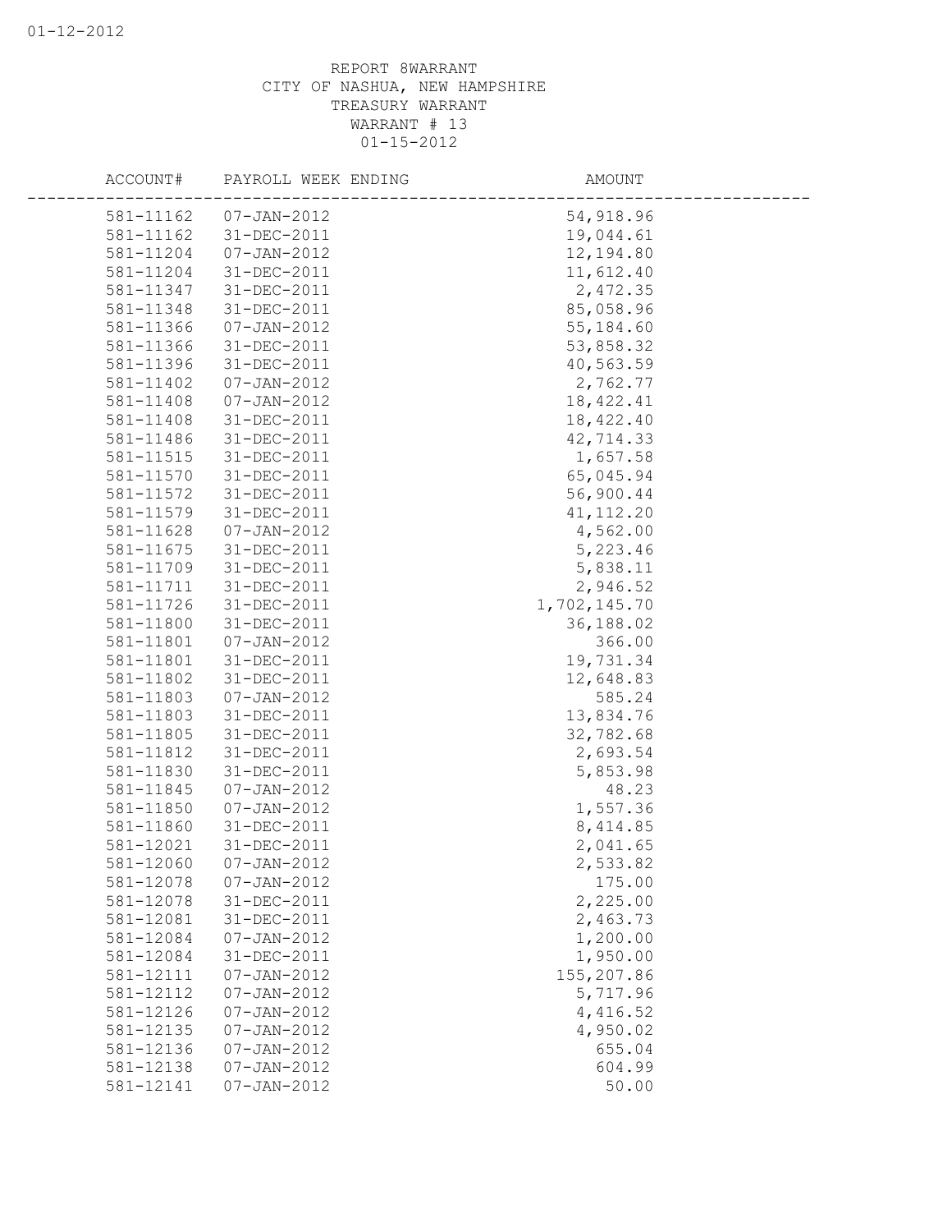REPORT 8WARRANT
CITY OF NASHUA, NEW HAMPSHIRE
TREASURY WARRANT
WARRANT # 13
01-15-2012

| ACCOUNT# | PAYROLL WEEK ENDING | AMOUNT |
|---|---|---|
| 581-11162 | 07-JAN-2012 | 54,918.96 |
| 581-11162 | 31-DEC-2011 | 19,044.61 |
| 581-11204 | 07-JAN-2012 | 12,194.80 |
| 581-11204 | 31-DEC-2011 | 11,612.40 |
| 581-11347 | 31-DEC-2011 | 2,472.35 |
| 581-11348 | 31-DEC-2011 | 85,058.96 |
| 581-11366 | 07-JAN-2012 | 55,184.60 |
| 581-11366 | 31-DEC-2011 | 53,858.32 |
| 581-11396 | 31-DEC-2011 | 40,563.59 |
| 581-11402 | 07-JAN-2012 | 2,762.77 |
| 581-11408 | 07-JAN-2012 | 18,422.41 |
| 581-11408 | 31-DEC-2011 | 18,422.40 |
| 581-11486 | 31-DEC-2011 | 42,714.33 |
| 581-11515 | 31-DEC-2011 | 1,657.58 |
| 581-11570 | 31-DEC-2011 | 65,045.94 |
| 581-11572 | 31-DEC-2011 | 56,900.44 |
| 581-11579 | 31-DEC-2011 | 41,112.20 |
| 581-11628 | 07-JAN-2012 | 4,562.00 |
| 581-11675 | 31-DEC-2011 | 5,223.46 |
| 581-11709 | 31-DEC-2011 | 5,838.11 |
| 581-11711 | 31-DEC-2011 | 2,946.52 |
| 581-11726 | 31-DEC-2011 | 1,702,145.70 |
| 581-11800 | 31-DEC-2011 | 36,188.02 |
| 581-11801 | 07-JAN-2012 | 366.00 |
| 581-11801 | 31-DEC-2011 | 19,731.34 |
| 581-11802 | 31-DEC-2011 | 12,648.83 |
| 581-11803 | 07-JAN-2012 | 585.24 |
| 581-11803 | 31-DEC-2011 | 13,834.76 |
| 581-11805 | 31-DEC-2011 | 32,782.68 |
| 581-11812 | 31-DEC-2011 | 2,693.54 |
| 581-11830 | 31-DEC-2011 | 5,853.98 |
| 581-11845 | 07-JAN-2012 | 48.23 |
| 581-11850 | 07-JAN-2012 | 1,557.36 |
| 581-11860 | 31-DEC-2011 | 8,414.85 |
| 581-12021 | 31-DEC-2011 | 2,041.65 |
| 581-12060 | 07-JAN-2012 | 2,533.82 |
| 581-12078 | 07-JAN-2012 | 175.00 |
| 581-12078 | 31-DEC-2011 | 2,225.00 |
| 581-12081 | 31-DEC-2011 | 2,463.73 |
| 581-12084 | 07-JAN-2012 | 1,200.00 |
| 581-12084 | 31-DEC-2011 | 1,950.00 |
| 581-12111 | 07-JAN-2012 | 155,207.86 |
| 581-12112 | 07-JAN-2012 | 5,717.96 |
| 581-12126 | 07-JAN-2012 | 4,416.52 |
| 581-12135 | 07-JAN-2012 | 4,950.02 |
| 581-12136 | 07-JAN-2012 | 655.04 |
| 581-12138 | 07-JAN-2012 | 604.99 |
| 581-12141 | 07-JAN-2012 | 50.00 |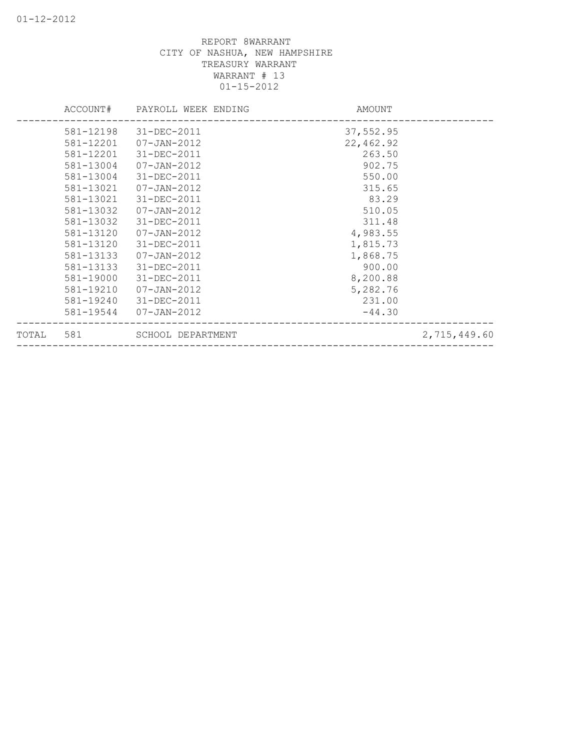01-12-2012

REPORT 8WARRANT
CITY OF NASHUA, NEW HAMPSHIRE
TREASURY WARRANT
WARRANT # 13
01-15-2012

| | ACCOUNT# | PAYROLL WEEK ENDING | AMOUNT | |
|---|---|---|---|---|
| | 581-12198 | 31-DEC-2011 | 37,552.95 | |
| | 581-12201 | 07-JAN-2012 | 22,462.92 | |
| | 581-12201 | 31-DEC-2011 | 263.50 | |
| | 581-13004 | 07-JAN-2012 | 902.75 | |
| | 581-13004 | 31-DEC-2011 | 550.00 | |
| | 581-13021 | 07-JAN-2012 | 315.65 | |
| | 581-13021 | 31-DEC-2011 | 83.29 | |
| | 581-13032 | 07-JAN-2012 | 510.05 | |
| | 581-13032 | 31-DEC-2011 | 311.48 | |
| | 581-13120 | 07-JAN-2012 | 4,983.55 | |
| | 581-13120 | 31-DEC-2011 | 1,815.73 | |
| | 581-13133 | 07-JAN-2012 | 1,868.75 | |
| | 581-13133 | 31-DEC-2011 | 900.00 | |
| | 581-19000 | 31-DEC-2011 | 8,200.88 | |
| | 581-19210 | 07-JAN-2012 | 5,282.76 | |
| | 581-19240 | 31-DEC-2011 | 231.00 | |
| | 581-19544 | 07-JAN-2012 | -44.30 | |
| TOTAL | 581 | SCHOOL DEPARTMENT | | 2,715,449.60 |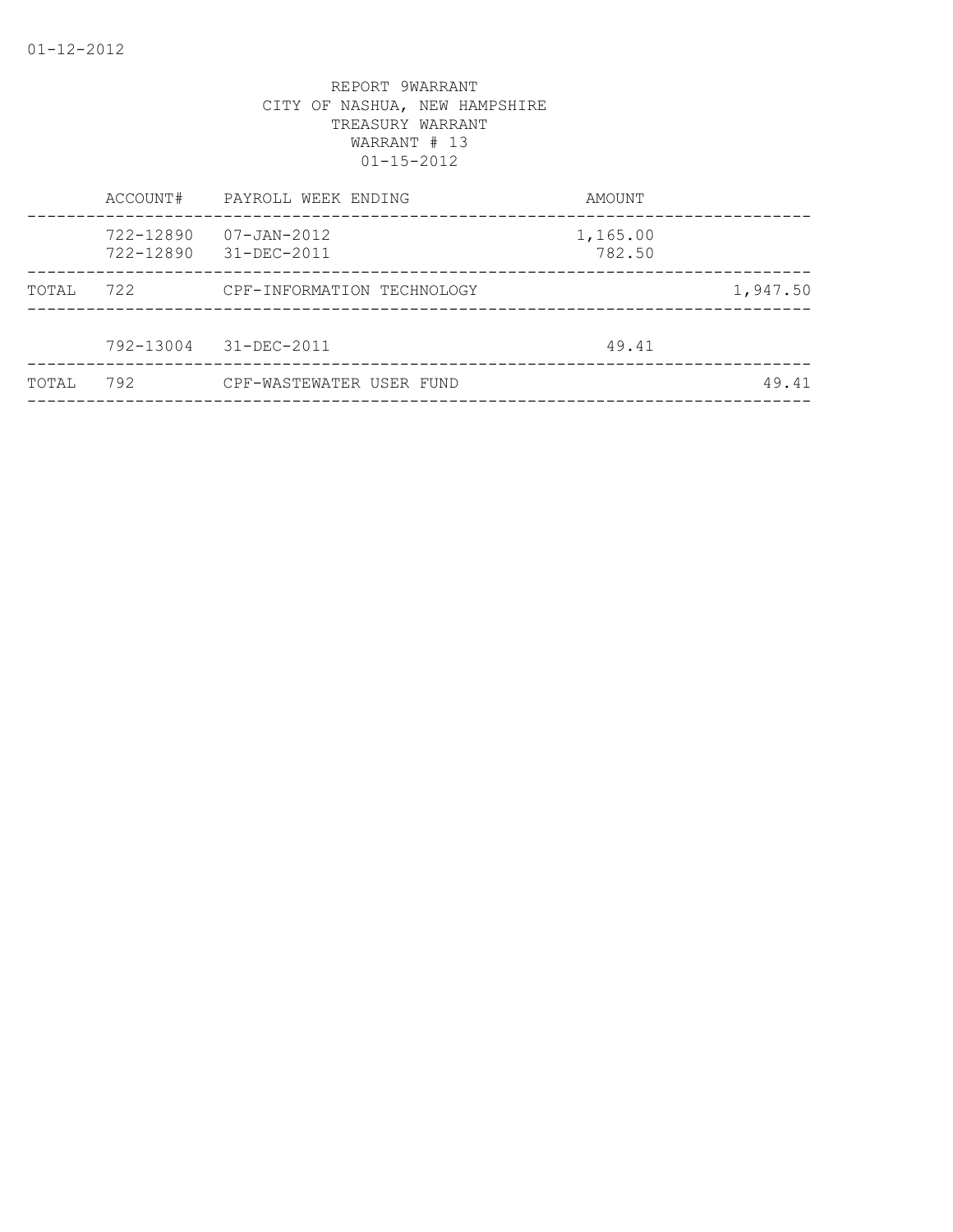REPORT 9WARRANT
CITY OF NASHUA, NEW HAMPSHIRE
TREASURY WARRANT
WARRANT # 13
01-15-2012

| | ACCOUNT# | PAYROLL WEEK ENDING | AMOUNT | |
|---|---|---|---|---|
| | 722-12890 | 07-JAN-2012 | 1,165.00 | |
| | 722-12890 | 31-DEC-2011 | 782.50 | |
| TOTAL | 722 | CPF-INFORMATION TECHNOLOGY | | 1,947.50 |
| | 792-13004 | 31-DEC-2011 | 49.41 | |
| TOTAL | 792 | CPF-WASTEWATER USER FUND | | 49.41 |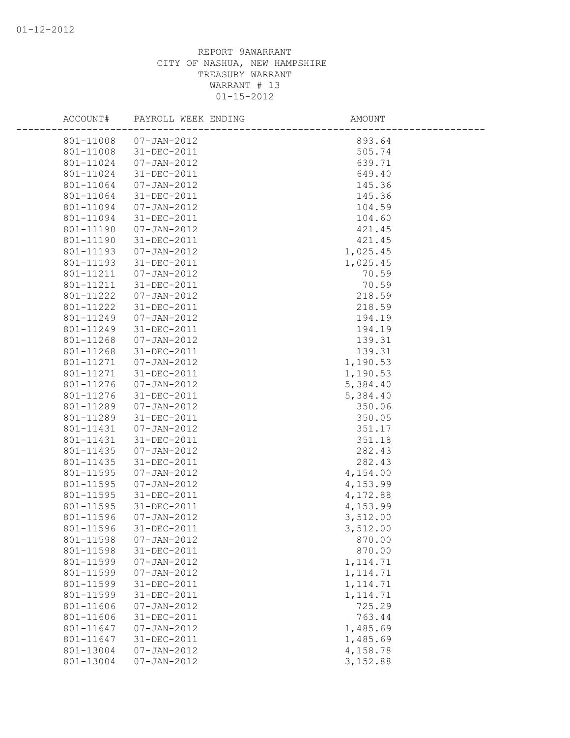REPORT 9AWARRANT
CITY OF NASHUA, NEW HAMPSHIRE
TREASURY WARRANT
WARRANT # 13
01-15-2012

| ACCOUNT# | PAYROLL WEEK ENDING | AMOUNT |
|---|---|---|
| 801-11008 | 07-JAN-2012 | 893.64 |
| 801-11008 | 31-DEC-2011 | 505.74 |
| 801-11024 | 07-JAN-2012 | 639.71 |
| 801-11024 | 31-DEC-2011 | 649.40 |
| 801-11064 | 07-JAN-2012 | 145.36 |
| 801-11064 | 31-DEC-2011 | 145.36 |
| 801-11094 | 07-JAN-2012 | 104.59 |
| 801-11094 | 31-DEC-2011 | 104.60 |
| 801-11190 | 07-JAN-2012 | 421.45 |
| 801-11190 | 31-DEC-2011 | 421.45 |
| 801-11193 | 07-JAN-2012 | 1,025.45 |
| 801-11193 | 31-DEC-2011 | 1,025.45 |
| 801-11211 | 07-JAN-2012 | 70.59 |
| 801-11211 | 31-DEC-2011 | 70.59 |
| 801-11222 | 07-JAN-2012 | 218.59 |
| 801-11222 | 31-DEC-2011 | 218.59 |
| 801-11249 | 07-JAN-2012 | 194.19 |
| 801-11249 | 31-DEC-2011 | 194.19 |
| 801-11268 | 07-JAN-2012 | 139.31 |
| 801-11268 | 31-DEC-2011 | 139.31 |
| 801-11271 | 07-JAN-2012 | 1,190.53 |
| 801-11271 | 31-DEC-2011 | 1,190.53 |
| 801-11276 | 07-JAN-2012 | 5,384.40 |
| 801-11276 | 31-DEC-2011 | 5,384.40 |
| 801-11289 | 07-JAN-2012 | 350.06 |
| 801-11289 | 31-DEC-2011 | 350.05 |
| 801-11431 | 07-JAN-2012 | 351.17 |
| 801-11431 | 31-DEC-2011 | 351.18 |
| 801-11435 | 07-JAN-2012 | 282.43 |
| 801-11435 | 31-DEC-2011 | 282.43 |
| 801-11595 | 07-JAN-2012 | 4,154.00 |
| 801-11595 | 07-JAN-2012 | 4,153.99 |
| 801-11595 | 31-DEC-2011 | 4,172.88 |
| 801-11595 | 31-DEC-2011 | 4,153.99 |
| 801-11596 | 07-JAN-2012 | 3,512.00 |
| 801-11596 | 31-DEC-2011 | 3,512.00 |
| 801-11598 | 07-JAN-2012 | 870.00 |
| 801-11598 | 31-DEC-2011 | 870.00 |
| 801-11599 | 07-JAN-2012 | 1,114.71 |
| 801-11599 | 07-JAN-2012 | 1,114.71 |
| 801-11599 | 31-DEC-2011 | 1,114.71 |
| 801-11599 | 31-DEC-2011 | 1,114.71 |
| 801-11606 | 07-JAN-2012 | 725.29 |
| 801-11606 | 31-DEC-2011 | 763.44 |
| 801-11647 | 07-JAN-2012 | 1,485.69 |
| 801-11647 | 31-DEC-2011 | 1,485.69 |
| 801-13004 | 07-JAN-2012 | 4,158.78 |
| 801-13004 | 07-JAN-2012 | 3,152.88 |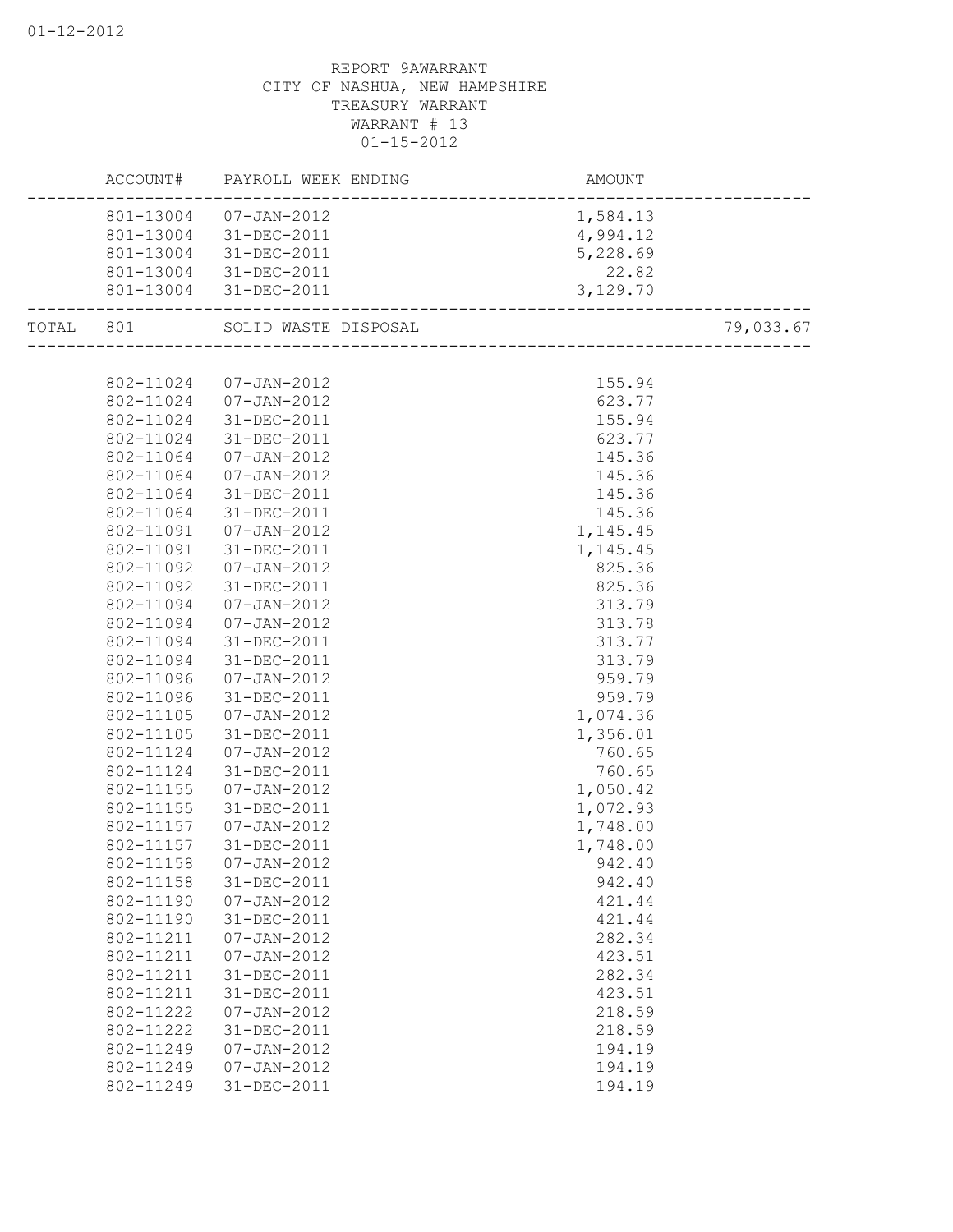REPORT 9AWARRANT
CITY OF NASHUA, NEW HAMPSHIRE
TREASURY WARRANT
WARRANT # 13
01-15-2012

| | ACCOUNT# | PAYROLL WEEK ENDING | AMOUNT | |
|---|---|---|---|---|
| | 801-13004 | 07-JAN-2012 | 1,584.13 | |
| | 801-13004 | 31-DEC-2011 | 4,994.12 | |
| | 801-13004 | 31-DEC-2011 | 5,228.69 | |
| | 801-13004 | 31-DEC-2011 | 22.82 | |
| | 801-13004 | 31-DEC-2011 | 3,129.70 | |
| TOTAL | 801 | SOLID WASTE DISPOSAL | | 79,033.67 |
| | 802-11024 | 07-JAN-2012 | 155.94 | |
| | 802-11024 | 07-JAN-2012 | 623.77 | |
| | 802-11024 | 31-DEC-2011 | 155.94 | |
| | 802-11024 | 31-DEC-2011 | 623.77 | |
| | 802-11064 | 07-JAN-2012 | 145.36 | |
| | 802-11064 | 07-JAN-2012 | 145.36 | |
| | 802-11064 | 31-DEC-2011 | 145.36 | |
| | 802-11064 | 31-DEC-2011 | 145.36 | |
| | 802-11091 | 07-JAN-2012 | 1,145.45 | |
| | 802-11091 | 31-DEC-2011 | 1,145.45 | |
| | 802-11092 | 07-JAN-2012 | 825.36 | |
| | 802-11092 | 31-DEC-2011 | 825.36 | |
| | 802-11094 | 07-JAN-2012 | 313.79 | |
| | 802-11094 | 07-JAN-2012 | 313.78 | |
| | 802-11094 | 31-DEC-2011 | 313.77 | |
| | 802-11094 | 31-DEC-2011 | 313.79 | |
| | 802-11096 | 07-JAN-2012 | 959.79 | |
| | 802-11096 | 31-DEC-2011 | 959.79 | |
| | 802-11105 | 07-JAN-2012 | 1,074.36 | |
| | 802-11105 | 31-DEC-2011 | 1,356.01 | |
| | 802-11124 | 07-JAN-2012 | 760.65 | |
| | 802-11124 | 31-DEC-2011 | 760.65 | |
| | 802-11155 | 07-JAN-2012 | 1,050.42 | |
| | 802-11155 | 31-DEC-2011 | 1,072.93 | |
| | 802-11157 | 07-JAN-2012 | 1,748.00 | |
| | 802-11157 | 31-DEC-2011 | 1,748.00 | |
| | 802-11158 | 07-JAN-2012 | 942.40 | |
| | 802-11158 | 31-DEC-2011 | 942.40 | |
| | 802-11190 | 07-JAN-2012 | 421.44 | |
| | 802-11190 | 31-DEC-2011 | 421.44 | |
| | 802-11211 | 07-JAN-2012 | 282.34 | |
| | 802-11211 | 07-JAN-2012 | 423.51 | |
| | 802-11211 | 31-DEC-2011 | 282.34 | |
| | 802-11211 | 31-DEC-2011 | 423.51 | |
| | 802-11222 | 07-JAN-2012 | 218.59 | |
| | 802-11222 | 31-DEC-2011 | 218.59 | |
| | 802-11249 | 07-JAN-2012 | 194.19 | |
| | 802-11249 | 07-JAN-2012 | 194.19 | |
| | 802-11249 | 31-DEC-2011 | 194.19 | |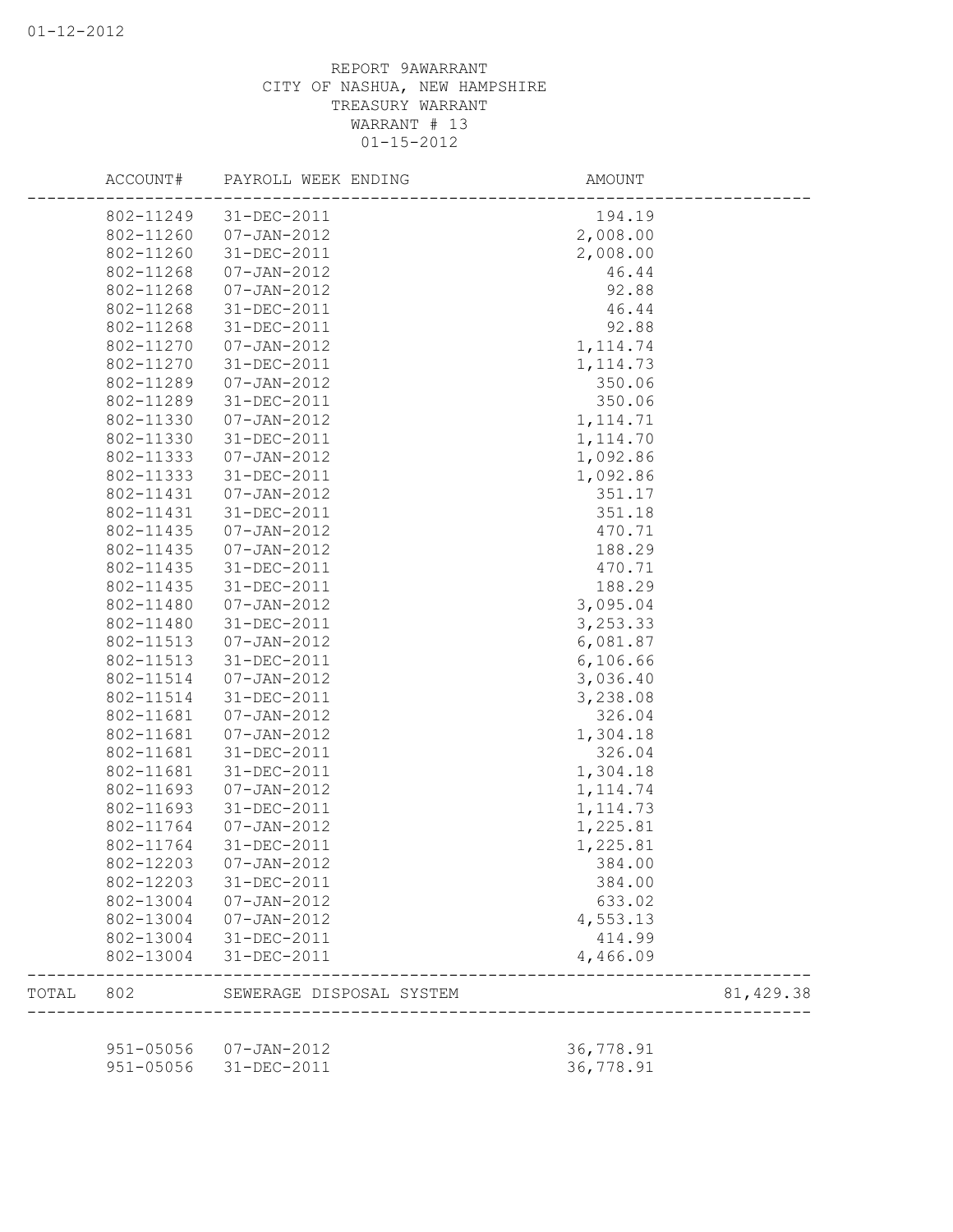REPORT 9AWARRANT
CITY OF NASHUA, NEW HAMPSHIRE
TREASURY WARRANT
WARRANT # 13
01-15-2012

| | ACCOUNT# | PAYROLL WEEK ENDING | AMOUNT | |
|---|---|---|---|---|
| | 802-11249 | 31-DEC-2011 | 194.19 | |
| | 802-11260 | 07-JAN-2012 | 2,008.00 | |
| | 802-11260 | 31-DEC-2011 | 2,008.00 | |
| | 802-11268 | 07-JAN-2012 | 46.44 | |
| | 802-11268 | 07-JAN-2012 | 92.88 | |
| | 802-11268 | 31-DEC-2011 | 46.44 | |
| | 802-11268 | 31-DEC-2011 | 92.88 | |
| | 802-11270 | 07-JAN-2012 | 1,114.74 | |
| | 802-11270 | 31-DEC-2011 | 1,114.73 | |
| | 802-11289 | 07-JAN-2012 | 350.06 | |
| | 802-11289 | 31-DEC-2011 | 350.06 | |
| | 802-11330 | 07-JAN-2012 | 1,114.71 | |
| | 802-11330 | 31-DEC-2011 | 1,114.70 | |
| | 802-11333 | 07-JAN-2012 | 1,092.86 | |
| | 802-11333 | 31-DEC-2011 | 1,092.86 | |
| | 802-11431 | 07-JAN-2012 | 351.17 | |
| | 802-11431 | 31-DEC-2011 | 351.18 | |
| | 802-11435 | 07-JAN-2012 | 470.71 | |
| | 802-11435 | 07-JAN-2012 | 188.29 | |
| | 802-11435 | 31-DEC-2011 | 470.71 | |
| | 802-11435 | 31-DEC-2011 | 188.29 | |
| | 802-11480 | 07-JAN-2012 | 3,095.04 | |
| | 802-11480 | 31-DEC-2011 | 3,253.33 | |
| | 802-11513 | 07-JAN-2012 | 6,081.87 | |
| | 802-11513 | 31-DEC-2011 | 6,106.66 | |
| | 802-11514 | 07-JAN-2012 | 3,036.40 | |
| | 802-11514 | 31-DEC-2011 | 3,238.08 | |
| | 802-11681 | 07-JAN-2012 | 326.04 | |
| | 802-11681 | 07-JAN-2012 | 1,304.18 | |
| | 802-11681 | 31-DEC-2011 | 326.04 | |
| | 802-11681 | 31-DEC-2011 | 1,304.18 | |
| | 802-11693 | 07-JAN-2012 | 1,114.74 | |
| | 802-11693 | 31-DEC-2011 | 1,114.73 | |
| | 802-11764 | 07-JAN-2012 | 1,225.81 | |
| | 802-11764 | 31-DEC-2011 | 1,225.81 | |
| | 802-12203 | 07-JAN-2012 | 384.00 | |
| | 802-12203 | 31-DEC-2011 | 384.00 | |
| | 802-13004 | 07-JAN-2012 | 633.02 | |
| | 802-13004 | 07-JAN-2012 | 4,553.13 | |
| | 802-13004 | 31-DEC-2011 | 414.99 | |
| | 802-13004 | 31-DEC-2011 | 4,466.09 | |
| TOTAL | 802 | SEWERAGE DISPOSAL SYSTEM | | 81,429.38 |
| | 951-05056 | 07-JAN-2012 | 36,778.91 | |
| | 951-05056 | 31-DEC-2011 | 36,778.91 | |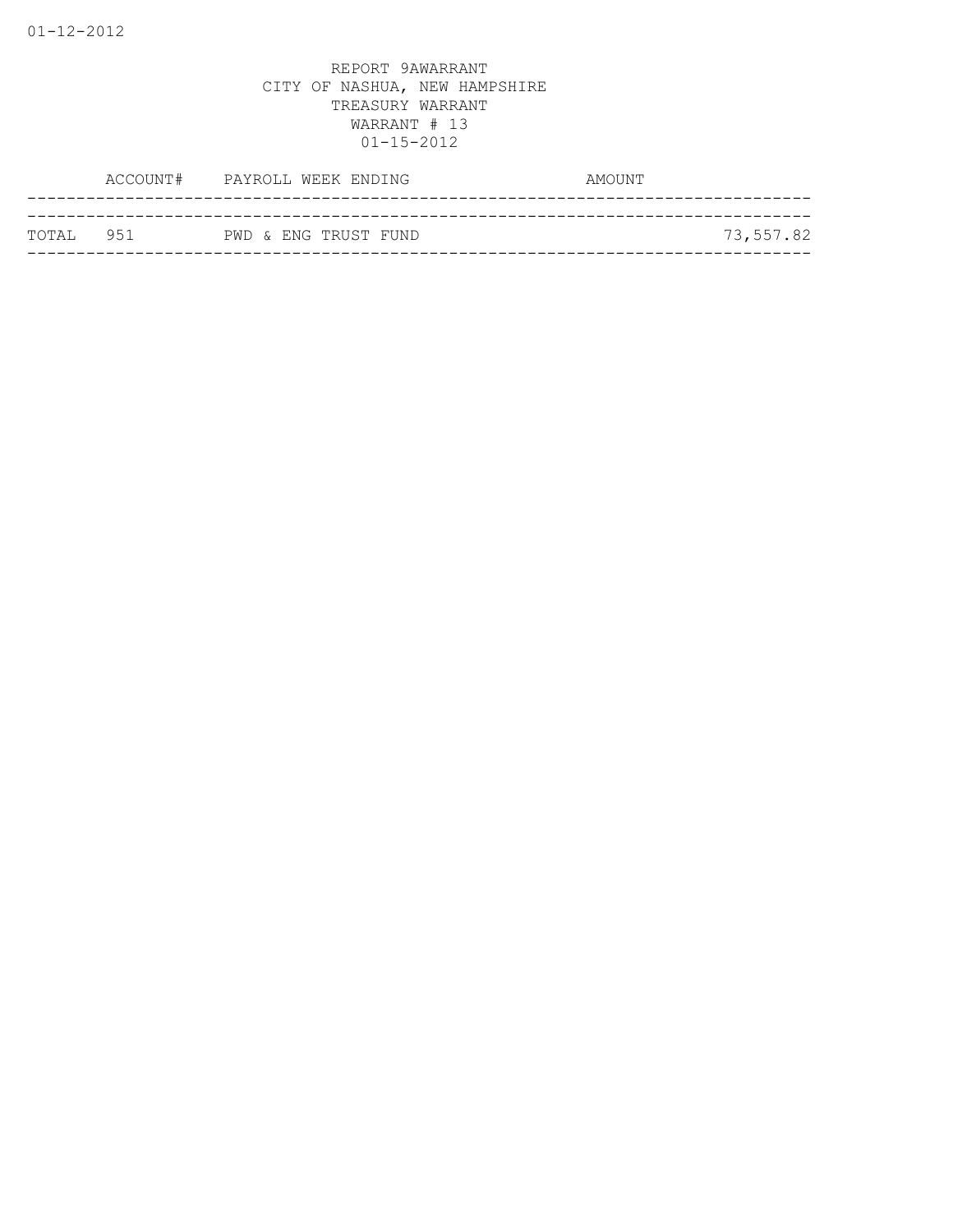REPORT 9AWARRANT
CITY OF NASHUA, NEW HAMPSHIRE
TREASURY WARRANT
WARRANT # 13
01-15-2012

| | ACCOUNT# | PAYROLL WEEK ENDING | AMOUNT |
|---|---|---|---|
| TOTAL | 951 | PWD & ENG TRUST FUND | 73,557.82 |